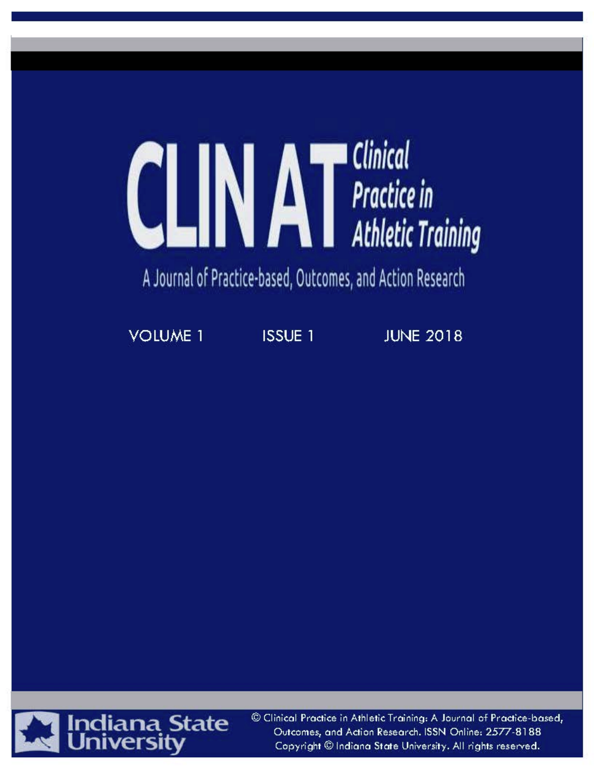# CLIN AT Clinical Practice in Athletic Training

A Journal of Practice-based, Outcomes, and Action Research

VOLUME 1 ISSUE 1 JUNE 2018

Indiana State University

© Clinical Practice in Athletic Training: A Journal of Practice-based, Outcomes, and Action Research. ISSN Online: 2577-8188
Copyright © Indiana State University. All rights reserved.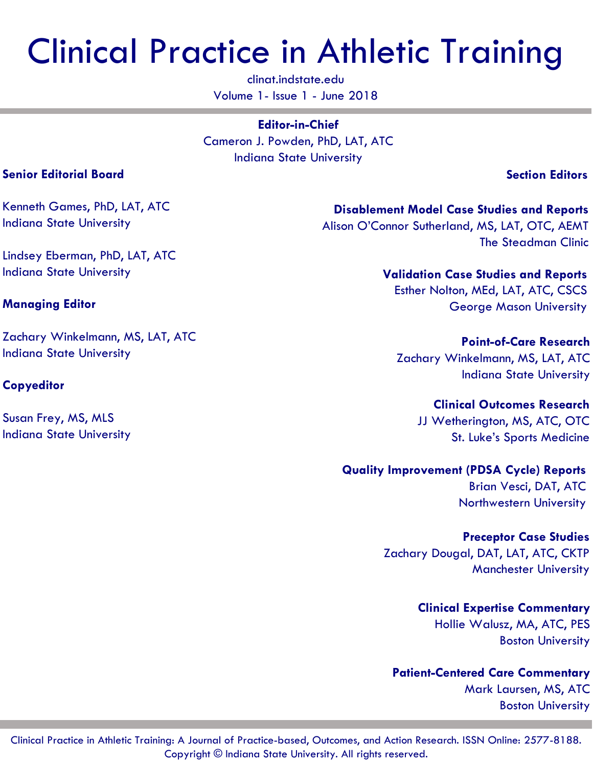# Clinical Practice in Athletic Training

clinat.indstate.edu

Volume 1- Issue 1 - June 2018

**Editor-in-Chief**

Cameron J. Powden, PhD, LAT, ATC
Indiana State University

**Senior Editorial Board**

Kenneth Games, PhD, LAT, ATC
Indiana State University

Lindsey Eberman, PhD, LAT, ATC
Indiana State University

**Managing Editor**

Zachary Winkelmann, MS, LAT, ATC
Indiana State University

**Copyeditor**

Susan Frey, MS, MLS
Indiana State University

**Section Editors**

**Disablement Model Case Studies and Reports**
Alison O'Connor Sutherland, MS, LAT, OTC, AEMT
The Steadman Clinic

**Validation Case Studies and Reports**
Esther Nolton, MEd, LAT, ATC, CSCS
George Mason University

**Point-of-Care Research**
Zachary Winkelmann, MS, LAT, ATC
Indiana State University

**Clinical Outcomes Research**
JJ Wetherington, MS, ATC, OTC
St. Luke's Sports Medicine

**Quality Improvement (PDSA Cycle) Reports**
Brian Vesci, DAT, ATC
Northwestern University

**Preceptor Case Studies**
Zachary Dougal, DAT, LAT, ATC, CKTP
Manchester University

**Clinical Expertise Commentary**
Hollie Walusz, MA, ATC, PES
Boston University

**Patient-Centered Care Commentary**
Mark Laursen, MS, ATC
Boston University

Clinical Practice in Athletic Training: A Journal of Practice-based, Outcomes, and Action Research. ISSN Online: 2577-8188.
Copyright © Indiana State University. All rights reserved.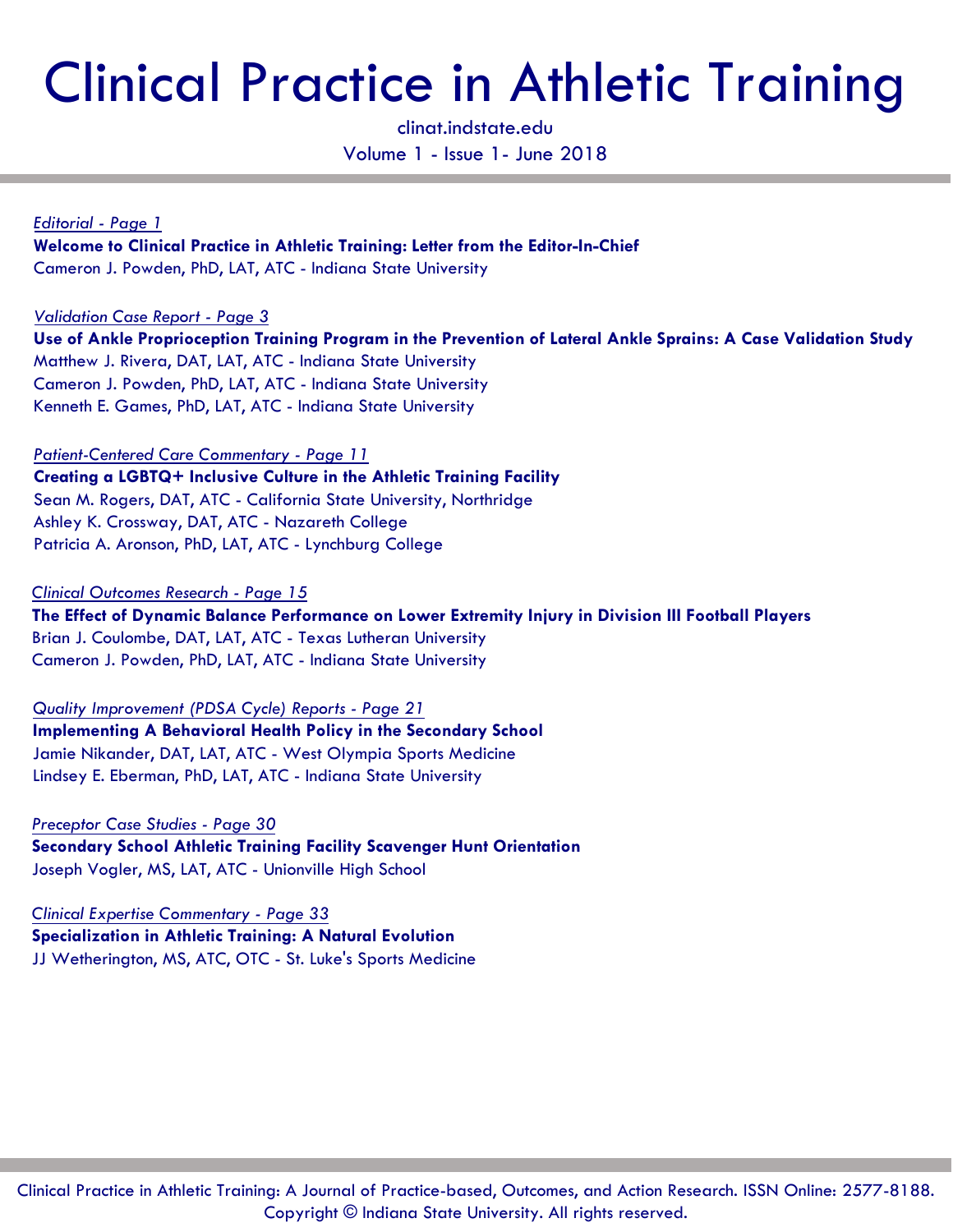# Clinical Practice in Athletic Training

clinat.indstate.edu

Volume 1 - Issue 1- June 2018

*Editorial - Page 1*

**Welcome to Clinical Practice in Athletic Training: Letter from the Editor-In-Chief**

Cameron J. Powden, PhD, LAT, ATC - Indiana State University

*Validation Case Report - Page 3*

**Use of Ankle Proprioception Training Program in the Prevention of Lateral Ankle Sprains: A Case Validation Study**

Matthew J. Rivera, DAT, LAT, ATC - Indiana State University
Cameron J. Powden, PhD, LAT, ATC - Indiana State University
Kenneth E. Games, PhD, LAT, ATC - Indiana State University

*Patient-Centered Care Commentary - Page 11*

**Creating a LGBTQ+ Inclusive Culture in the Athletic Training Facility**

Sean M. Rogers, DAT, ATC - California State University, Northridge
Ashley K. Crossway, DAT, ATC - Nazareth College
Patricia A. Aronson, PhD, LAT, ATC - Lynchburg College

*Clinical Outcomes Research - Page 15*

**The Effect of Dynamic Balance Performance on Lower Extremity Injury in Division III Football Players**

Brian J. Coulombe, DAT, LAT, ATC - Texas Lutheran University
Cameron J. Powden, PhD, LAT, ATC - Indiana State University

*Quality Improvement (PDSA Cycle) Reports - Page 21*

**Implementing A Behavioral Health Policy in the Secondary School**

Jamie Nikander, DAT, LAT, ATC - West Olympia Sports Medicine
Lindsey E. Eberman, PhD, LAT, ATC - Indiana State University

*Preceptor Case Studies - Page 30*

**Secondary School Athletic Training Facility Scavenger Hunt Orientation**

Joseph Vogler, MS, LAT, ATC - Unionville High School

*Clinical Expertise Commentary - Page 33*

**Specialization in Athletic Training: A Natural Evolution**

JJ Wetherington, MS, ATC, OTC - St. Luke's Sports Medicine

Clinical Practice in Athletic Training: A Journal of Practice-based, Outcomes, and Action Research. ISSN Online: 2577-8188.
Copyright © Indiana State University. All rights reserved.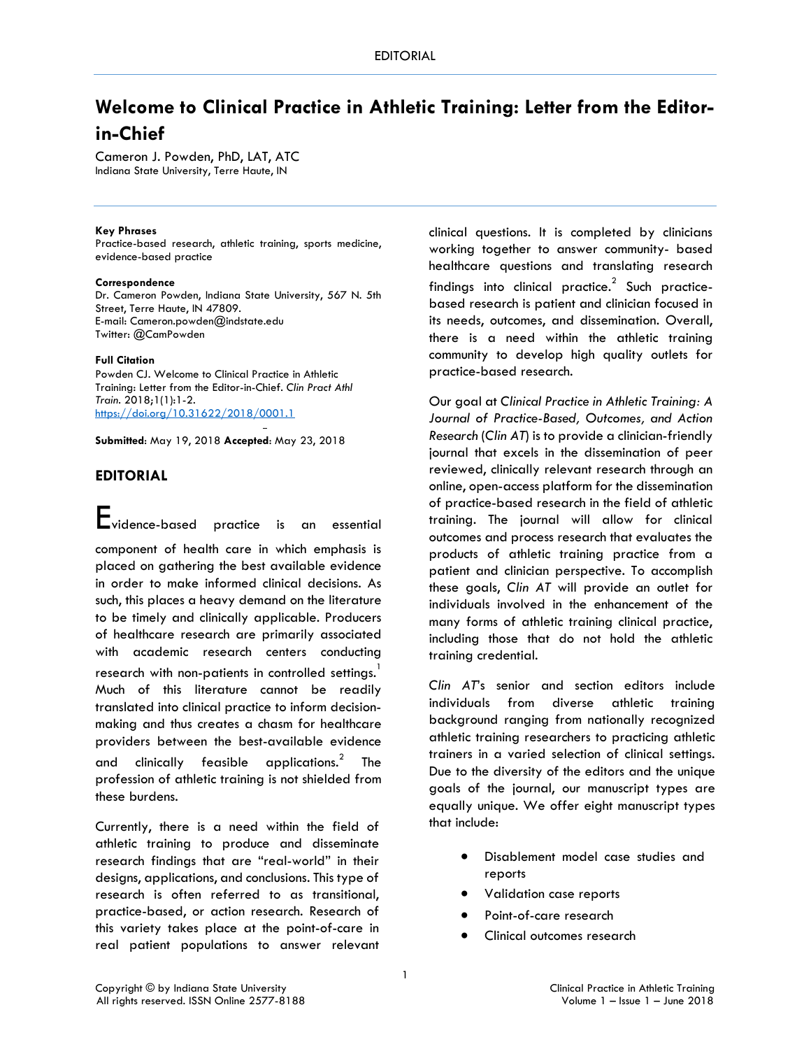# Welcome to Clinical Practice in Athletic Training: Letter from the Editor-in-Chief

Cameron J. Powden, PhD, LAT, ATC
Indiana State University, Terre Haute, IN

**Key Phrases**
Practice-based research, athletic training, sports medicine, evidence-based practice

**Correspondence**
Dr. Cameron Powden, Indiana State University, 567 N. 5th Street, Terre Haute, IN 47809.
E-mail: Cameron.powden@indstate.edu
Twitter: @CamPowden

**Full Citation**
Powden CJ. Welcome to Clinical Practice in Athletic Training: Letter from the Editor-in-Chief. *Clin Pract Athl Train.* 2018;1(1):1-2.
https://doi.org/10.31622/2018/0001.1

**Submitted**: May 19, 2018 **Accepted**: May 23, 2018

## EDITORIAL

Evidence-based practice is an essential component of health care in which emphasis is placed on gathering the best available evidence in order to make informed clinical decisions. As such, this places a heavy demand on the literature to be timely and clinically applicable. Producers of healthcare research are primarily associated with academic research centers conducting research with non-patients in controlled settings.[1] Much of this literature cannot be readily translated into clinical practice to inform decision-making and thus creates a chasm for healthcare providers between the best-available evidence and clinically feasible applications.[2] The profession of athletic training is not shielded from these burdens.

Currently, there is a need within the field of athletic training to produce and disseminate research findings that are "real-world" in their designs, applications, and conclusions. This type of research is often referred to as transitional, practice-based, or action research. Research of this variety takes place at the point-of-care in real patient populations to answer relevant clinical questions. It is completed by clinicians working together to answer community- based healthcare questions and translating research findings into clinical practice.[2] Such practice-based research is patient and clinician focused in its needs, outcomes, and dissemination. Overall, there is a need within the athletic training community to develop high quality outlets for practice-based research.

Our goal at *Clinical Practice in Athletic Training: A Journal of Practice-Based, Outcomes, and Action Research* (*Clin AT*) is to provide a clinician-friendly journal that excels in the dissemination of peer reviewed, clinically relevant research through an online, open-access platform for the dissemination of practice-based research in the field of athletic training. The journal will allow for clinical outcomes and process research that evaluates the products of athletic training practice from a patient and clinician perspective. To accomplish these goals, *Clin AT* will provide an outlet for individuals involved in the enhancement of the many forms of athletic training clinical practice, including those that do not hold the athletic training credential.

*Clin AT*'s senior and section editors include individuals from diverse athletic training background ranging from nationally recognized athletic training researchers to practicing athletic trainers in a varied selection of clinical settings. Due to the diversity of the editors and the unique goals of the journal, our manuscript types are equally unique. We offer eight manuscript types that include:

- Disablement model case studies and reports
- Validation case reports
- Point-of-care research
- Clinical outcomes research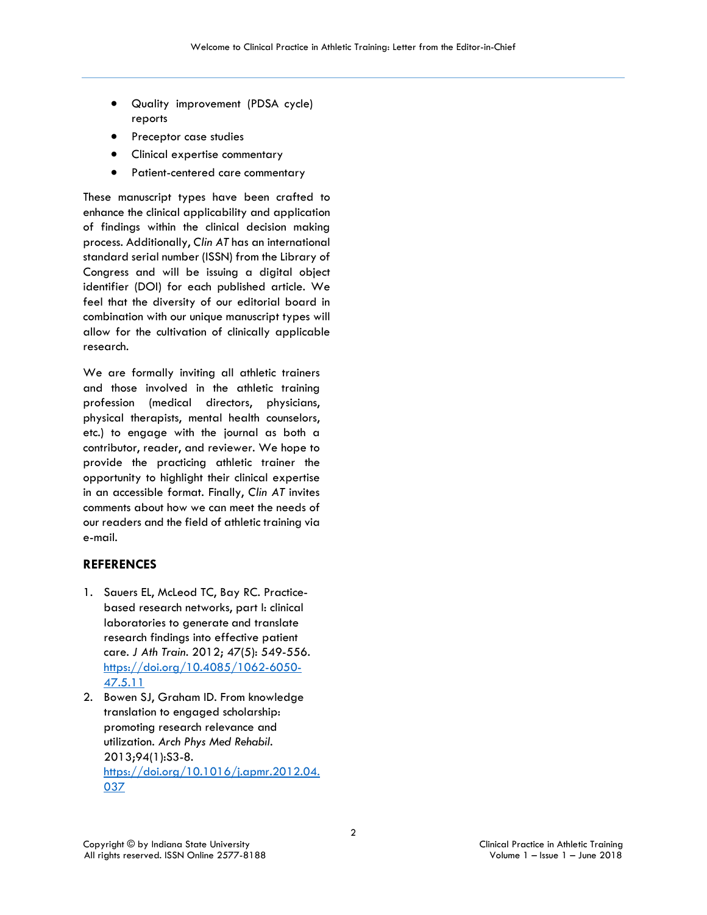- Quality improvement (PDSA cycle) reports
- Preceptor case studies
- Clinical expertise commentary
- Patient-centered care commentary

These manuscript types have been crafted to enhance the clinical applicability and application of findings within the clinical decision making process. Additionally, *Clin AT* has an international standard serial number (ISSN) from the Library of Congress and will be issuing a digital object identifier (DOI) for each published article. We feel that the diversity of our editorial board in combination with our unique manuscript types will allow for the cultivation of clinically applicable research.

We are formally inviting all athletic trainers and those involved in the athletic training profession (medical directors, physicians, physical therapists, mental health counselors, etc.) to engage with the journal as both a contributor, reader, and reviewer. We hope to provide the practicing athletic trainer the opportunity to highlight their clinical expertise in an accessible format. Finally, *Clin AT* invites comments about how we can meet the needs of our readers and the field of athletic training via e-mail.

## REFERENCES

1. Sauers EL, McLeod TC, Bay RC. Practice-based research networks, part I: clinical laboratories to generate and translate research findings into effective patient care. *J Ath Train*. 2012; *47*(5): 549-556. https://doi.org/10.4085/1062-6050-47.5.11
2. Bowen SJ, Graham ID. From knowledge translation to engaged scholarship: promoting research relevance and utilization. *Arch Phys Med Rehabil*. 2013;94(1):S3-8. https://doi.org/10.1016/j.apmr.2012.04.037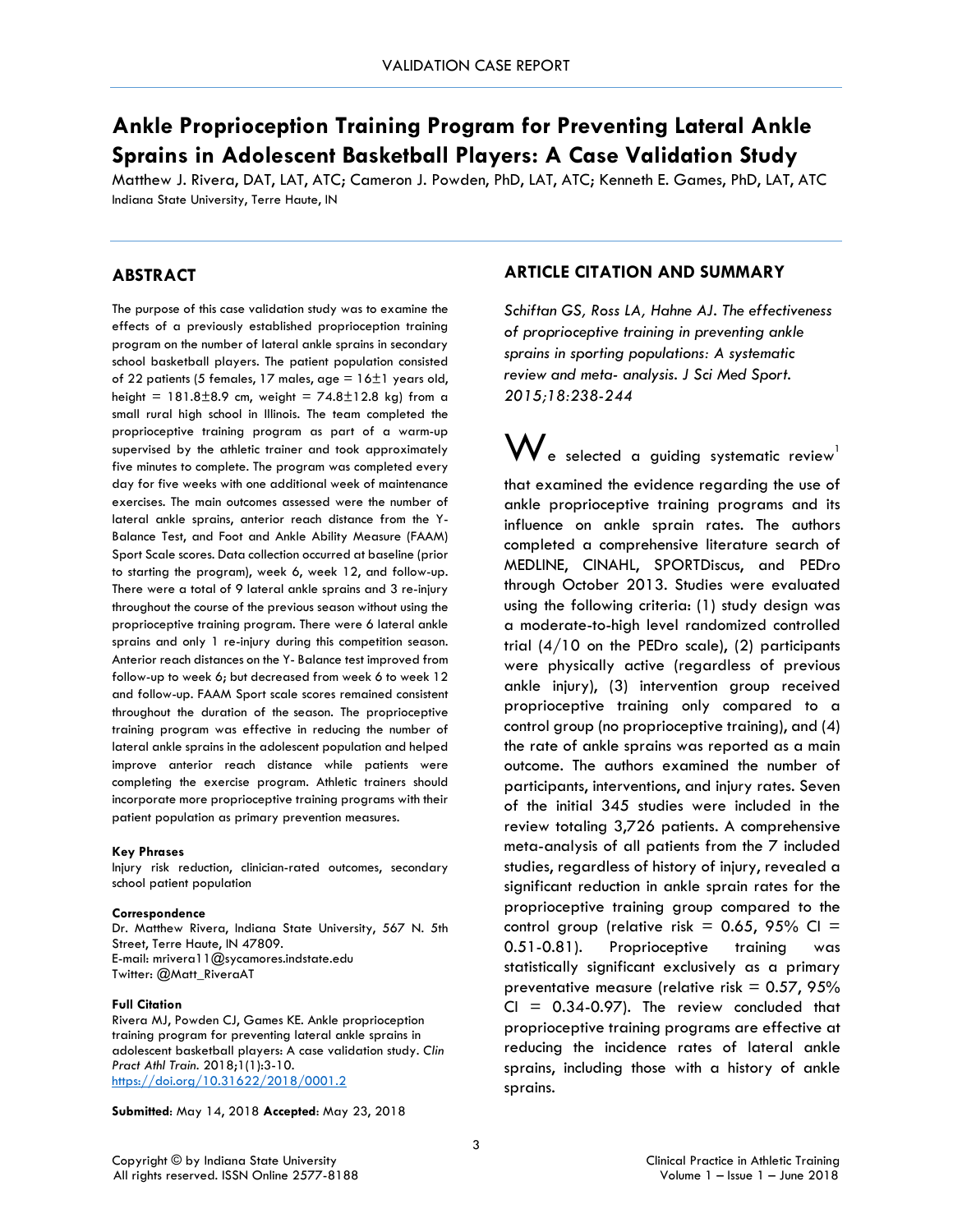VALIDATION CASE REPORT

# Ankle Proprioception Training Program for Preventing Lateral Ankle Sprains in Adolescent Basketball Players: A Case Validation Study

Matthew J. Rivera, DAT, LAT, ATC; Cameron J. Powden, PhD, LAT, ATC; Kenneth E. Games, PhD, LAT, ATC
Indiana State University, Terre Haute, IN

## ABSTRACT

The purpose of this case validation study was to examine the effects of a previously established proprioception training program on the number of lateral ankle sprains in secondary school basketball players. The patient population consisted of 22 patients (5 females, 17 males, age = 16±1 years old, height = 181.8±8.9 cm, weight = 74.8±12.8 kg) from a small rural high school in Illinois. The team completed the proprioceptive training program as part of a warm-up supervised by the athletic trainer and took approximately five minutes to complete. The program was completed every day for five weeks with one additional week of maintenance exercises. The main outcomes assessed were the number of lateral ankle sprains, anterior reach distance from the Y-Balance Test, and Foot and Ankle Ability Measure (FAAM) Sport Scale scores. Data collection occurred at baseline (prior to starting the program), week 6, week 12, and follow-up. There were a total of 9 lateral ankle sprains and 3 re-injury throughout the course of the previous season without using the proprioceptive training program. There were 6 lateral ankle sprains and only 1 re-injury during this competition season. Anterior reach distances on the Y- Balance test improved from follow-up to week 6; but decreased from week 6 to week 12 and follow-up. FAAM Sport scale scores remained consistent throughout the duration of the season. The proprioceptive training program was effective in reducing the number of lateral ankle sprains in the adolescent population and helped improve anterior reach distance while patients were completing the exercise program. Athletic trainers should incorporate more proprioceptive training programs with their patient population as primary prevention measures.

**Key Phrases**
Injury risk reduction, clinician-rated outcomes, secondary school patient population

**Correspondence**
Dr. Matthew Rivera, Indiana State University, 567 N. 5th Street, Terre Haute, IN 47809.
E-mail: mrivera11@sycamores.indstate.edu
Twitter: @Matt_RiveraAT

**Full Citation**
Rivera MJ, Powden CJ, Games KE. Ankle proprioception training program for preventing lateral ankle sprains in adolescent basketball players: A case validation study. *Clin Pract Athl Train.* 2018;1(1):3-10.
https://doi.org/10.31622/2018/0001.2

**Submitted**: May 14, 2018 **Accepted**: May 23, 2018

## ARTICLE CITATION AND SUMMARY

*Schiftan GS, Ross LA, Hahne AJ. The effectiveness of proprioceptive training in preventing ankle sprains in sporting populations: A systematic review and meta- analysis. J Sci Med Sport. 2015;18:238-244*

We selected a guiding systematic review[1] that examined the evidence regarding the use of ankle proprioceptive training programs and its influence on ankle sprain rates. The authors completed a comprehensive literature search of MEDLINE, CINAHL, SPORTDiscus, and PEDro through October 2013. Studies were evaluated using the following criteria: (1) study design was a moderate-to-high level randomized controlled trial (4/10 on the PEDro scale), (2) participants were physically active (regardless of previous ankle injury), (3) intervention group received proprioceptive training only compared to a control group (no proprioceptive training), and (4) the rate of ankle sprains was reported as a main outcome. The authors examined the number of participants, interventions, and injury rates. Seven of the initial 345 studies were included in the review totaling 3,726 patients. A comprehensive meta-analysis of all patients from the 7 included studies, regardless of history of injury, revealed a significant reduction in ankle sprain rates for the proprioceptive training group compared to the control group (relative risk = 0.65, 95% CI = 0.51-0.81). Proprioceptive training was statistically significant exclusively as a primary preventative measure (relative risk = 0.57, 95% CI = 0.34-0.97). The review concluded that proprioceptive training programs are effective at reducing the incidence rates of lateral ankle sprains, including those with a history of ankle sprains.

Copyright © by Indiana State University
All rights reserved. ISSN Online 2577-8188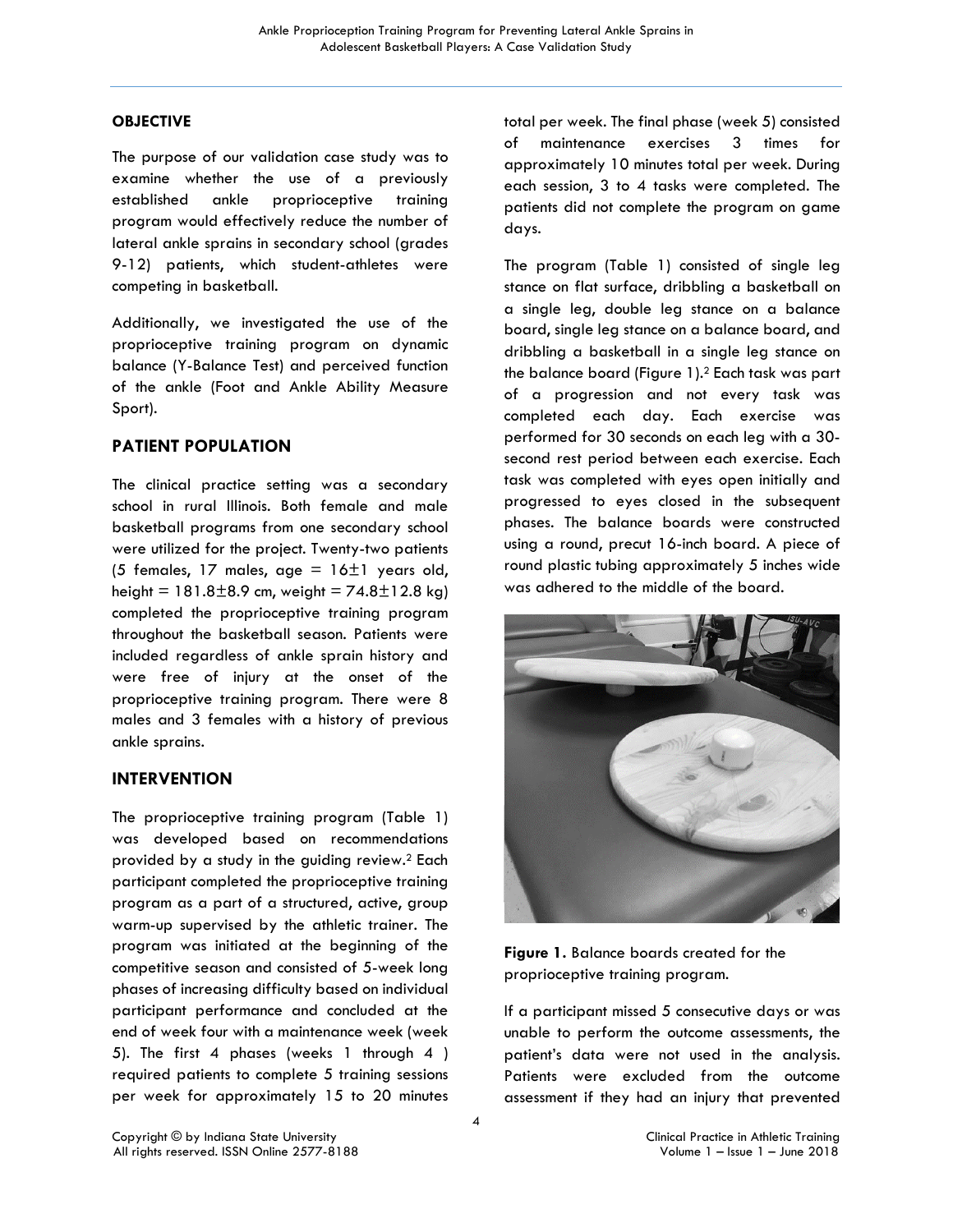## OBJECTIVE

The purpose of our validation case study was to examine whether the use of a previously established ankle proprioceptive training program would effectively reduce the number of lateral ankle sprains in secondary school (grades 9-12) patients, which student-athletes were competing in basketball.

Additionally, we investigated the use of the proprioceptive training program on dynamic balance (Y-Balance Test) and perceived function of the ankle (Foot and Ankle Ability Measure Sport).

## PATIENT POPULATION

The clinical practice setting was a secondary school in rural Illinois. Both female and male basketball programs from one secondary school were utilized for the project. Twenty-two patients (5 females, 17 males, age = 16±1 years old, height = 181.8±8.9 cm, weight = 74.8±12.8 kg) completed the proprioceptive training program throughout the basketball season. Patients were included regardless of ankle sprain history and were free of injury at the onset of the proprioceptive training program. There were 8 males and 3 females with a history of previous ankle sprains.

## INTERVENTION

The proprioceptive training program (Table 1) was developed based on recommendations provided by a study in the guiding review.[2] Each participant completed the proprioceptive training program as a part of a structured, active, group warm-up supervised by the athletic trainer. The program was initiated at the beginning of the competitive season and consisted of 5-week long phases of increasing difficulty based on individual participant performance and concluded at the end of week four with a maintenance week (week 5). The first 4 phases (weeks 1 through 4 ) required patients to complete 5 training sessions per week for approximately 15 to 20 minutes total per week. The final phase (week 5) consisted of maintenance exercises 3 times for approximately 10 minutes total per week. During each session, 3 to 4 tasks were completed. The patients did not complete the program on game days.

The program (Table 1) consisted of single leg stance on flat surface, dribbling a basketball on a single leg, double leg stance on a balance board, single leg stance on a balance board, and dribbling a basketball in a single leg stance on the balance board (Figure 1).[2] Each task was part of a progression and not every task was completed each day. Each exercise was performed for 30 seconds on each leg with a 30-second rest period between each exercise. Each task was completed with eyes open initially and progressed to eyes closed in the subsequent phases. The balance boards were constructed using a round, precut 16-inch board. A piece of round plastic tubing approximately 5 inches wide was adhered to the middle of the board.

**Figure 1.** Balance boards created for the proprioceptive training program.

If a participant missed 5 consecutive days or was unable to perform the outcome assessments, the patient's data were not used in the analysis. Patients were excluded from the outcome assessment if they had an injury that prevented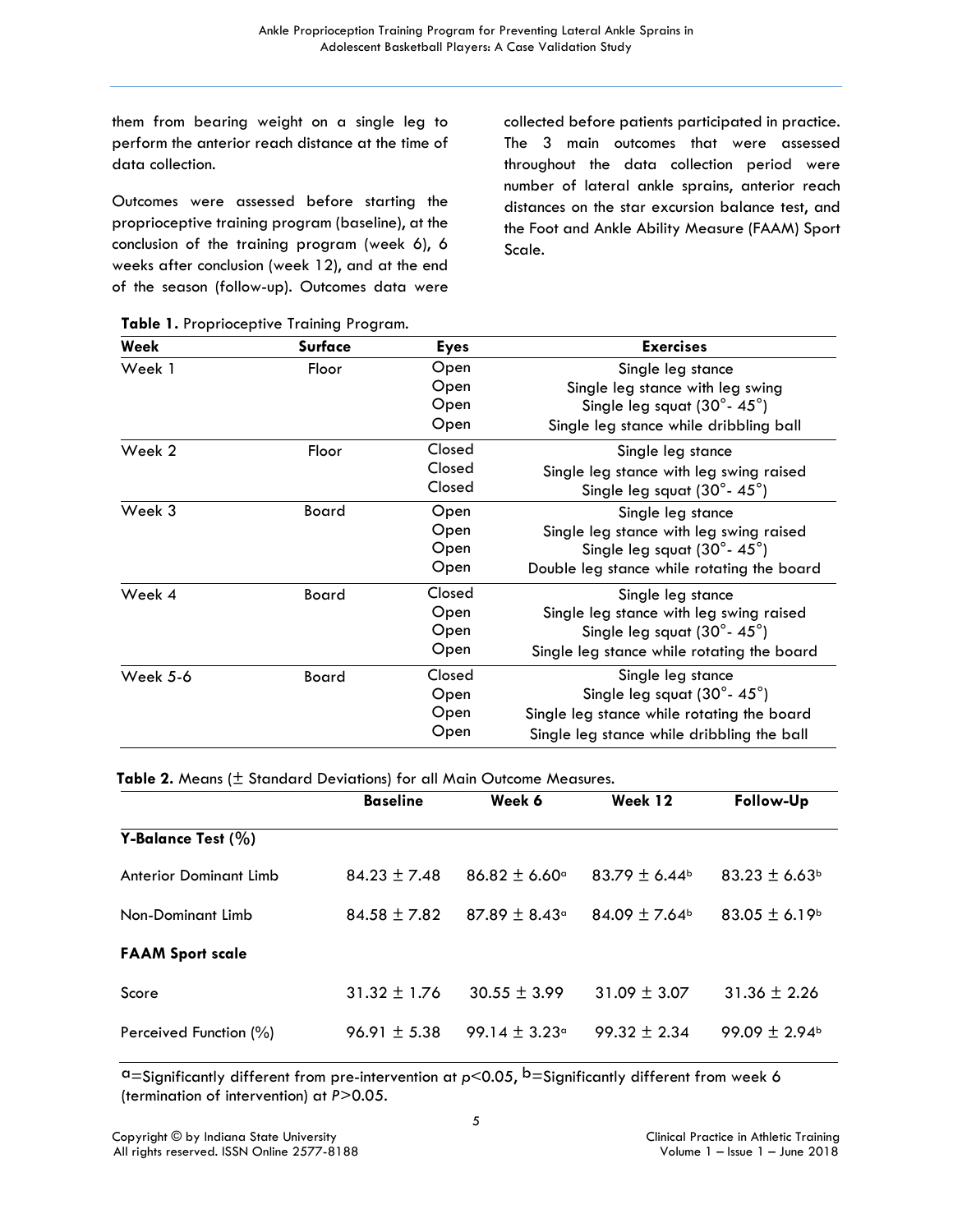them from bearing weight on a single leg to perform the anterior reach distance at the time of data collection.

Outcomes were assessed before starting the proprioceptive training program (baseline), at the conclusion of the training program (week 6), 6 weeks after conclusion (week 12), and at the end of the season (follow-up). Outcomes data were collected before patients participated in practice. The 3 main outcomes that were assessed throughout the data collection period were number of lateral ankle sprains, anterior reach distances on the star excursion balance test, and the Foot and Ankle Ability Measure (FAAM) Sport Scale.

**Table 1.** Proprioceptive Training Program.

| Week | Surface | Eyes | Exercises |
|---|---|---|---|
| Week 1 | Floor | Open<br>Open<br>Open<br>Open | Single leg stance<br>Single leg stance with leg swing<br>Single leg squat (30°- 45°)<br>Single leg stance while dribbling ball |
| Week 2 | Floor | Closed<br>Closed<br>Closed | Single leg stance<br>Single leg stance with leg swing raised<br>Single leg squat (30°- 45°) |
| Week 3 | Board | Open<br>Open<br>Open<br>Open | Single leg stance<br>Single leg stance with leg swing raised<br>Single leg squat (30°- 45°)<br>Double leg stance while rotating the board |
| Week 4 | Board | Closed<br>Open<br>Open<br>Open | Single leg stance<br>Single leg stance with leg swing raised<br>Single leg squat (30°- 45°)<br>Single leg stance while rotating the board |
| Week 5-6 | Board | Closed<br>Open<br>Open<br>Open | Single leg stance<br>Single leg squat (30°- 45°)<br>Single leg stance while rotating the board<br>Single leg stance while dribbling the ball |

**Table 2.** Means (± Standard Deviations) for all Main Outcome Measures.

| | Baseline | Week 6 | Week 12 | Follow-Up |
|---|---|---|---|---|
| **Y-Balance Test (%)** | | | | |
| Anterior Dominant Limb | 84.23 ± 7.48 | 86.82 ± 6.60[a] | 83.79 ± 6.44[b] | 83.23 ± 6.63[b] |
| Non-Dominant Limb | 84.58 ± 7.82 | 87.89 ± 8.43[a] | 84.09 ± 7.64[b] | 83.05 ± 6.19[b] |
| **FAAM Sport scale** | | | | |
| Score | 31.32 ± 1.76 | 30.55 ± 3.99 | 31.09 ± 3.07 | 31.36 ± 2.26 |
| Perceived Function (%) | 96.91 ± 5.38 | 99.14 ± 3.23[a] | 99.32 ± 2.34 | 99.09 ± 2.94[b] |

[a]=Significantly different from pre-intervention at $p<0.05$, [b]=Significantly different from week 6 (termination of intervention) at $P>0.05$.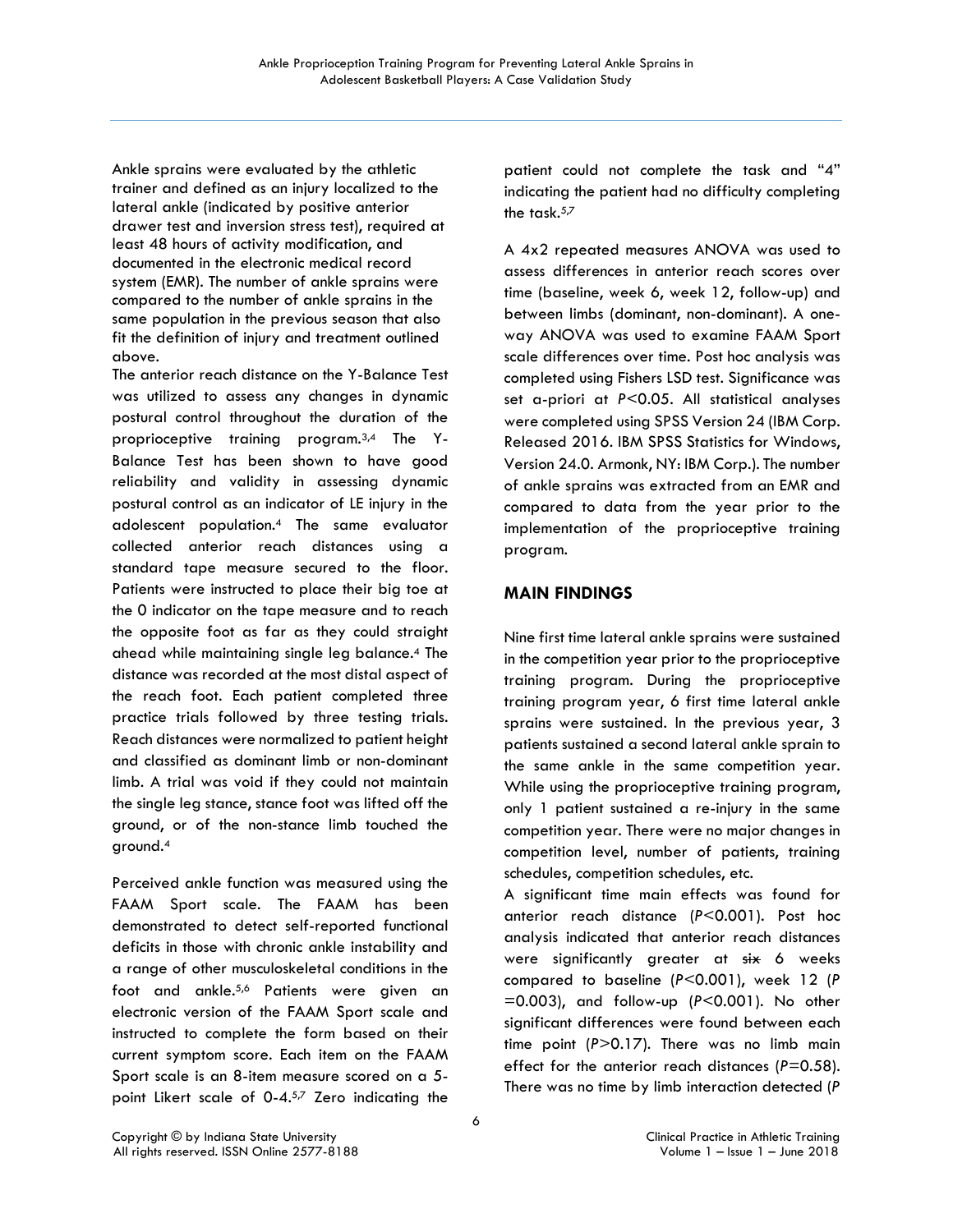Ankle sprains were evaluated by the athletic trainer and defined as an injury localized to the lateral ankle (indicated by positive anterior drawer test and inversion stress test), required at least 48 hours of activity modification, and documented in the electronic medical record system (EMR). The number of ankle sprains were compared to the number of ankle sprains in the same population in the previous season that also fit the definition of injury and treatment outlined above.

The anterior reach distance on the Y-Balance Test was utilized to assess any changes in dynamic postural control throughout the duration of the proprioceptive training program.[3,4] The Y-Balance Test has been shown to have good reliability and validity in assessing dynamic postural control as an indicator of LE injury in the adolescent population.[4] The same evaluator collected anterior reach distances using a standard tape measure secured to the floor. Patients were instructed to place their big toe at the 0 indicator on the tape measure and to reach the opposite foot as far as they could straight ahead while maintaining single leg balance.[4] The distance was recorded at the most distal aspect of the reach foot. Each patient completed three practice trials followed by three testing trials. Reach distances were normalized to patient height and classified as dominant limb or non-dominant limb. A trial was void if they could not maintain the single leg stance, stance foot was lifted off the ground, or of the non-stance limb touched the ground.[4]

Perceived ankle function was measured using the FAAM Sport scale. The FAAM has been demonstrated to detect self-reported functional deficits in those with chronic ankle instability and a range of other musculoskeletal conditions in the foot and ankle.[5,6] Patients were given an electronic version of the FAAM Sport scale and instructed to complete the form based on their current symptom score. Each item on the FAAM Sport scale is an 8-item measure scored on a 5-point Likert scale of 0-4.[5,7] Zero indicating the patient could not complete the task and "4" indicating the patient had no difficulty completing the task.[5,7]

A 4x2 repeated measures ANOVA was used to assess differences in anterior reach scores over time (baseline, week 6, week 12, follow-up) and between limbs (dominant, non-dominant). A one-way ANOVA was used to examine FAAM Sport scale differences over time. Post hoc analysis was completed using Fishers LSD test. Significance was set a-priori at $P<0.05$. All statistical analyses were completed using SPSS Version 24 (IBM Corp. Released 2016. IBM SPSS Statistics for Windows, Version 24.0. Armonk, NY: IBM Corp.). The number of ankle sprains was extracted from an EMR and compared to data from the year prior to the implementation of the proprioceptive training program.

## MAIN FINDINGS

Nine first time lateral ankle sprains were sustained in the competition year prior to the proprioceptive training program. During the proprioceptive training program year, 6 first time lateral ankle sprains were sustained. In the previous year, 3 patients sustained a second lateral ankle sprain to the same ankle in the same competition year. While using the proprioceptive training program, only 1 patient sustained a re-injury in the same competition year. There were no major changes in competition level, number of patients, training schedules, competition schedules, etc.

A significant time main effects was found for anterior reach distance ($P<0.001$). Post hoc analysis indicated that anterior reach distances were significantly greater at ~~six~~ 6 weeks compared to baseline ($P<0.001$), week 12 ($P=0.003$), and follow-up ($P<0.001$). No other significant differences were found between each time point ($P>0.17$). There was no limb main effect for the anterior reach distances ($P=0.58$). There was no time by limb interaction detected (*P*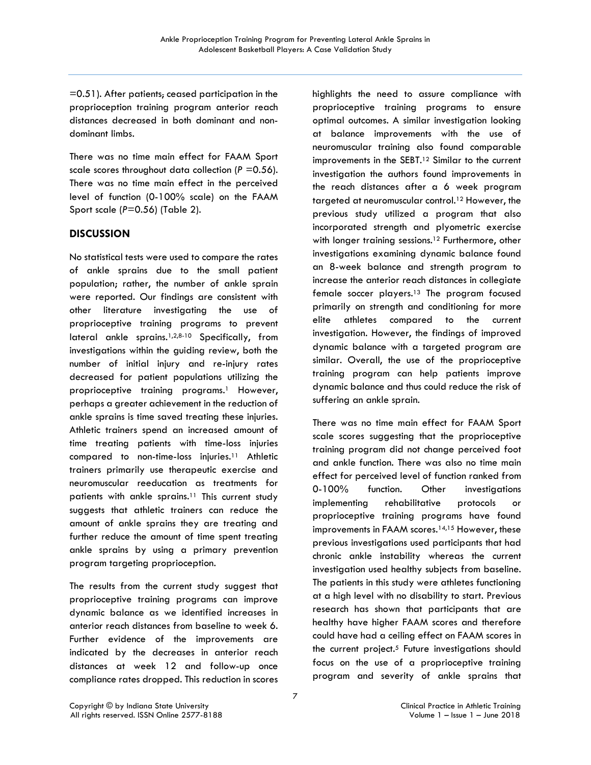=0.51). After patients, ceased participation in the proprioception training program anterior reach distances decreased in both dominant and non-dominant limbs.

There was no time main effect for FAAM Sport scale scores throughout data collection (*P* =0.56). There was no time main effect in the perceived level of function (0-100% scale) on the FAAM Sport scale (*P*=0.56) (Table 2).

## DISCUSSION

No statistical tests were used to compare the rates of ankle sprains due to the small patient population; rather, the number of ankle sprain were reported. Our findings are consistent with other literature investigating the use of proprioceptive training programs to prevent lateral ankle sprains.[1,2,8-10] Specifically, from investigations within the guiding review, both the number of initial injury and re-injury rates decreased for patient populations utilizing the proprioceptive training programs.[1] However, perhaps a greater achievement in the reduction of ankle sprains is time saved treating these injuries. Athletic trainers spend an increased amount of time treating patients with time-loss injuries compared to non-time-loss injuries.[11] Athletic trainers primarily use therapeutic exercise and neuromuscular reeducation as treatments for patients with ankle sprains.[11] This current study suggests that athletic trainers can reduce the amount of ankle sprains they are treating and further reduce the amount of time spent treating ankle sprains by using a primary prevention program targeting proprioception.

The results from the current study suggest that proprioceptive training programs can improve dynamic balance as we identified increases in anterior reach distances from baseline to week 6. Further evidence of the improvements are indicated by the decreases in anterior reach distances at week 12 and follow-up once compliance rates dropped. This reduction in scores highlights the need to assure compliance with proprioceptive training programs to ensure optimal outcomes. A similar investigation looking at balance improvements with the use of neuromuscular training also found comparable improvements in the SEBT.[12] Similar to the current investigation the authors found improvements in the reach distances after a 6 week program targeted at neuromuscular control.[12] However, the previous study utilized a program that also incorporated strength and plyometric exercise with longer training sessions.[12] Furthermore, other investigations examining dynamic balance found an 8-week balance and strength program to increase the anterior reach distances in collegiate female soccer players.[13] The program focused primarily on strength and conditioning for more elite athletes compared to the current investigation. However, the findings of improved dynamic balance with a targeted program are similar. Overall, the use of the proprioceptive training program can help patients improve dynamic balance and thus could reduce the risk of suffering an ankle sprain.

There was no time main effect for FAAM Sport scale scores suggesting that the proprioceptive training program did not change perceived foot and ankle function. There was also no time main effect for perceived level of function ranked from 0-100% function. Other investigations implementing rehabilitative protocols or proprioceptive training programs have found improvements in FAAM scores.[14,15] However, these previous investigations used participants that had chronic ankle instability whereas the current investigation used healthy subjects from baseline. The patients in this study were athletes functioning at a high level with no disability to start. Previous research has shown that participants that are healthy have higher FAAM scores and therefore could have had a ceiling effect on FAAM scores in the current project.[5] Future investigations should focus on the use of a proprioceptive training program and severity of ankle sprains that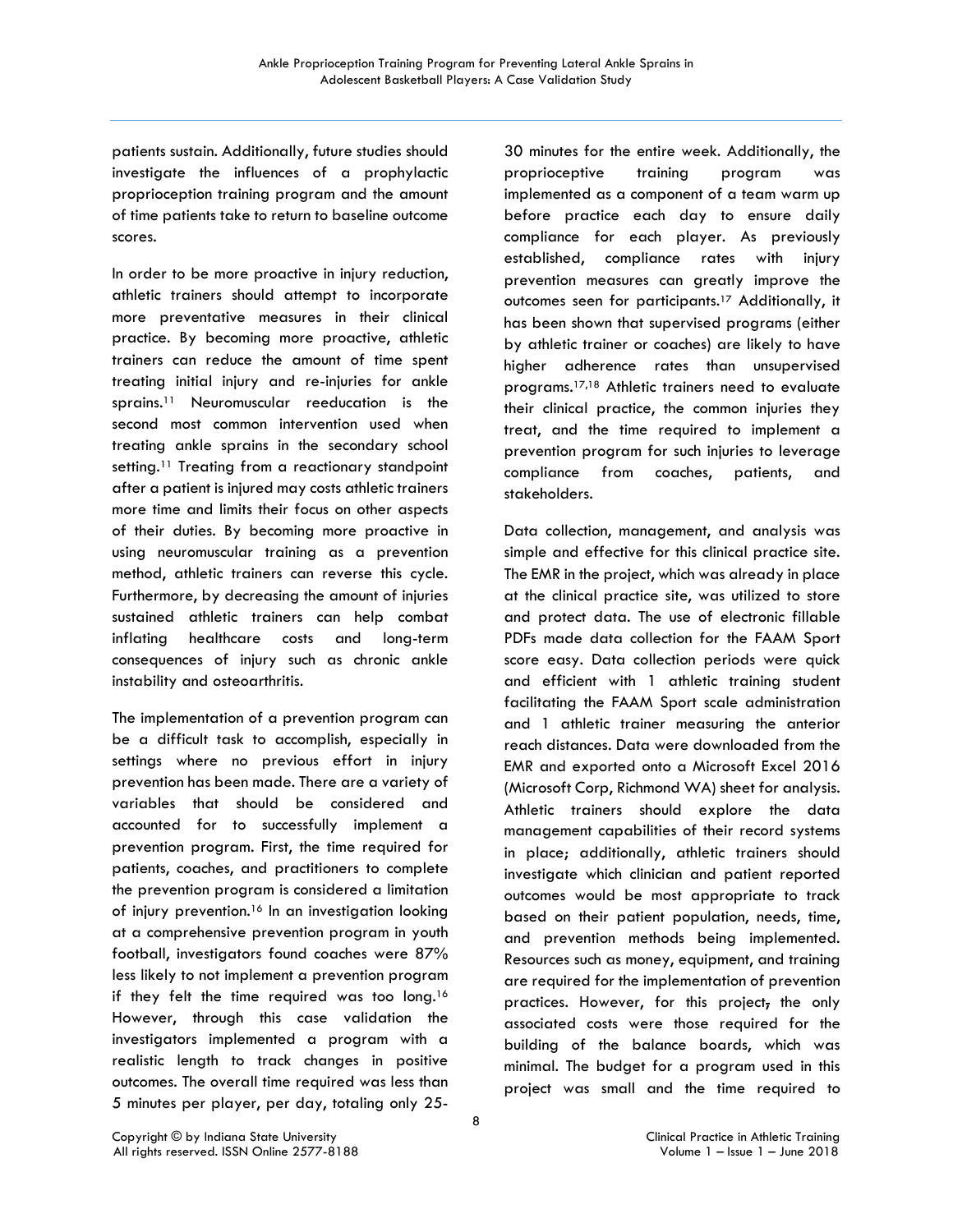patients sustain. Additionally, future studies should investigate the influences of a prophylactic proprioception training program and the amount of time patients take to return to baseline outcome scores.

In order to be more proactive in injury reduction, athletic trainers should attempt to incorporate more preventative measures in their clinical practice. By becoming more proactive, athletic trainers can reduce the amount of time spent treating initial injury and re-injuries for ankle sprains.[11] Neuromuscular reeducation is the second most common intervention used when treating ankle sprains in the secondary school setting.[11] Treating from a reactionary standpoint after a patient is injured may costs athletic trainers more time and limits their focus on other aspects of their duties. By becoming more proactive in using neuromuscular training as a prevention method, athletic trainers can reverse this cycle. Furthermore, by decreasing the amount of injuries sustained athletic trainers can help combat inflating healthcare costs and long-term consequences of injury such as chronic ankle instability and osteoarthritis.

The implementation of a prevention program can be a difficult task to accomplish, especially in settings where no previous effort in injury prevention has been made. There are a variety of variables that should be considered and accounted for to successfully implement a prevention program. First, the time required for patients, coaches, and practitioners to complete the prevention program is considered a limitation of injury prevention.[16] In an investigation looking at a comprehensive prevention program in youth football, investigators found coaches were 87% less likely to not implement a prevention program if they felt the time required was too long.[16] However, through this case validation the investigators implemented a program with a realistic length to track changes in positive outcomes. The overall time required was less than 5 minutes per player, per day, totaling only 25-30 minutes for the entire week. Additionally, the proprioceptive training program was implemented as a component of a team warm up before practice each day to ensure daily compliance for each player. As previously established, compliance rates with injury prevention measures can greatly improve the outcomes seen for participants.[17] Additionally, it has been shown that supervised programs (either by athletic trainer or coaches) are likely to have higher adherence rates than unsupervised programs.[17,18] Athletic trainers need to evaluate their clinical practice, the common injuries they treat, and the time required to implement a prevention program for such injuries to leverage compliance from coaches, patients, and stakeholders.

Data collection, management, and analysis was simple and effective for this clinical practice site. The EMR in the project, which was already in place at the clinical practice site, was utilized to store and protect data. The use of electronic fillable PDFs made data collection for the FAAM Sport score easy. Data collection periods were quick and efficient with 1 athletic training student facilitating the FAAM Sport scale administration and 1 athletic trainer measuring the anterior reach distances. Data were downloaded from the EMR and exported onto a Microsoft Excel 2016 (Microsoft Corp, Richmond WA) sheet for analysis. Athletic trainers should explore the data management capabilities of their record systems in place; additionally, athletic trainers should investigate which clinician and patient reported outcomes would be most appropriate to track based on their patient population, needs, time, and prevention methods being implemented. Resources such as money, equipment, and training are required for the implementation of prevention practices. However, for this project, the only associated costs were those required for the building of the balance boards, which was minimal. The budget for a program used in this project was small and the time required to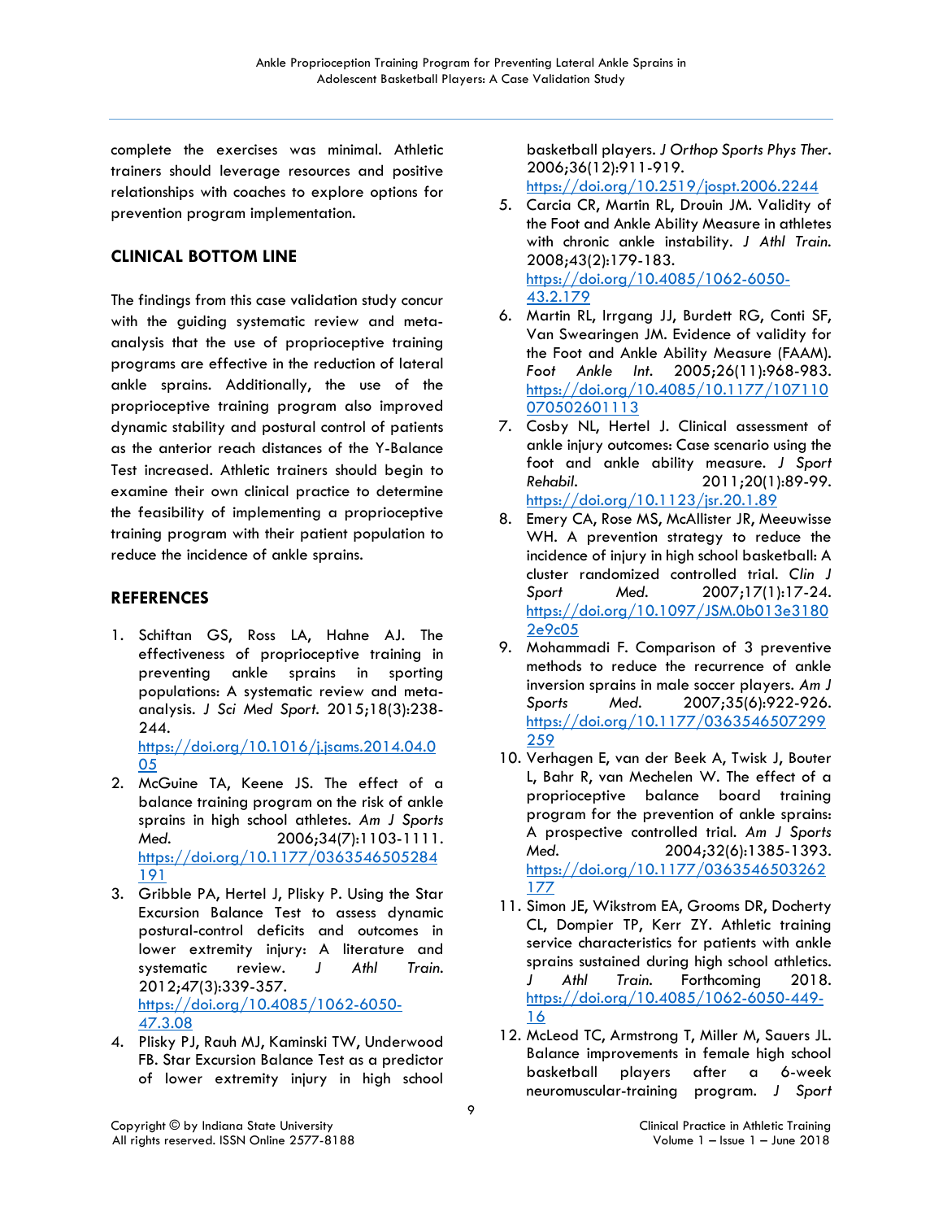complete the exercises was minimal. Athletic trainers should leverage resources and positive relationships with coaches to explore options for prevention program implementation.

## CLINICAL BOTTOM LINE

The findings from this case validation study concur with the guiding systematic review and meta-analysis that the use of proprioceptive training programs are effective in the reduction of lateral ankle sprains. Additionally, the use of the proprioceptive training program also improved dynamic stability and postural control of patients as the anterior reach distances of the Y-Balance Test increased. Athletic trainers should begin to examine their own clinical practice to determine the feasibility of implementing a proprioceptive training program with their patient population to reduce the incidence of ankle sprains.

## REFERENCES

1. Schiftan GS, Ross LA, Hahne AJ. The effectiveness of proprioceptive training in preventing ankle sprains in sporting populations: A systematic review and meta-analysis. *J Sci Med Sport*. 2015;18(3):238-244. https://doi.org/10.1016/j.jsams.2014.04.005
2. McGuine TA, Keene JS. The effect of a balance training program on the risk of ankle sprains in high school athletes. *Am J Sports Med.* 2006;34(7):1103-1111. https://doi.org/10.1177/0363546505284191
3. Gribble PA, Hertel J, Plisky P. Using the Star Excursion Balance Test to assess dynamic postural-control deficits and outcomes in lower extremity injury: A literature and systematic review. *J Athl Train.* 2012;47(3):339-357. https://doi.org/10.4085/1062-6050-47.3.08
4. Plisky PJ, Rauh MJ, Kaminski TW, Underwood FB. Star Excursion Balance Test as a predictor of lower extremity injury in high school basketball players. *J Orthop Sports Phys Ther*. 2006;36(12):911-919. https://doi.org/10.2519/jospt.2006.2244
5. Carcia CR, Martin RL, Drouin JM. Validity of the Foot and Ankle Ability Measure in athletes with chronic ankle instability. *J Athl Train.* 2008;43(2):179-183. https://doi.org/10.4085/1062-6050-43.2.179
6. Martin RL, Irrgang JJ, Burdett RG, Conti SF, Van Swearingen JM. Evidence of validity for the Foot and Ankle Ability Measure (FAAM). *Foot Ankle Int.* 2005;26(11):968-983. https://doi.org/10.4085/10.1177/107110070502601113
7. Cosby NL, Hertel J. Clinical assessment of ankle injury outcomes: Case scenario using the foot and ankle ability measure. *J Sport Rehabil.* 2011;20(1):89-99. https://doi.org/10.1123/jsr.20.1.89
8. Emery CA, Rose MS, McAllister JR, Meeuwisse WH. A prevention strategy to reduce the incidence of injury in high school basketball: A cluster randomized controlled trial. *Clin J Sport Med.* 2007;17(1):17-24. https://doi.org/10.1097/JSM.0b013e31802e9c05
9. Mohammadi F. Comparison of 3 preventive methods to reduce the recurrence of ankle inversion sprains in male soccer players. *Am J Sports Med.* 2007;35(6):922-926. https://doi.org/10.1177/0363546507299259
10. Verhagen E, van der Beek A, Twisk J, Bouter L, Bahr R, van Mechelen W. The effect of a proprioceptive balance board training program for the prevention of ankle sprains: A prospective controlled trial. *Am J Sports Med.* 2004;32(6):1385-1393. https://doi.org/10.1177/0363546503262177
11. Simon JE, Wikstrom EA, Grooms DR, Docherty CL, Dompier TP, Kerr ZY. Athletic training service characteristics for patients with ankle sprains sustained during high school athletics. *J Athl Train.* Forthcoming 2018. https://doi.org/10.4085/1062-6050-449-16
12. McLeod TC, Armstrong T, Miller M, Sauers JL. Balance improvements in female high school basketball players after a 6-week neuromuscular-training program. *J Sport*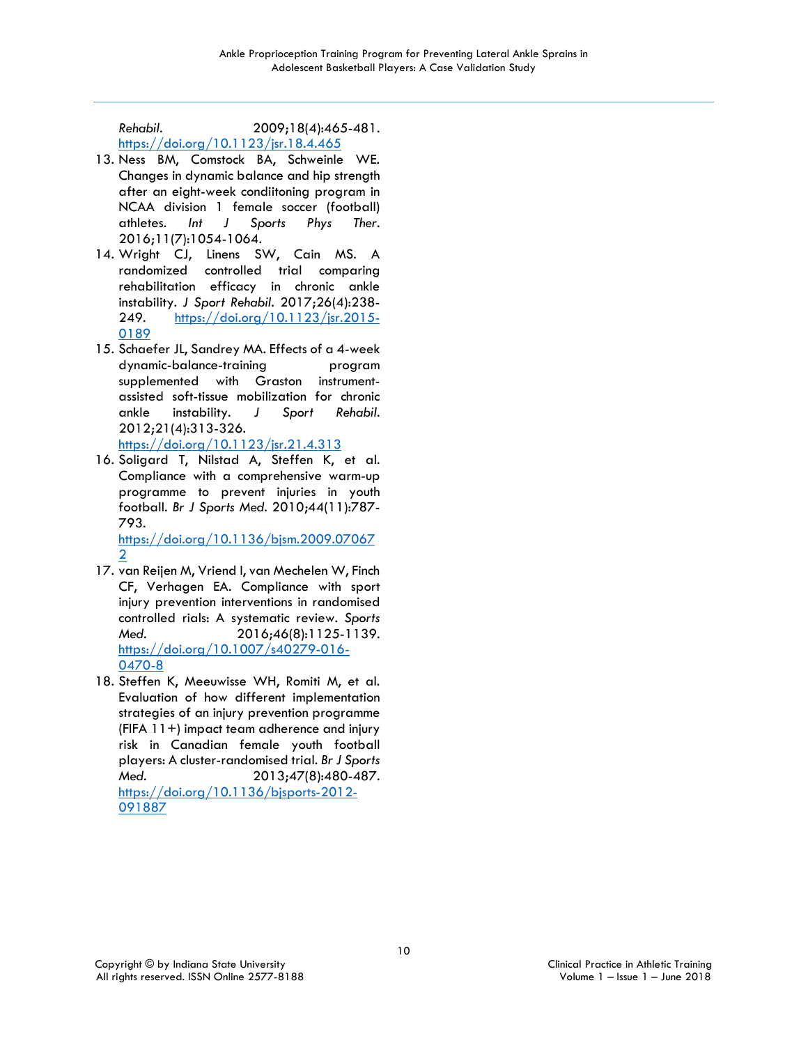*Rehabil*. 2009;18(4):465-481. https://doi.org/10.1123/jsr.18.4.465

13. Ness BM, Comstock BA, Schweinle WE. Changes in dynamic balance and hip strength after an eight-week condiitoning program in NCAA division 1 female soccer (football) athletes. *Int J Sports Phys Ther*. 2016;11(7):1054-1064.
14. Wright CJ, Linens SW, Cain MS. A randomized controlled trial comparing rehabilitation efficacy in chronic ankle instability. *J Sport Rehabil*. 2017;26(4):238-249. https://doi.org/10.1123/jsr.2015-0189
15. Schaefer JL, Sandrey MA. Effects of a 4-week dynamic-balance-training program supplemented with Graston instrument-assisted soft-tissue mobilization for chronic ankle instability. *J Sport Rehabil*. 2012;21(4):313-326. https://doi.org/10.1123/jsr.21.4.313
16. Soligard T, Nilstad A, Steffen K, et al. Compliance with a comprehensive warm-up programme to prevent injuries in youth football. *Br J Sports Med*. 2010;44(11):787-793. https://doi.org/10.1136/bjsm.2009.070672
17. van Reijen M, Vriend I, van Mechelen W, Finch CF, Verhagen EA. Compliance with sport injury prevention interventions in randomised controlled rials: A systematic review. *Sports Med*. 2016;46(8):1125-1139. https://doi.org/10.1007/s40279-016-0470-8
18. Steffen K, Meeuwisse WH, Romiti M, et al. Evaluation of how different implementation strategies of an injury prevention programme (FIFA 11+) impact team adherence and injury risk in Canadian female youth football players: A cluster-randomised trial. *Br J Sports Med*. 2013;47(8):480-487. https://doi.org/10.1136/bjsports-2012-091887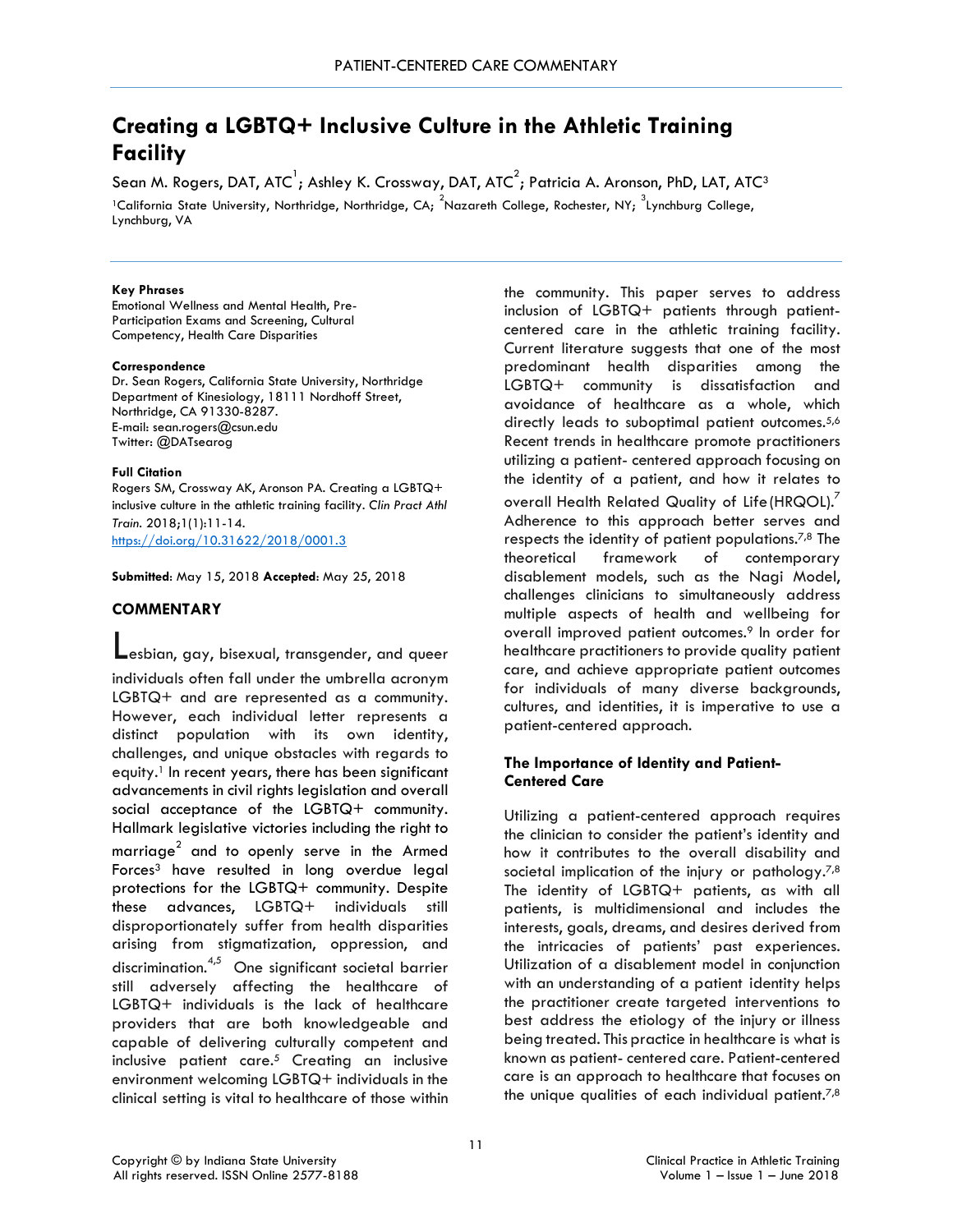# Creating a LGBTQ+ Inclusive Culture in the Athletic Training Facility

Sean M. Rogers, DAT, ATC[1]; Ashley K. Crossway, DAT, ATC[2]; Patricia A. Aronson, PhD, LAT, ATC[3]

[1]California State University, Northridge, Northridge, CA; [2]Nazareth College, Rochester, NY; [3]Lynchburg College, Lynchburg, VA

**Key Phrases**
Emotional Wellness and Mental Health, Pre-Participation Exams and Screening, Cultural Competency, Health Care Disparities

**Correspondence**
Dr. Sean Rogers, California State University, Northridge Department of Kinesiology, 18111 Nordhoff Street, Northridge, CA 91330-8287.
E-mail: sean.rogers@csun.edu
Twitter: @DATsearog

**Full Citation**
Rogers SM, Crossway AK, Aronson PA. Creating a LGBTQ+ inclusive culture in the athletic training facility. *Clin Pract Athl Train.* 2018;1(1):11-14.
https://doi.org/10.31622/2018/0001.3

**Submitted**: May 15, 2018 **Accepted**: May 25, 2018

## COMMENTARY

Lesbian, gay, bisexual, transgender, and queer individuals often fall under the umbrella acronym LGBTQ+ and are represented as a community. However, each individual letter represents a distinct population with its own identity, challenges, and unique obstacles with regards to equity.[1] In recent years, there has been significant advancements in civil rights legislation and overall social acceptance of the LGBTQ+ community. Hallmark legislative victories including the right to marriage[2] and to openly serve in the Armed Forces[3] have resulted in long overdue legal protections for the LGBTQ+ community. Despite these advances, LGBTQ+ individuals still disproportionately suffer from health disparities arising from stigmatization, oppression, and discrimination.[4,5] One significant societal barrier still adversely affecting the healthcare of LGBTQ+ individuals is the lack of healthcare providers that are both knowledgeable and capable of delivering culturally competent and inclusive patient care.[5] Creating an inclusive environment welcoming LGBTQ+ individuals in the clinical setting is vital to healthcare of those within the community. This paper serves to address inclusion of LGBTQ+ patients through patient-centered care in the athletic training facility. Current literature suggests that one of the most predominant health disparities among the LGBTQ+ community is dissatisfaction and avoidance of healthcare as a whole, which directly leads to suboptimal patient outcomes.[5,6] Recent trends in healthcare promote practitioners utilizing a patient- centered approach focusing on the identity of a patient, and how it relates to overall Health Related Quality of Life (HRQOL).[7] Adherence to this approach better serves and respects the identity of patient populations.[7,8] The theoretical framework of contemporary disablement models, such as the Nagi Model, challenges clinicians to simultaneously address multiple aspects of health and wellbeing for overall improved patient outcomes.[9] In order for healthcare practitioners to provide quality patient care, and achieve appropriate patient outcomes for individuals of many diverse backgrounds, cultures, and identities, it is imperative to use a patient-centered approach.

### The Importance of Identity and Patient-Centered Care

Utilizing a patient-centered approach requires the clinician to consider the patient's identity and how it contributes to the overall disability and societal implication of the injury or pathology.[7,8] The identity of LGBTQ+ patients, as with all patients, is multidimensional and includes the interests, goals, dreams, and desires derived from the intricacies of patients' past experiences. Utilization of a disablement model in conjunction with an understanding of a patient identity helps the practitioner create targeted interventions to best address the etiology of the injury or illness being treated. This practice in healthcare is what is known as patient- centered care. Patient-centered care is an approach to healthcare that focuses on the unique qualities of each individual patient.[7,8]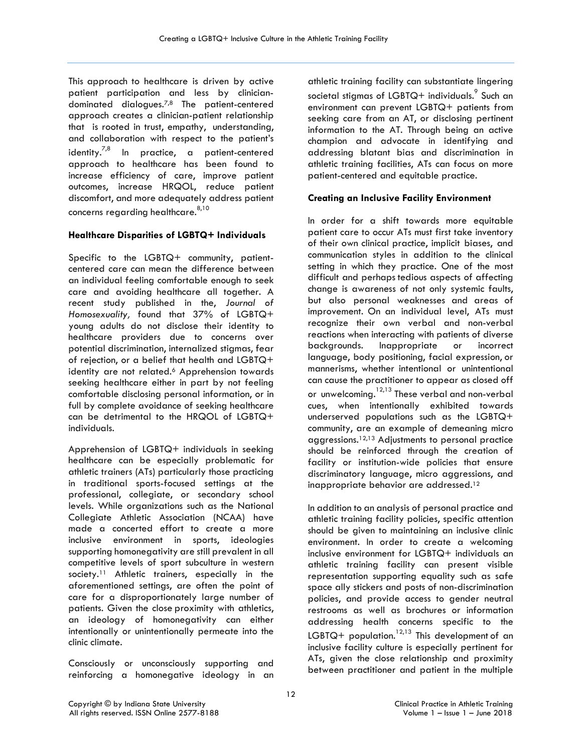This approach to healthcare is driven by active patient participation and less by clinician-dominated dialogues.[7,8] The patient-centered approach creates a clinician-patient relationship that is rooted in trust, empathy, understanding, and collaboration with respect to the patient's identity.[7,8] In practice, a patient-centered approach to healthcare has been found to increase efficiency of care, improve patient outcomes, increase HRQOL, reduce patient discomfort, and more adequately address patient concerns regarding healthcare.[8,10]

**Healthcare Disparities of LGBTQ+ Individuals**

Specific to the LGBTQ+ community, patient-centered care can mean the difference between an individual feeling comfortable enough to seek care and avoiding healthcare all together. A recent study published in the, *Journal of Homosexuality,* found that 37% of LGBTQ+ young adults do not disclose their identity to healthcare providers due to concerns over potential discrimination, internalized stigmas, fear of rejection, or a belief that health and LGBTQ+ identity are not related.[6] Apprehension towards seeking healthcare either in part by not feeling comfortable disclosing personal information, or in full by complete avoidance of seeking healthcare can be detrimental to the HRQOL of LGBTQ+ individuals.

Apprehension of LGBTQ+ individuals in seeking healthcare can be especially problematic for athletic trainers (ATs) particularly those practicing in traditional sports-focused settings at the professional, collegiate, or secondary school levels. While organizations such as the National Collegiate Athletic Association (NCAA) have made a concerted effort to create a more inclusive environment in sports, ideologies supporting homonegativity are still prevalent in all competitive levels of sport subculture in western society.[11] Athletic trainers, especially in the aforementioned settings, are often the point of care for a disproportionately large number of patients. Given the close proximity with athletics, an ideology of homonegativity can either intentionally or unintentionally permeate into the clinic climate.

Consciously or unconsciously supporting and reinforcing a homonegative ideology in an athletic training facility can substantiate lingering societal stigmas of LGBTQ+ individuals.[9] Such an environment can prevent LGBTQ+ patients from seeking care from an AT, or disclosing pertinent information to the AT. Through being an active champion and advocate in identifying and addressing blatant bias and discrimination in athletic training facilities, ATs can focus on more patient-centered and equitable practice.

**Creating an Inclusive Facility Environment**

In order for a shift towards more equitable patient care to occur ATs must first take inventory of their own clinical practice, implicit biases, and communication styles in addition to the clinical setting in which they practice. One of the most difficult and perhaps tedious aspects of affecting change is awareness of not only systemic faults, but also personal weaknesses and areas of improvement. On an individual level, ATs must recognize their own verbal and non-verbal reactions when interacting with patients of diverse backgrounds. Inappropriate or incorrect language, body positioning, facial expression, or mannerisms, whether intentional or unintentional can cause the practitioner to appear as closed off or unwelcoming.[12,13] These verbal and non-verbal cues, when intentionally exhibited towards underserved populations such as the LGBTQ+ community, are an example of demeaning micro aggressions.[12,13] Adjustments to personal practice should be reinforced through the creation of facility or institution-wide policies that ensure discriminatory language, micro aggressions, and inappropriate behavior are addressed.[12]

In addition to an analysis of personal practice and athletic training facility policies, specific attention should be given to maintaining an inclusive clinic environment. In order to create a welcoming inclusive environment for LGBTQ+ individuals an athletic training facility can present visible representation supporting equality such as safe space ally stickers and posts of non-discrimination policies, and provide access to gender neutral restrooms as well as brochures or information addressing health concerns specific to the LGBTQ+ population.[12,13] This development of an inclusive facility culture is especially pertinent for ATs, given the close relationship and proximity between practitioner and patient in the multiple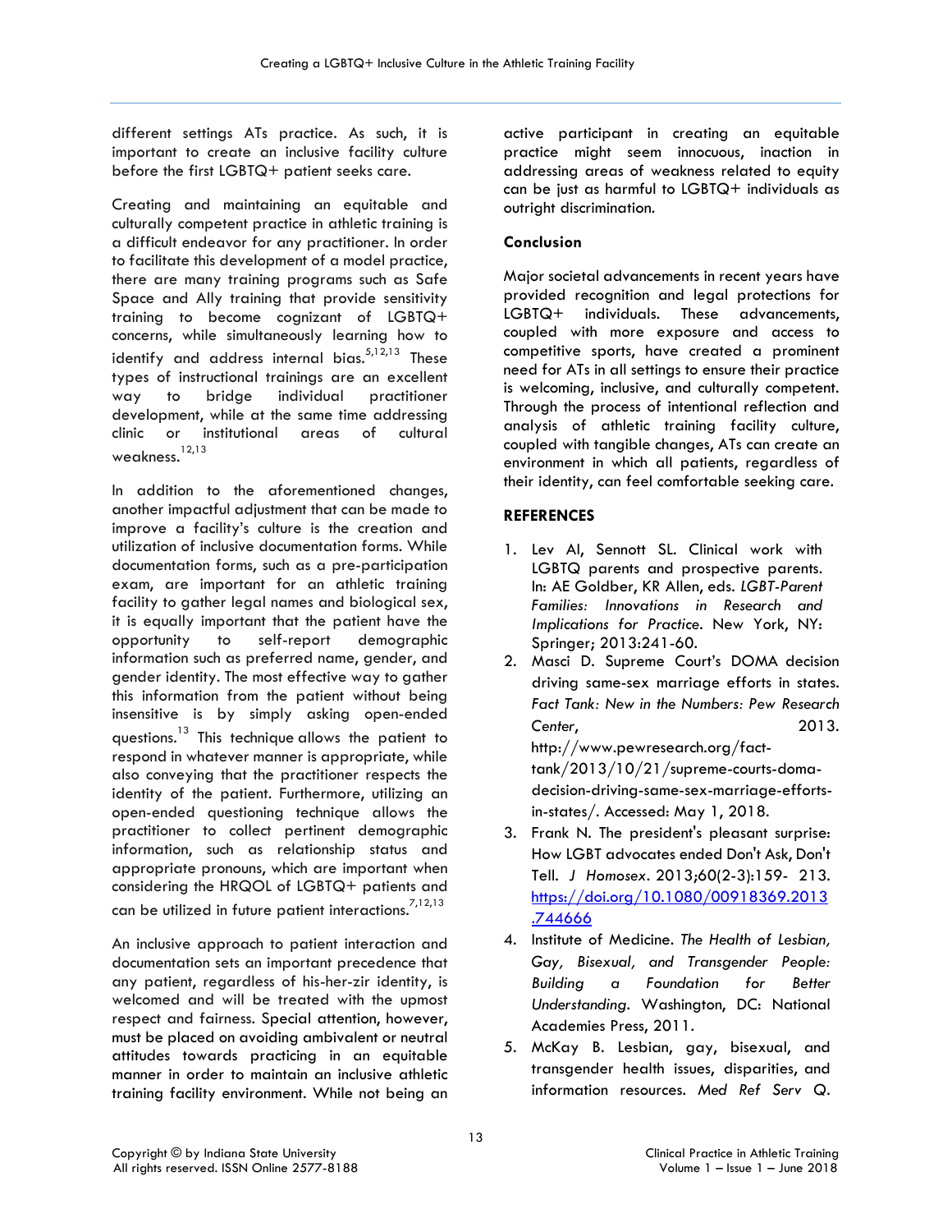different settings ATs practice. As such, it is important to create an inclusive facility culture before the first LGBTQ+ patient seeks care.

Creating and maintaining an equitable and culturally competent practice in athletic training is a difficult endeavor for any practitioner. In order to facilitate this development of a model practice, there are many training programs such as Safe Space and Ally training that provide sensitivity training to become cognizant of LGBTQ+ concerns, while simultaneously learning how to identify and address internal bias.[5,12,13] These types of instructional trainings are an excellent way to bridge individual practitioner development, while at the same time addressing clinic or institutional areas of cultural weakness.[12,13]

In addition to the aforementioned changes, another impactful adjustment that can be made to improve a facility's culture is the creation and utilization of inclusive documentation forms. While documentation forms, such as a pre-participation exam, are important for an athletic training facility to gather legal names and biological sex, it is equally important that the patient have the opportunity to self-report demographic information such as preferred name, gender, and gender identity. The most effective way to gather this information from the patient without being insensitive is by simply asking open-ended questions.[13] This technique allows the patient to respond in whatever manner is appropriate, while also conveying that the practitioner respects the identity of the patient. Furthermore, utilizing an open-ended questioning technique allows the practitioner to collect pertinent demographic information, such as relationship status and appropriate pronouns, which are important when considering the HRQOL of LGBTQ+ patients and can be utilized in future patient interactions.[7,12,13]

An inclusive approach to patient interaction and documentation sets an important precedence that any patient, regardless of his-her-zir identity, is welcomed and will be treated with the upmost respect and fairness. Special attention, however, must be placed on avoiding ambivalent or neutral attitudes towards practicing in an equitable manner in order to maintain an inclusive athletic training facility environment. While not being an active participant in creating an equitable practice might seem innocuous, inaction in addressing areas of weakness related to equity can be just as harmful to LGBTQ+ individuals as outright discrimination.

**Conclusion**

Major societal advancements in recent years have provided recognition and legal protections for LGBTQ+ individuals. These advancements, coupled with more exposure and access to competitive sports, have created a prominent need for ATs in all settings to ensure their practice is welcoming, inclusive, and culturally competent. Through the process of intentional reflection and analysis of athletic training facility culture, coupled with tangible changes, ATs can create an environment in which all patients, regardless of their identity, can feel comfortable seeking care.

**REFERENCES**

1. Lev AI, Sennott SL. Clinical work with LGBTQ parents and prospective parents. In: AE Goldber, KR Allen, eds. *LGBT-Parent Families: Innovations in Research and Implications for Practice*. New York, NY: Springer; 2013:241-60.
2. Masci D. Supreme Court's DOMA decision driving same-sex marriage efforts in states. *Fact Tank: New in the Numbers: Pew Research Center*, 2013. http://www.pewresearch.org/fact-tank/2013/10/21/supreme-courts-doma-decision-driving-same-sex-marriage-efforts-in-states/. Accessed: May 1, 2018.
3. Frank N. The president's pleasant surprise: How LGBT advocates ended Don't Ask, Don't Tell. *J Homosex*. 2013;60(2-3):159- 213. https://doi.org/10.1080/00918369.2013.744666
4. Institute of Medicine. *The Health of Lesbian, Gay, Bisexual, and Transgender People: Building a Foundation for Better Understanding*. Washington, DC: National Academies Press, 2011.
5. McKay B. Lesbian, gay, bisexual, and transgender health issues, disparities, and information resources. *Med Ref Serv Q*.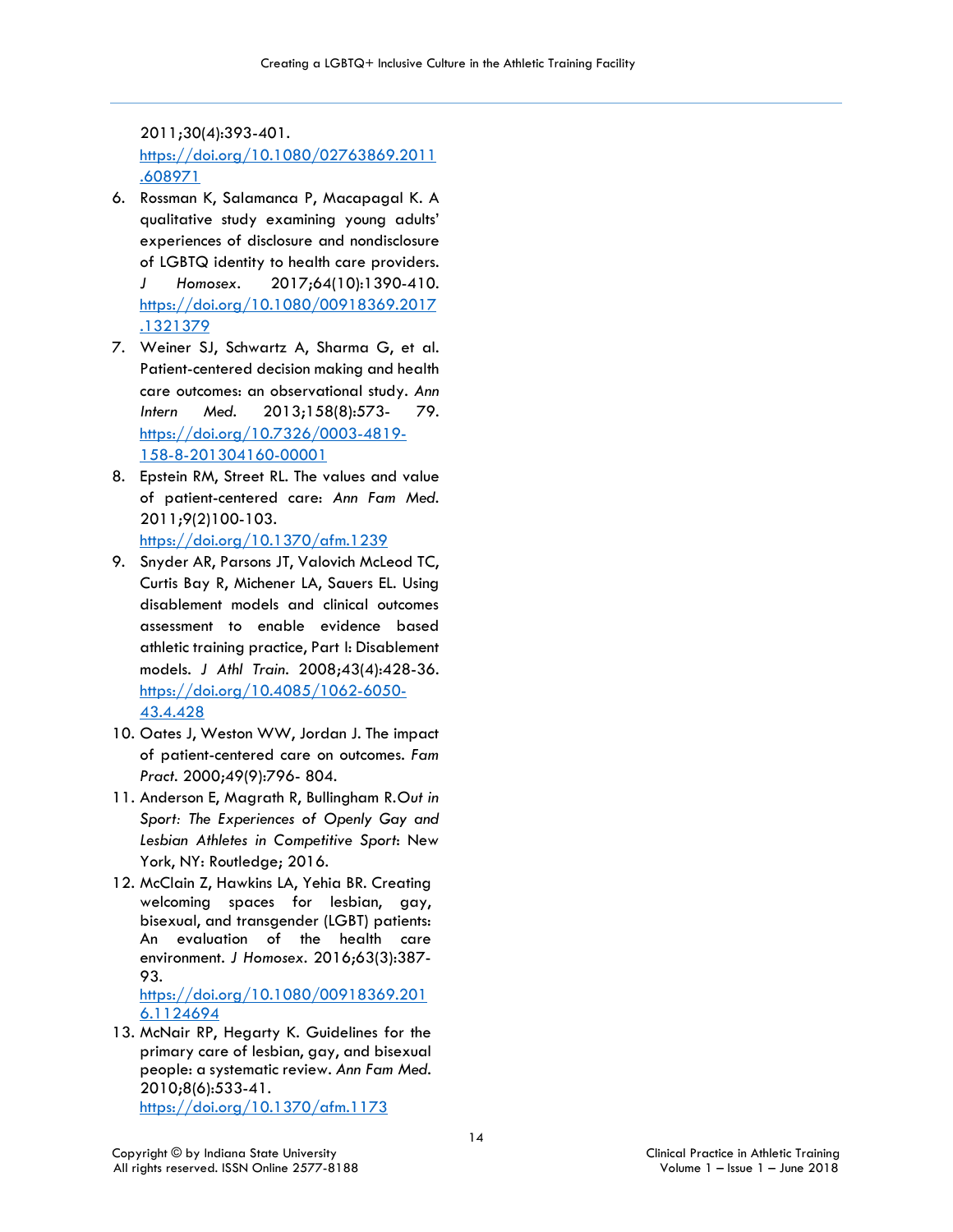2011;30(4):393-401. https://doi.org/10.1080/02763869.2011.608971

6. Rossman K, Salamanca P, Macapagal K. A qualitative study examining young adults' experiences of disclosure and nondisclosure of LGBTQ identity to health care providers. *J Homosex*. 2017;64(10):1390-410. https://doi.org/10.1080/00918369.2017.1321379
7. Weiner SJ, Schwartz A, Sharma G, et al. Patient-centered decision making and health care outcomes: an observational study. *Ann Intern Med*. 2013;158(8):573- 79. https://doi.org/10.7326/0003-4819-158-8-201304160-00001
8. Epstein RM, Street RL. The values and value of patient-centered care: *Ann Fam Med*. 2011;9(2)100-103. https://doi.org/10.1370/afm.1239
9. Snyder AR, Parsons JT, Valovich McLeod TC, Curtis Bay R, Michener LA, Sauers EL. Using disablement models and clinical outcomes assessment to enable evidence based athletic training practice, Part I: Disablement models. *J Athl Train*. 2008;43(4):428-36. https://doi.org/10.4085/1062-6050-43.4.428
10. Oates J, Weston WW, Jordan J. The impact of patient-centered care on outcomes. *Fam Pract*. 2000;49(9):796- 804.
11. Anderson E, Magrath R, Bullingham R.*Out in Sport: The Experiences of Openly Gay and Lesbian Athletes in Competitive Sport*: New York, NY: Routledge; 2016.
12. McClain Z, Hawkins LA, Yehia BR. Creating welcoming spaces for lesbian, gay, bisexual, and transgender (LGBT) patients: An evaluation of the health care environment. *J Homosex*. 2016;63(3):387-93. https://doi.org/10.1080/00918369.2016.1124694
13. McNair RP, Hegarty K. Guidelines for the primary care of lesbian, gay, and bisexual people: a systematic review. *Ann Fam Med*. 2010;8(6):533-41. https://doi.org/10.1370/afm.1173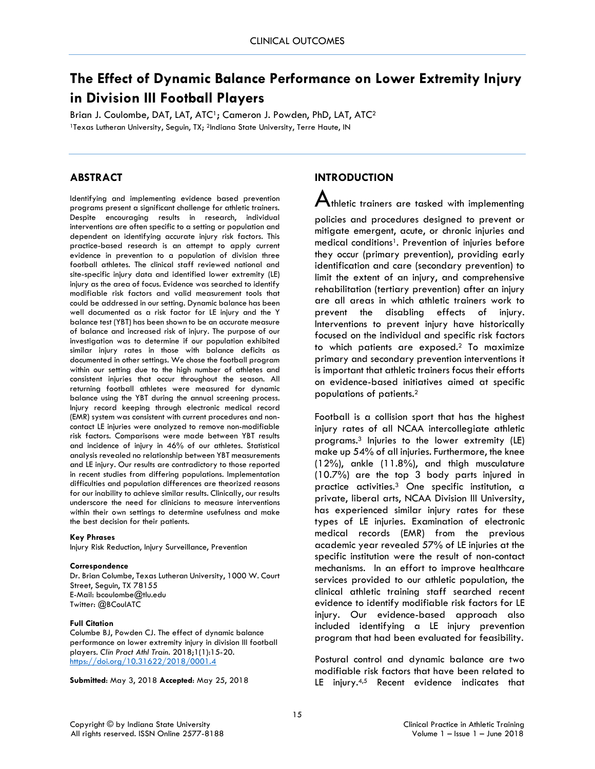# The Effect of Dynamic Balance Performance on Lower Extremity Injury in Division III Football Players

Brian J. Coulombe, DAT, LAT, ATC[1]; Cameron J. Powden, PhD, LAT, ATC[2]

[1]Texas Lutheran University, Seguin, TX; [2]Indiana State University, Terre Haute, IN

## ABSTRACT

Identifying and implementing evidence based prevention programs present a significant challenge for athletic trainers. Despite encouraging results in research, individual interventions are often specific to a setting or population and dependent on identifying accurate injury risk factors. This practice-based research is an attempt to apply current evidence in prevention to a population of division three football athletes. The clinical staff reviewed national and site-specific injury data and identified lower extremity (LE) injury as the area of focus. Evidence was searched to identify modifiable risk factors and valid measurement tools that could be addressed in our setting. Dynamic balance has been well documented as a risk factor for LE injury and the Y balance test (YBT) has been shown to be an accurate measure of balance and increased risk of injury. The purpose of our investigation was to determine if our population exhibited similar injury rates in those with balance deficits as documented in other settings. We chose the football program within our setting due to the high number of athletes and consistent injuries that occur throughout the season. All returning football athletes were measured for dynamic balance using the YBT during the annual screening process. Injury record keeping through electronic medical record (EMR) system was consistent with current procedures and non-contact LE injuries were analyzed to remove non-modifiable risk factors. Comparisons were made between YBT results and incidence of injury in 46% of our athletes. Statistical analysis revealed no relationship between YBT measurements and LE injury. Our results are contradictory to those reported in recent studies from differing populations. Implementation difficulties and population differences are theorized reasons for our inability to achieve similar results. Clinically, our results underscore the need for clinicians to measure interventions within their own settings to determine usefulness and make the best decision for their patients.

**Key Phrases**

Injury Risk Reduction, Injury Surveillance, Prevention

**Correspondence**

Dr. Brian Columbe, Texas Lutheran University, 1000 W. Court Street, Seguin, TX 78155
E-Mail: bcoulombe@tlu.edu
Twitter: @BCoulATC

**Full Citation**

Columbe BJ, Powden CJ. The effect of dynamic balance performance on lower extremity injury in division III football players. *Clin Pract Athl Train.* 2018;1(1):15-20. https://doi.org/10.31622/2018/0001.4

**Submitted**: May 3, 2018 **Accepted**: May 25, 2018

## INTRODUCTION

Athletic trainers are tasked with implementing policies and procedures designed to prevent or mitigate emergent, acute, or chronic injuries and medical conditions[1]. Prevention of injuries before they occur (primary prevention), providing early identification and care (secondary prevention) to limit the extent of an injury, and comprehensive rehabilitation (tertiary prevention) after an injury are all areas in which athletic trainers work to prevent the disabling effects of injury. Interventions to prevent injury have historically focused on the individual and specific risk factors to which patients are exposed.[2] To maximize primary and secondary prevention interventions it is important that athletic trainers focus their efforts on evidence-based initiatives aimed at specific populations of patients.[2]

Football is a collision sport that has the highest injury rates of all NCAA intercollegiate athletic programs.[3] Injuries to the lower extremity (LE) make up 54% of all injuries. Furthermore, the knee (12%), ankle (11.8%), and thigh musculature (10.7%) are the top 3 body parts injured in practice activities.[3] One specific institution, a private, liberal arts, NCAA Division III University, has experienced similar injury rates for these types of LE injuries. Examination of electronic medical records (EMR) from the previous academic year revealed 57% of LE injuries at the specific institution were the result of non-contact mechanisms. In an effort to improve healthcare services provided to our athletic population, the clinical athletic training staff searched recent evidence to identify modifiable risk factors for LE injury. Our evidence-based approach also included identifying a LE injury prevention program that had been evaluated for feasibility.

Postural control and dynamic balance are two modifiable risk factors that have been related to LE injury.[4,5] Recent evidence indicates that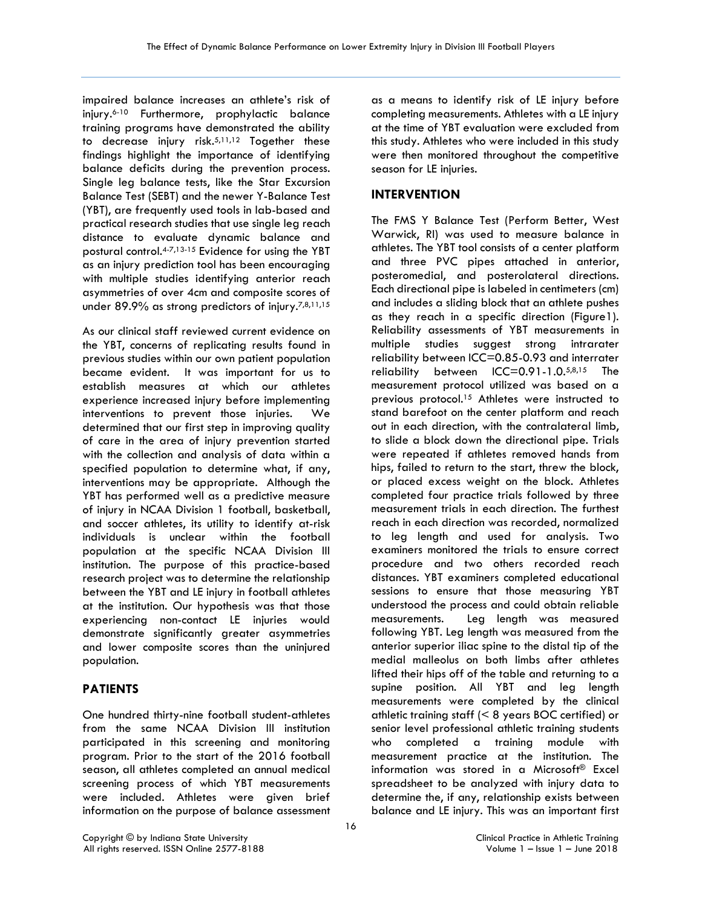impaired balance increases an athlete's risk of injury.[6-10] Furthermore, prophylactic balance training programs have demonstrated the ability to decrease injury risk.[5,11,12] Together these findings highlight the importance of identifying balance deficits during the prevention process. Single leg balance tests, like the Star Excursion Balance Test (SEBT) and the newer Y-Balance Test (YBT), are frequently used tools in lab-based and practical research studies that use single leg reach distance to evaluate dynamic balance and postural control.[4-7,13-15] Evidence for using the YBT as an injury prediction tool has been encouraging with multiple studies identifying anterior reach asymmetries of over 4cm and composite scores of under 89.9% as strong predictors of injury.[7,8,11,15]

As our clinical staff reviewed current evidence on the YBT, concerns of replicating results found in previous studies within our own patient population became evident. It was important for us to establish measures at which our athletes experience increased injury before implementing interventions to prevent those injuries. We determined that our first step in improving quality of care in the area of injury prevention started with the collection and analysis of data within a specified population to determine what, if any, interventions may be appropriate. Although the YBT has performed well as a predictive measure of injury in NCAA Division 1 football, basketball, and soccer athletes, its utility to identify at-risk individuals is unclear within the football population at the specific NCAA Division III institution. The purpose of this practice-based research project was to determine the relationship between the YBT and LE injury in football athletes at the institution. Our hypothesis was that those experiencing non-contact LE injuries would demonstrate significantly greater asymmetries and lower composite scores than the uninjured population.

## PATIENTS

One hundred thirty-nine football student-athletes from the same NCAA Division III institution participated in this screening and monitoring program. Prior to the start of the 2016 football season, all athletes completed an annual medical screening process of which YBT measurements were included. Athletes were given brief information on the purpose of balance assessment as a means to identify risk of LE injury before completing measurements. Athletes with a LE injury at the time of YBT evaluation were excluded from this study. Athletes who were included in this study were then monitored throughout the competitive season for LE injuries.

## INTERVENTION

The FMS Y Balance Test (Perform Better, West Warwick, RI) was used to measure balance in athletes. The YBT tool consists of a center platform and three PVC pipes attached in anterior, posteromedial, and posterolateral directions. Each directional pipe is labeled in centimeters (cm) and includes a sliding block that an athlete pushes as they reach in a specific direction (Figure1). Reliability assessments of YBT measurements in multiple studies suggest strong intrarater reliability between ICC=0.85-0.93 and interrater reliability between ICC=0.91-1.0.[5,8,15] The measurement protocol utilized was based on a previous protocol.[15] Athletes were instructed to stand barefoot on the center platform and reach out in each direction, with the contralateral limb, to slide a block down the directional pipe. Trials were repeated if athletes removed hands from hips, failed to return to the start, threw the block, or placed excess weight on the block. Athletes completed four practice trials followed by three measurement trials in each direction. The furthest reach in each direction was recorded, normalized to leg length and used for analysis. Two examiners monitored the trials to ensure correct procedure and two others recorded reach distances. YBT examiners completed educational sessions to ensure that those measuring YBT understood the process and could obtain reliable measurements. Leg length was measured following YBT. Leg length was measured from the anterior superior iliac spine to the distal tip of the medial malleolus on both limbs after athletes lifted their hips off of the table and returning to a supine position. All YBT and leg length measurements were completed by the clinical athletic training staff (< 8 years BOC certified) or senior level professional athletic training students who completed a training module with measurement practice at the institution. The information was stored in a Microsoft® Excel spreadsheet to be analyzed with injury data to determine the, if any, relationship exists between balance and LE injury. This was an important first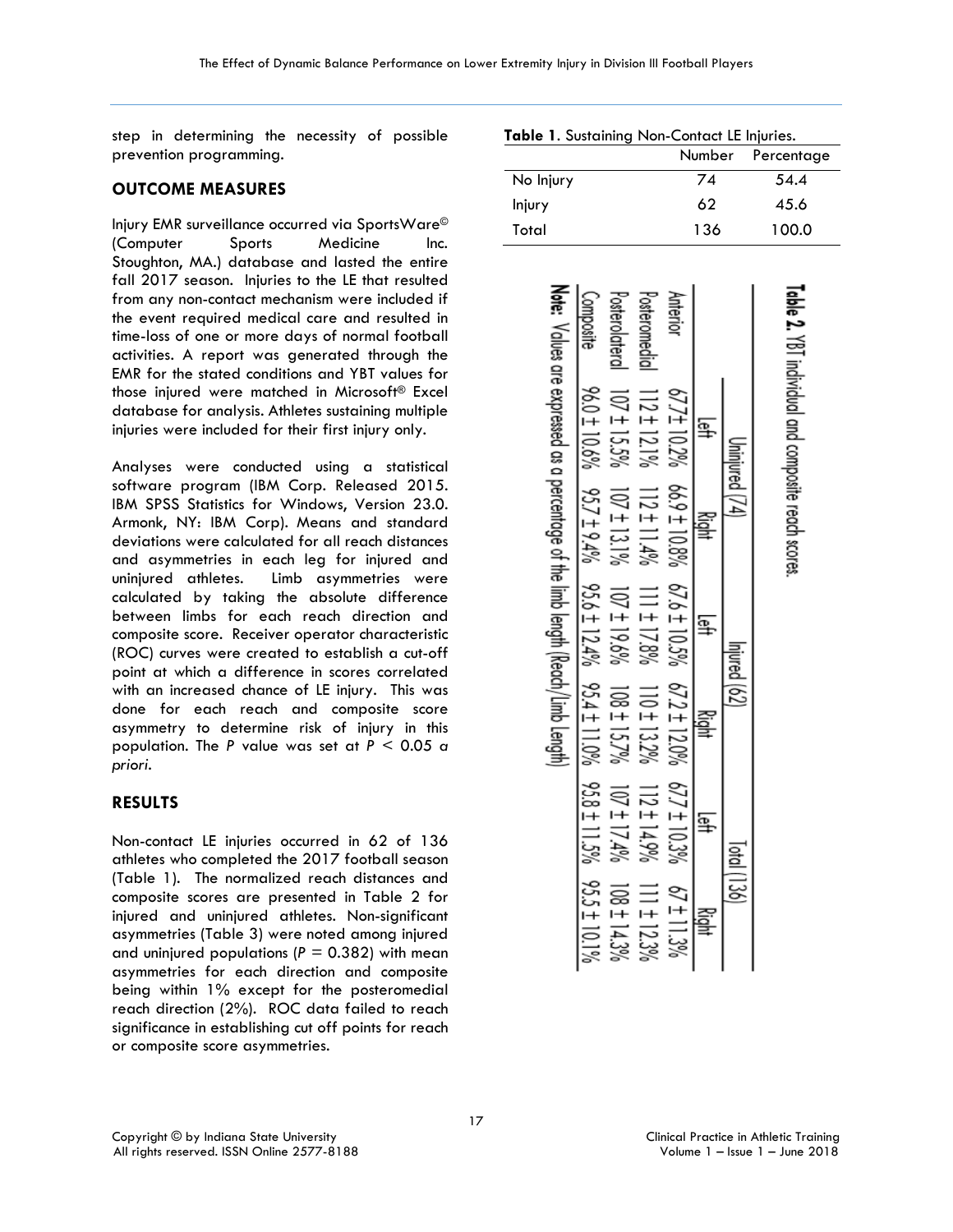step in determining the necessity of possible prevention programming.

## OUTCOME MEASURES

Injury EMR surveillance occurred via SportsWare© (Computer Sports Medicine Inc. Stoughton, MA.) database and lasted the entire fall 2017 season. Injuries to the LE that resulted from any non-contact mechanism were included if the event required medical care and resulted in time-loss of one or more days of normal football activities. A report was generated through the EMR for the stated conditions and YBT values for those injured were matched in Microsoft® Excel database for analysis. Athletes sustaining multiple injuries were included for their first injury only.

Analyses were conducted using a statistical software program (IBM Corp. Released 2015. IBM SPSS Statistics for Windows, Version 23.0. Armonk, NY: IBM Corp). Means and standard deviations were calculated for all reach distances and asymmetries in each leg for injured and uninjured athletes. Limb asymmetries were calculated by taking the absolute difference between limbs for each reach direction and composite score. Receiver operator characteristic (ROC) curves were created to establish a cut-off point at which a difference in scores correlated with an increased chance of LE injury. This was done for each reach and composite score asymmetry to determine risk of injury in this population. The $P$ value was set at $P < 0.05$ *a priori*.

## RESULTS

Non-contact LE injuries occurred in 62 of 136 athletes who completed the 2017 football season (Table 1). The normalized reach distances and composite scores are presented in Table 2 for injured and uninjured athletes. Non-significant asymmetries (Table 3) were noted among injured and uninjured populations ($P = 0.382$) with mean asymmetries for each direction and composite being within 1% except for the posteromedial reach direction (2%). ROC data failed to reach significance in establishing cut off points for reach or composite score asymmetries.

**Table 1**. Sustaining Non-Contact LE Injuries.

| | Number | Percentage |
|---|---|---|
| No Injury | 74 | 54.4 |
| Injury | 62 | 45.6 |
| Total | 136 | 100.0 |

**Table 2.** YBT individual and composite reach scores.

| | Uninjured (74) | | Injured (62) | | Total (136) | |
|---|---|---|---|---|---|---|
| | Left | Right | Left | Right | Left | Right |
| Anterior | 67.7 ± 10.2% | 66.9 ± 10.8% | 67.6 ± 10.5% | 67.2 ± 12.0% | 67.7 ± 10.3% | 67 ± 11.3% |
| Posteromedial | 112 ± 12.1% | 112 ± 11.4% | 111 ± 17.8% | 110 ± 13.2% | 112 ± 14.9% | 111 ± 12.3% |
| Posterolateral | 107 ± 15.5% | 107 ± 13.1% | 107 ± 19.6% | 108 ± 15.7% | 107 ± 17.4% | 108 ± 14.3% |
| Composite | 96.0 ± 10.6% | 95.7 ± 9.4% | 95.6 ± 12.4% | 95.4 ± 11.0% | 95.8 ± 11.5% | 95.5 ± 10.1% |

**Note:** Values are expressed as a percentage of the limb length (Reach/Limb Length)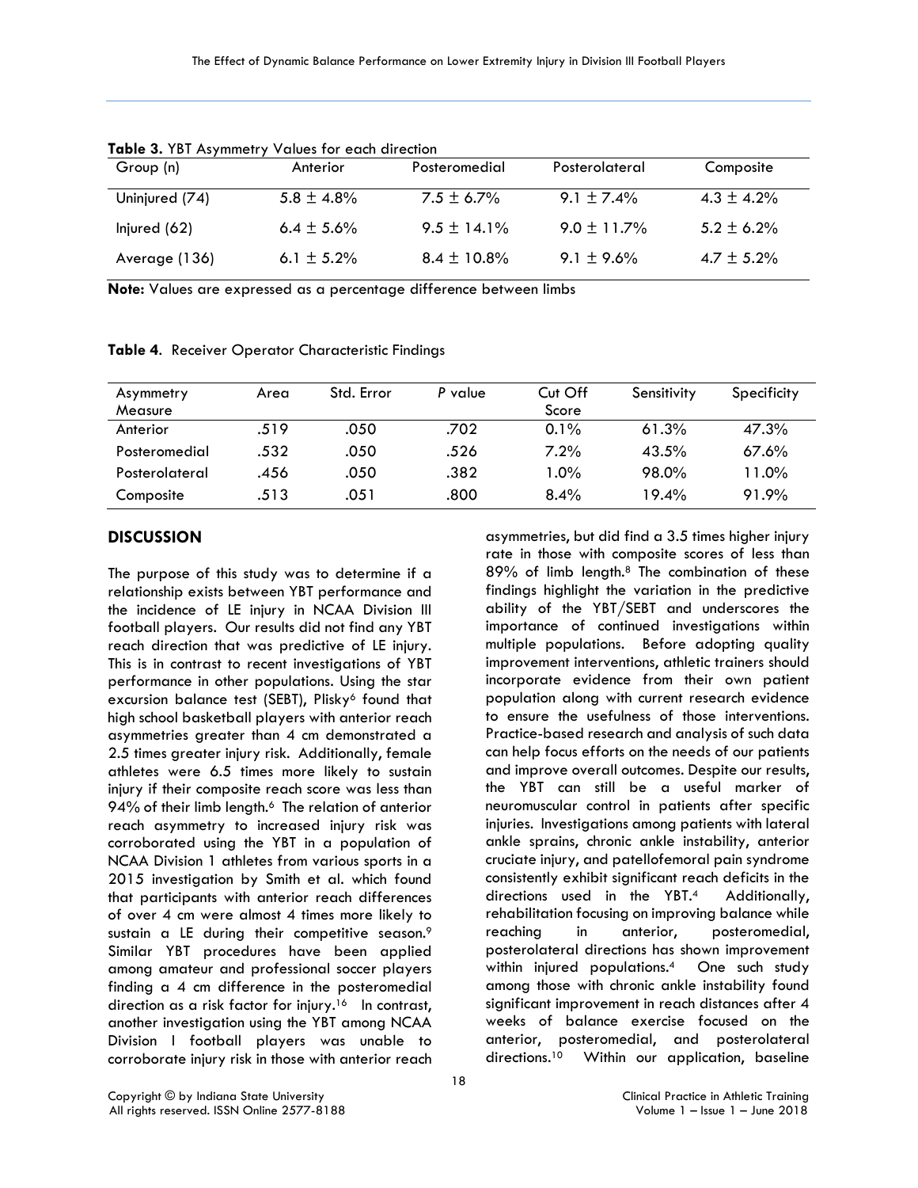**Table 3.** YBT Asymmetry Values for each direction

| Group (n) | Anterior | Posteromedial | Posterolateral | Composite |
|---|---|---|---|---|
| Uninjured (74) | 5.8 ± 4.8% | 7.5 ± 6.7% | 9.1 ± 7.4% | 4.3 ± 4.2% |
| Injured (62) | 6.4 ± 5.6% | 9.5 ± 14.1% | 9.0 ± 11.7% | 5.2 ± 6.2% |
| Average (136) | 6.1 ± 5.2% | 8.4 ± 10.8% | 9.1 ± 9.6% | 4.7 ± 5.2% |

**Note:** Values are expressed as a percentage difference between limbs

**Table 4**. Receiver Operator Characteristic Findings

| Asymmetry Measure | Area | Std. Error | *P* value | Cut Off Score | Sensitivity | Specificity |
|---|---|---|---|---|---|---|
| Anterior | .519 | .050 | .702 | 0.1% | 61.3% | 47.3% |
| Posteromedial | .532 | .050 | .526 | 7.2% | 43.5% | 67.6% |
| Posterolateral | .456 | .050 | .382 | 1.0% | 98.0% | 11.0% |
| Composite | .513 | .051 | .800 | 8.4% | 19.4% | 91.9% |

## DISCUSSION

The purpose of this study was to determine if a relationship exists between YBT performance and the incidence of LE injury in NCAA Division III football players. Our results did not find any YBT reach direction that was predictive of LE injury. This is in contrast to recent investigations of YBT performance in other populations. Using the star excursion balance test (SEBT), Plisky[6] found that high school basketball players with anterior reach asymmetries greater than 4 cm demonstrated a 2.5 times greater injury risk. Additionally, female athletes were 6.5 times more likely to sustain injury if their composite reach score was less than 94% of their limb length.[6] The relation of anterior reach asymmetry to increased injury risk was corroborated using the YBT in a population of NCAA Division 1 athletes from various sports in a 2015 investigation by Smith et al. which found that participants with anterior reach differences of over 4 cm were almost 4 times more likely to sustain a LE during their competitive season.[9] Similar YBT procedures have been applied among amateur and professional soccer players finding a 4 cm difference in the posteromedial direction as a risk factor for injury.[16] In contrast, another investigation using the YBT among NCAA Division I football players was unable to corroborate injury risk in those with anterior reach asymmetries, but did find a 3.5 times higher injury rate in those with composite scores of less than 89% of limb length.[8] The combination of these findings highlight the variation in the predictive ability of the YBT/SEBT and underscores the importance of continued investigations within multiple populations. Before adopting quality improvement interventions, athletic trainers should incorporate evidence from their own patient population along with current research evidence to ensure the usefulness of those interventions. Practice-based research and analysis of such data can help focus efforts on the needs of our patients and improve overall outcomes. Despite our results, the YBT can still be a useful marker of neuromuscular control in patients after specific injuries. Investigations among patients with lateral ankle sprains, chronic ankle instability, anterior cruciate injury, and patellofemoral pain syndrome consistently exhibit significant reach deficits in the directions used in the YBT.[4] Additionally, rehabilitation focusing on improving balance while reaching in anterior, posteromedial, posterolateral directions has shown improvement within injured populations.[4] One such study among those with chronic ankle instability found significant improvement in reach distances after 4 weeks of balance exercise focused on the anterior, posteromedial, and posterolateral directions.[10] Within our application, baseline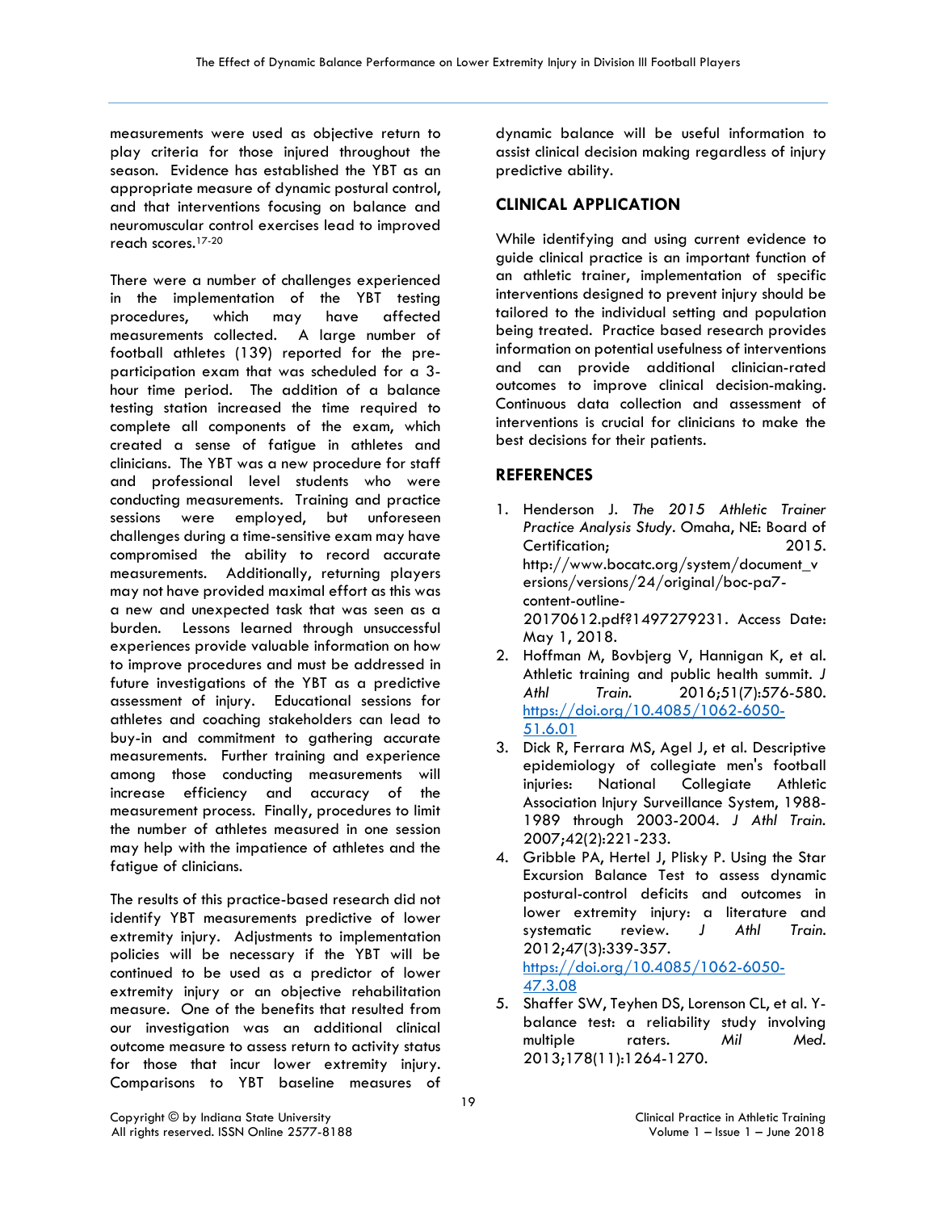measurements were used as objective return to play criteria for those injured throughout the season. Evidence has established the YBT as an appropriate measure of dynamic postural control, and that interventions focusing on balance and neuromuscular control exercises lead to improved reach scores.[17-20]

There were a number of challenges experienced in the implementation of the YBT testing procedures, which may have affected measurements collected. A large number of football athletes (139) reported for the pre-participation exam that was scheduled for a 3-hour time period. The addition of a balance testing station increased the time required to complete all components of the exam, which created a sense of fatigue in athletes and clinicians. The YBT was a new procedure for staff and professional level students who were conducting measurements. Training and practice sessions were employed, but unforeseen challenges during a time-sensitive exam may have compromised the ability to record accurate measurements. Additionally, returning players may not have provided maximal effort as this was a new and unexpected task that was seen as a burden. Lessons learned through unsuccessful experiences provide valuable information on how to improve procedures and must be addressed in future investigations of the YBT as a predictive assessment of injury. Educational sessions for athletes and coaching stakeholders can lead to buy-in and commitment to gathering accurate measurements. Further training and experience among those conducting measurements will increase efficiency and accuracy of the measurement process. Finally, procedures to limit the number of athletes measured in one session may help with the impatience of athletes and the fatigue of clinicians.

The results of this practice-based research did not identify YBT measurements predictive of lower extremity injury. Adjustments to implementation policies will be necessary if the YBT will be continued to be used as a predictor of lower extremity injury or an objective rehabilitation measure. One of the benefits that resulted from our investigation was an additional clinical outcome measure to assess return to activity status for those that incur lower extremity injury. Comparisons to YBT baseline measures of dynamic balance will be useful information to assist clinical decision making regardless of injury predictive ability.

## CLINICAL APPLICATION

While identifying and using current evidence to guide clinical practice is an important function of an athletic trainer, implementation of specific interventions designed to prevent injury should be tailored to the individual setting and population being treated. Practice based research provides information on potential usefulness of interventions and can provide additional clinician-rated outcomes to improve clinical decision-making. Continuous data collection and assessment of interventions is crucial for clinicians to make the best decisions for their patients.

## REFERENCES

1. Henderson J. *The 2015 Athletic Trainer Practice Analysis Study*. Omaha, NE: Board of Certification; 2015. http://www.bocatc.org/system/document_versions/versions/24/original/boc-pa7-content-outline-20170612.pdf?1497279231. Access Date: May 1, 2018.
2. Hoffman M, Bovbjerg V, Hannigan K, et al. Athletic training and public health summit. *J Athl Train.* 2016;51(7):576-580. https://doi.org/10.4085/1062-6050-51.6.01
3. Dick R, Ferrara MS, Agel J, et al. Descriptive epidemiology of collegiate men's football injuries: National Collegiate Athletic Association Injury Surveillance System, 1988-1989 through 2003-2004. *J Athl Train.* 2007;42(2):221-233.
4. Gribble PA, Hertel J, Plisky P. Using the Star Excursion Balance Test to assess dynamic postural-control deficits and outcomes in lower extremity injury: a literature and systematic review. *J Athl Train.* 2012;47(3):339-357. https://doi.org/10.4085/1062-6050-47.3.08
5. Shaffer SW, Teyhen DS, Lorenson CL, et al. Y-balance test: a reliability study involving multiple raters. *Mil Med.* 2013;178(11):1264-1270.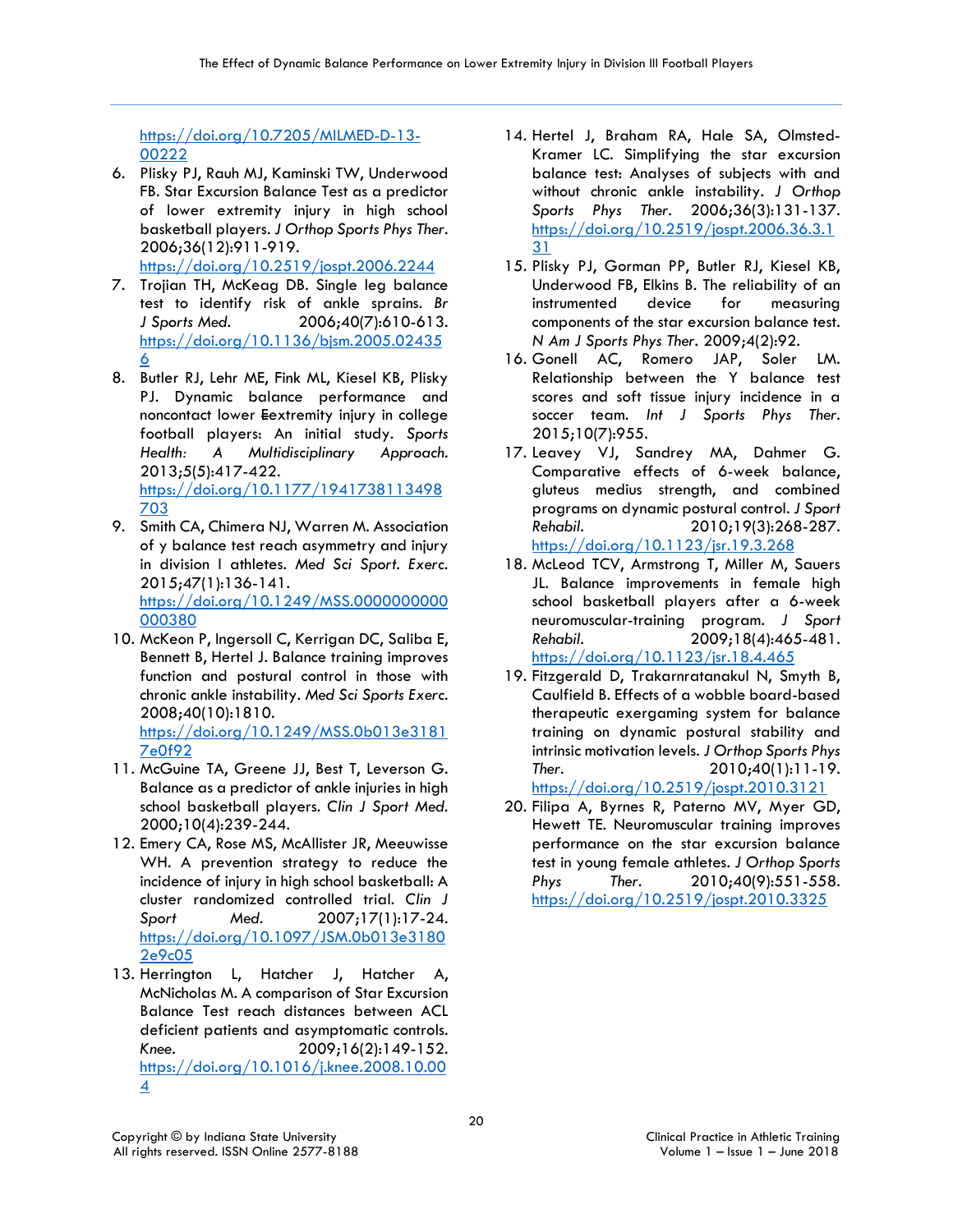https://doi.org/10.7205/MILMED-D-13-00222

6. Plisky PJ, Rauh MJ, Kaminski TW, Underwood FB. Star Excursion Balance Test as a predictor of lower extremity injury in high school basketball players. *J Orthop Sports Phys Ther*. 2006;36(12):911-919. https://doi.org/10.2519/jospt.2006.2244
7. Trojian TH, McKeag DB. Single leg balance test to identify risk of ankle sprains. *Br J Sports Med*. 2006;40(7):610-613. https://doi.org/10.1136/bjsm.2005.024356
8. Butler RJ, Lehr ME, Fink ML, Kiesel KB, Plisky PJ. Dynamic balance performance and noncontact lower Eextremity injury in college football players: An initial study. *Sports Health: A Multidisciplinary Approach*. 2013;5(5):417-422. https://doi.org/10.1177/1941738113498703
9. Smith CA, Chimera NJ, Warren M. Association of y balance test reach asymmetry and injury in division I athletes. *Med Sci Sport. Exerc*. 2015;47(1):136-141. https://doi.org/10.1249/MSS.0000000000000380
10. McKeon P, Ingersoll C, Kerrigan DC, Saliba E, Bennett B, Hertel J. Balance training improves function and postural control in those with chronic ankle instability. *Med Sci Sports Exerc*. 2008;40(10):1810. https://doi.org/10.1249/MSS.0b013e31817e0f92
11. McGuine TA, Greene JJ, Best T, Leverson G. Balance as a predictor of ankle injuries in high school basketball players. *Clin J Sport Med*. 2000;10(4):239-244.
12. Emery CA, Rose MS, McAllister JR, Meeuwisse WH. A prevention strategy to reduce the incidence of injury in high school basketball: A cluster randomized controlled trial. *Clin J Sport Med*. 2007;17(1):17-24. https://doi.org/10.1097/JSM.0b013e31802e9c05
13. Herrington L, Hatcher J, Hatcher A, McNicholas M. A comparison of Star Excursion Balance Test reach distances between ACL deficient patients and asymptomatic controls. *Knee*. 2009;16(2):149-152. https://doi.org/10.1016/j.knee.2008.10.004
14. Hertel J, Braham RA, Hale SA, Olmsted-Kramer LC. Simplifying the star excursion balance test: Analyses of subjects with and without chronic ankle instability. *J Orthop Sports Phys Ther*. 2006;36(3):131-137. https://doi.org/10.2519/jospt.2006.36.3.131
15. Plisky PJ, Gorman PP, Butler RJ, Kiesel KB, Underwood FB, Elkins B. The reliability of an instrumented device for measuring components of the star excursion balance test. *N Am J Sports Phys Ther*. 2009;4(2):92.
16. Gonell AC, Romero JAP, Soler LM. Relationship between the Y balance test scores and soft tissue injury incidence in a soccer team. *Int J Sports Phys Ther*. 2015;10(7):955.
17. Leavey VJ, Sandrey MA, Dahmer G. Comparative effects of 6-week balance, gluteus medius strength, and combined programs on dynamic postural control. *J Sport Rehabil*. 2010;19(3):268-287. https://doi.org/10.1123/jsr.19.3.268
18. McLeod TCV, Armstrong T, Miller M, Sauers JL. Balance improvements in female high school basketball players after a 6-week neuromuscular-training program. *J Sport Rehabil*. 2009;18(4):465-481. https://doi.org/10.1123/jsr.18.4.465
19. Fitzgerald D, Trakarnratanakul N, Smyth B, Caulfield B. Effects of a wobble board-based therapeutic exergaming system for balance training on dynamic postural stability and intrinsic motivation levels. *J Orthop Sports Phys Ther*. 2010;40(1):11-19. https://doi.org/10.2519/jospt.2010.3121
20. Filipa A, Byrnes R, Paterno MV, Myer GD, Hewett TE. Neuromuscular training improves performance on the star excursion balance test in young female athletes. *J Orthop Sports Phys Ther*. 2010;40(9):551-558. https://doi.org/10.2519/jospt.2010.3325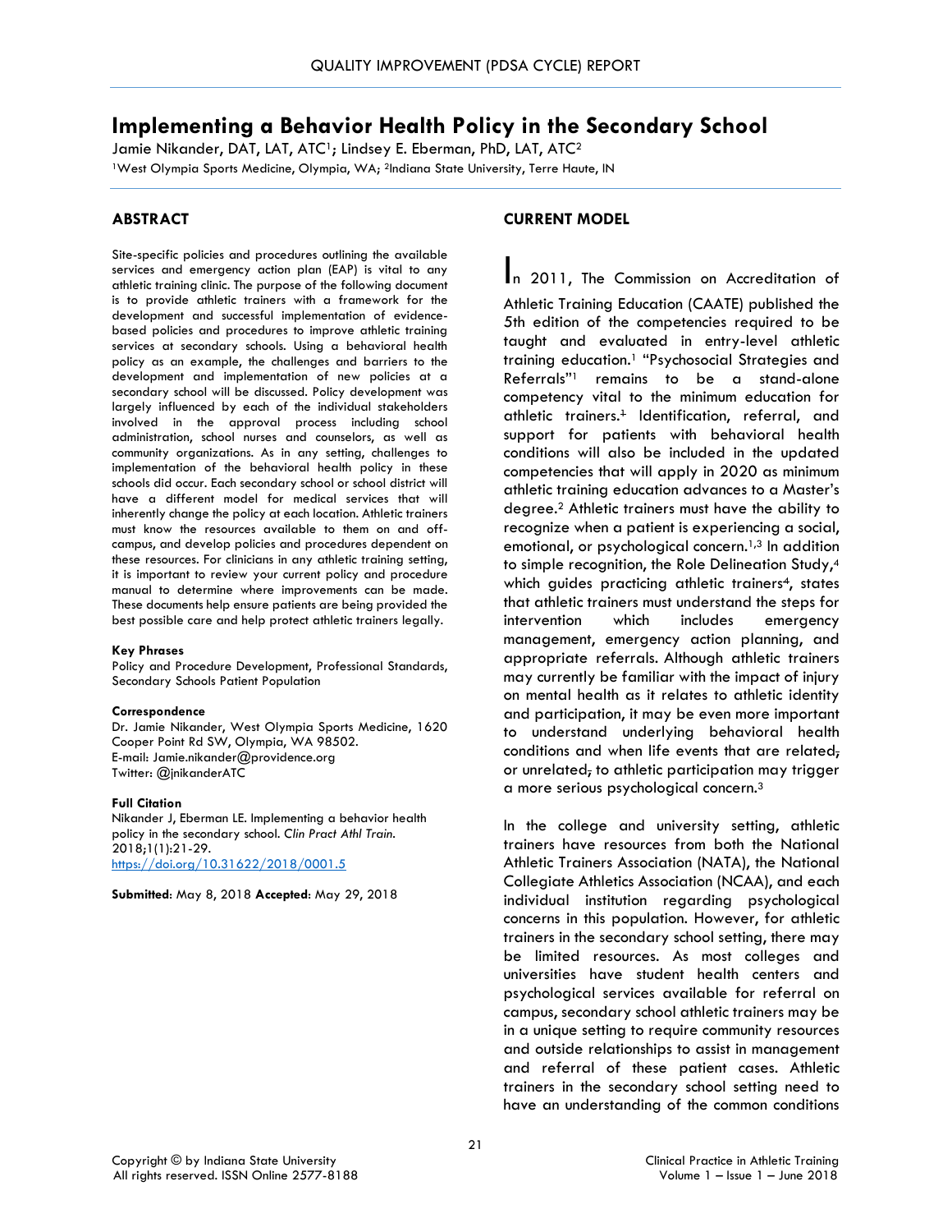QUALITY IMPROVEMENT (PDSA CYCLE) REPORT

# Implementing a Behavior Health Policy in the Secondary School

Jamie Nikander, DAT, LAT, ATC[1]; Lindsey E. Eberman, PhD, LAT, ATC[2]

[1]West Olympia Sports Medicine, Olympia, WA; [2]Indiana State University, Terre Haute, IN

## ABSTRACT

Site-specific policies and procedures outlining the available services and emergency action plan (EAP) is vital to any athletic training clinic. The purpose of the following document is to provide athletic trainers with a framework for the development and successful implementation of evidence-based policies and procedures to improve athletic training services at secondary schools. Using a behavioral health policy as an example, the challenges and barriers to the development and implementation of new policies at a secondary school will be discussed. Policy development was largely influenced by each of the individual stakeholders involved in the approval process including school administration, school nurses and counselors, as well as community organizations. As in any setting, challenges to implementation of the behavioral health policy in these schools did occur. Each secondary school or school district will have a different model for medical services that will inherently change the policy at each location. Athletic trainers must know the resources available to them on and off-campus, and develop policies and procedures dependent on these resources. For clinicians in any athletic training setting, it is important to review your current policy and procedure manual to determine where improvements can be made. These documents help ensure patients are being provided the best possible care and help protect athletic trainers legally.

#### Key Phrases

Policy and Procedure Development, Professional Standards, Secondary Schools Patient Population

#### Correspondence

Dr. Jamie Nikander, West Olympia Sports Medicine, 1620 Cooper Point Rd SW, Olympia, WA 98502.
E-mail: Jamie.nikander@providence.org
Twitter: @jnikanderATC

#### Full Citation

Nikander J, Eberman LE. Implementing a behavior health policy in the secondary school. *Clin Pract Athl Train.* 2018;1(1):21-29.
https://doi.org/10.31622/2018/0001.5

**Submitted**: May 8, 2018 **Accepted**: May 29, 2018

## CURRENT MODEL

In 2011, The Commission on Accreditation of Athletic Training Education (CAATE) published the 5th edition of the competencies required to be taught and evaluated in entry-level athletic training education.[1] "Psychosocial Strategies and Referrals"[1] remains to be a stand-alone competency vital to the minimum education for athletic trainers.[1] Identification, referral, and support for patients with behavioral health conditions will also be included in the updated competencies that will apply in 2020 as minimum athletic training education advances to a Master's degree.[2] Athletic trainers must have the ability to recognize when a patient is experiencing a social, emotional, or psychological concern.[1,3] In addition to simple recognition, the Role Delineation Study,[4] which guides practicing athletic trainers[4], states that athletic trainers must understand the steps for intervention which includes emergency management, emergency action planning, and appropriate referrals. Although athletic trainers may currently be familiar with the impact of injury on mental health as it relates to athletic identity and participation, it may be even more important to understand underlying behavioral health conditions and when life events that are related, or unrelated, to athletic participation may trigger a more serious psychological concern.[3]

In the college and university setting, athletic trainers have resources from both the National Athletic Trainers Association (NATA), the National Collegiate Athletics Association (NCAA), and each individual institution regarding psychological concerns in this population. However, for athletic trainers in the secondary school setting, there may be limited resources. As most colleges and universities have student health centers and psychological services available for referral on campus, secondary school athletic trainers may be in a unique setting to require community resources and outside relationships to assist in management and referral of these patient cases. Athletic trainers in the secondary school setting need to have an understanding of the common conditions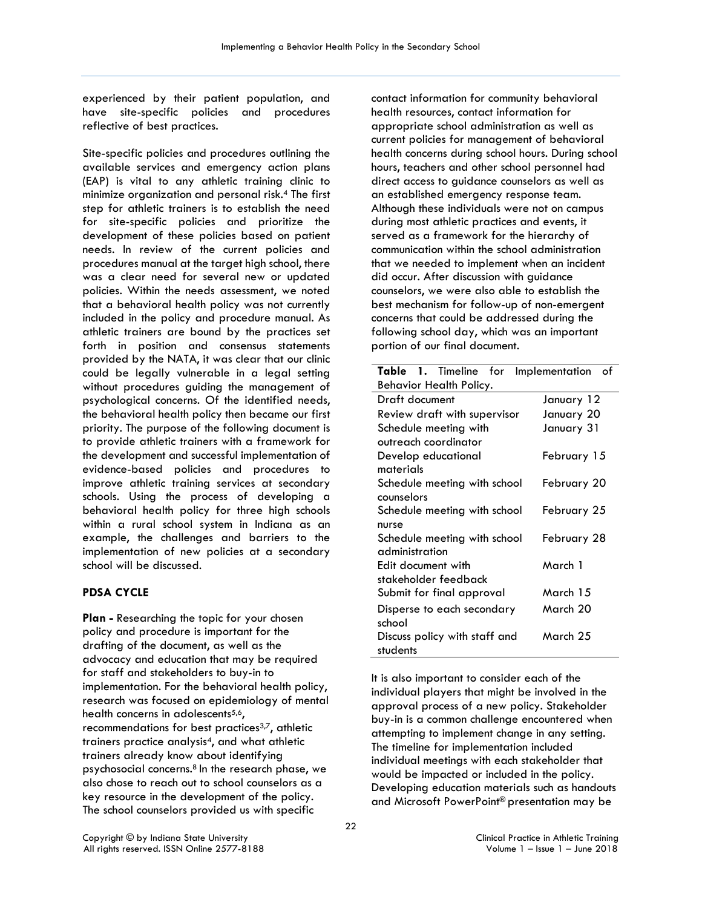experienced by their patient population, and have site-specific policies and procedures reflective of best practices.

Site-specific policies and procedures outlining the available services and emergency action plans (EAP) is vital to any athletic training clinic to minimize organization and personal risk.[4] The first step for athletic trainers is to establish the need for site-specific policies and prioritize the development of these policies based on patient needs. In review of the current policies and procedures manual at the target high school, there was a clear need for several new or updated policies. Within the needs assessment, we noted that a behavioral health policy was not currently included in the policy and procedure manual. As athletic trainers are bound by the practices set forth in position and consensus statements provided by the NATA, it was clear that our clinic could be legally vulnerable in a legal setting without procedures guiding the management of psychological concerns. Of the identified needs, the behavioral health policy then became our first priority. The purpose of the following document is to provide athletic trainers with a framework for the development and successful implementation of evidence-based policies and procedures to improve athletic training services at secondary schools. Using the process of developing a behavioral health policy for three high schools within a rural school system in Indiana as an example, the challenges and barriers to the implementation of new policies at a secondary school will be discussed.

## PDSA CYCLE

**Plan -** Researching the topic for your chosen policy and procedure is important for the drafting of the document, as well as the advocacy and education that may be required for staff and stakeholders to buy-in to implementation. For the behavioral health policy, research was focused on epidemiology of mental health concerns in adolescents[5,6], recommendations for best practices[3,7], athletic trainers practice analysis[4], and what athletic trainers already know about identifying psychosocial concerns.[8] In the research phase, we also chose to reach out to school counselors as a key resource in the development of the policy. The school counselors provided us with specific contact information for community behavioral health resources, contact information for appropriate school administration as well as current policies for management of behavioral health concerns during school hours. During school hours, teachers and other school personnel had direct access to guidance counselors as well as an established emergency response team. Although these individuals were not on campus during most athletic practices and events, it served as a framework for the hierarchy of communication within the school administration that we needed to implement when an incident did occur. After discussion with guidance counselors, we were also able to establish the best mechanism for follow-up of non-emergent concerns that could be addressed during the following school day, which was an important portion of our final document.

**Table 1.** Timeline for Implementation of Behavior Health Policy.

| | |
|---|---|
| Draft document | January 12 |
| Review draft with supervisor | January 20 |
| Schedule meeting with outreach coordinator | January 31 |
| Develop educational materials | February 15 |
| Schedule meeting with school counselors | February 20 |
| Schedule meeting with school nurse | February 25 |
| Schedule meeting with school administration | February 28 |
| Edit document with stakeholder feedback | March 1 |
| Submit for final approval | March 15 |
| Disperse to each secondary school | March 20 |
| Discuss policy with staff and students | March 25 |

It is also important to consider each of the individual players that might be involved in the approval process of a new policy. Stakeholder buy-in is a common challenge encountered when attempting to implement change in any setting. The timeline for implementation included individual meetings with each stakeholder that would be impacted or included in the policy. Developing education materials such as handouts and Microsoft PowerPoint® presentation may be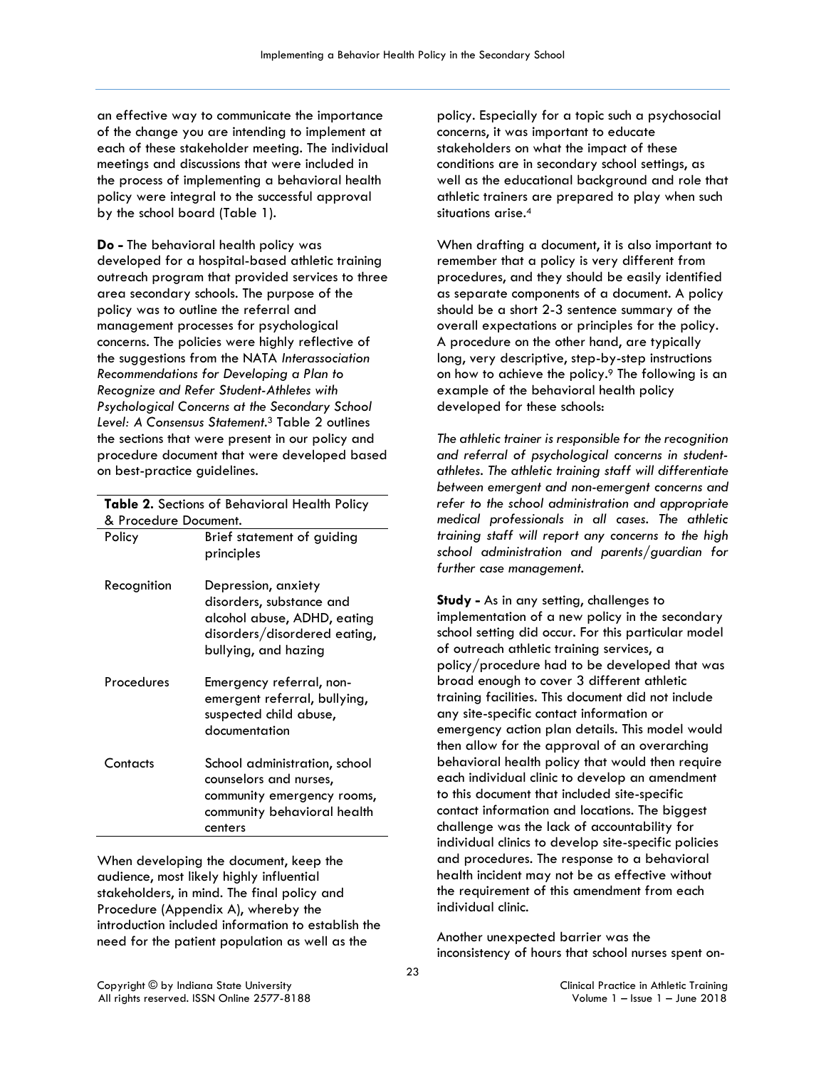an effective way to communicate the importance of the change you are intending to implement at each of these stakeholder meeting. The individual meetings and discussions that were included in the process of implementing a behavioral health policy were integral to the successful approval by the school board (Table 1).

**Do -** The behavioral health policy was developed for a hospital-based athletic training outreach program that provided services to three area secondary schools. The purpose of the policy was to outline the referral and management processes for psychological concerns. The policies were highly reflective of the suggestions from the NATA *Interassociation Recommendations for Developing a Plan to Recognize and Refer Student-Athletes with Psychological Concerns at the Secondary School Level: A Consensus Statement*.[3] Table 2 outlines the sections that were present in our policy and procedure document that were developed based on best-practice guidelines.

**Table 2.** Sections of Behavioral Health Policy & Procedure Document.

| | |
|---|---|
| Policy | Brief statement of guiding principles |
| Recognition | Depression, anxiety disorders, substance and alcohol abuse, ADHD, eating disorders/disordered eating, bullying, and hazing |
| Procedures | Emergency referral, non-emergent referral, bullying, suspected child abuse, documentation |
| Contacts | School administration, school counselors and nurses, community emergency rooms, community behavioral health centers |

When developing the document, keep the audience, most likely highly influential stakeholders, in mind. The final policy and Procedure (Appendix A), whereby the introduction included information to establish the need for the patient population as well as the policy. Especially for a topic such a psychosocial concerns, it was important to educate stakeholders on what the impact of these conditions are in secondary school settings, as well as the educational background and role that athletic trainers are prepared to play when such situations arise.[4]

When drafting a document, it is also important to remember that a policy is very different from procedures, and they should be easily identified as separate components of a document. A policy should be a short 2-3 sentence summary of the overall expectations or principles for the policy. A procedure on the other hand, are typically long, very descriptive, step-by-step instructions on how to achieve the policy.[9] The following is an example of the behavioral health policy developed for these schools:

*The athletic trainer is responsible for the recognition and referral of psychological concerns in student-athletes. The athletic training staff will differentiate between emergent and non-emergent concerns and refer to the school administration and appropriate medical professionals in all cases. The athletic training staff will report any concerns to the high school administration and parents/guardian for further case management.*

**Study -** As in any setting, challenges to implementation of a new policy in the secondary school setting did occur. For this particular model of outreach athletic training services, a policy/procedure had to be developed that was broad enough to cover 3 different athletic training facilities. This document did not include any site-specific contact information or emergency action plan details. This model would then allow for the approval of an overarching behavioral health policy that would then require each individual clinic to develop an amendment to this document that included site-specific contact information and locations. The biggest challenge was the lack of accountability for individual clinics to develop site-specific policies and procedures. The response to a behavioral health incident may not be as effective without the requirement of this amendment from each individual clinic.

Another unexpected barrier was the inconsistency of hours that school nurses spent on-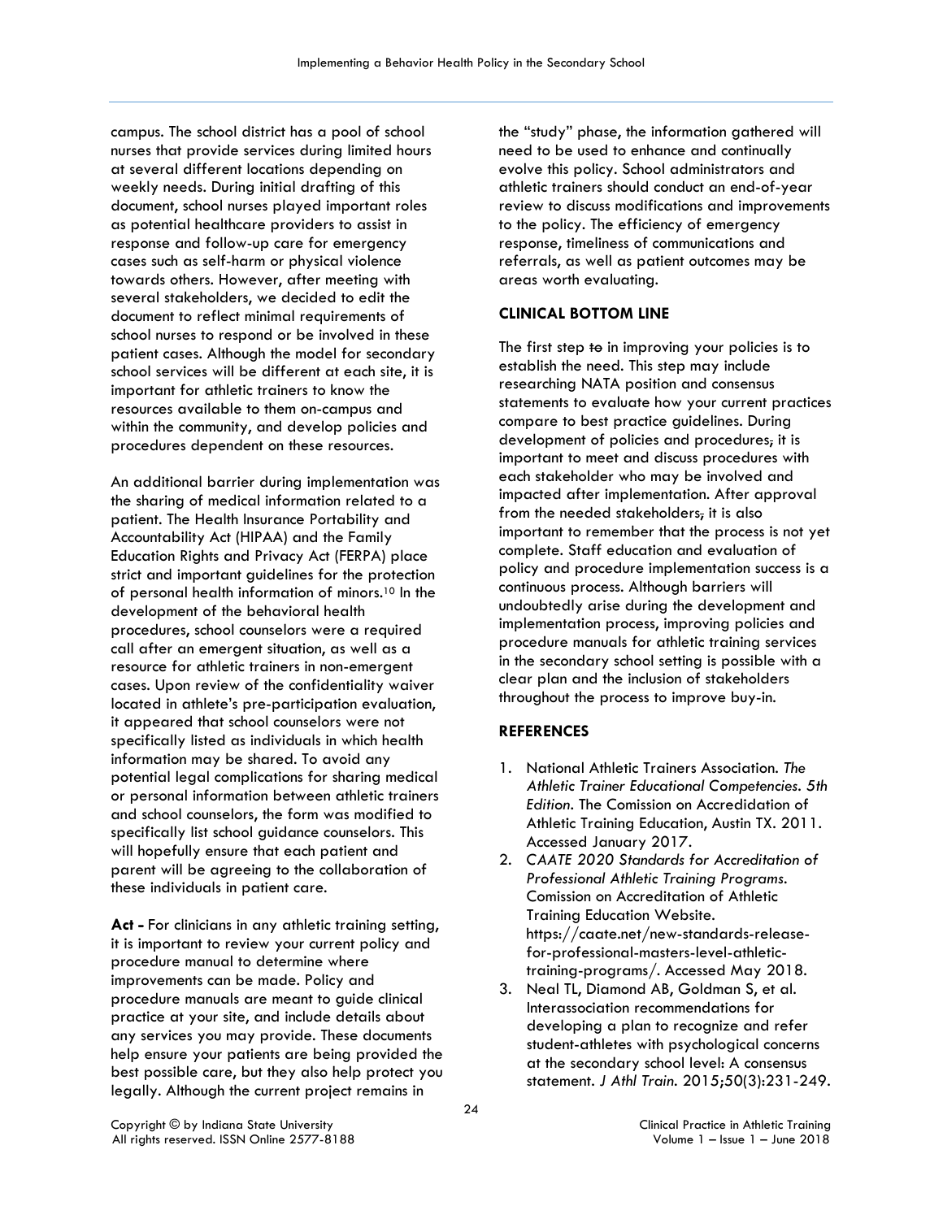campus. The school district has a pool of school nurses that provide services during limited hours at several different locations depending on weekly needs. During initial drafting of this document, school nurses played important roles as potential healthcare providers to assist in response and follow-up care for emergency cases such as self-harm or physical violence towards others. However, after meeting with several stakeholders, we decided to edit the document to reflect minimal requirements of school nurses to respond or be involved in these patient cases. Although the model for secondary school services will be different at each site, it is important for athletic trainers to know the resources available to them on-campus and within the community, and develop policies and procedures dependent on these resources.

An additional barrier during implementation was the sharing of medical information related to a patient. The Health Insurance Portability and Accountability Act (HIPAA) and the Family Education Rights and Privacy Act (FERPA) place strict and important guidelines for the protection of personal health information of minors.[10] In the development of the behavioral health procedures, school counselors were a required call after an emergent situation, as well as a resource for athletic trainers in non-emergent cases. Upon review of the confidentiality waiver located in athlete's pre-participation evaluation, it appeared that school counselors were not specifically listed as individuals in which health information may be shared. To avoid any potential legal complications for sharing medical or personal information between athletic trainers and school counselors, the form was modified to specifically list school guidance counselors. This will hopefully ensure that each patient and parent will be agreeing to the collaboration of these individuals in patient care.

**Act -** For clinicians in any athletic training setting, it is important to review your current policy and procedure manual to determine where improvements can be made. Policy and procedure manuals are meant to guide clinical practice at your site, and include details about any services you may provide. These documents help ensure your patients are being provided the best possible care, but they also help protect you legally. Although the current project remains in the "study" phase, the information gathered will need to be used to enhance and continually evolve this policy. School administrators and athletic trainers should conduct an end-of-year review to discuss modifications and improvements to the policy. The efficiency of emergency response, timeliness of communications and referrals, as well as patient outcomes may be areas worth evaluating.

## CLINICAL BOTTOM LINE

The first step ~~to~~ in improving your policies is to establish the need. This step may include researching NATA position and consensus statements to evaluate how your current practices compare to best practice guidelines. During development of policies and procedures~~,~~ it is important to meet and discuss procedures with each stakeholder who may be involved and impacted after implementation. After approval from the needed stakeholders~~,~~ it is also important to remember that the process is not yet complete. Staff education and evaluation of policy and procedure implementation success is a continuous process. Although barriers will undoubtedly arise during the development and implementation process, improving policies and procedure manuals for athletic training services in the secondary school setting is possible with a clear plan and the inclusion of stakeholders throughout the process to improve buy-in.

## REFERENCES

1. National Athletic Trainers Association. *The Athletic Trainer Educational Competencies. 5th Edition*. The Comission on Accredidation of Athletic Training Education, Austin TX. 2011. Accessed January 2017.
2. *CAATE 2020 Standards for Accreditation of Professional Athletic Training Programs*. Comission on Accreditation of Athletic Training Education Website. https://caate.net/new-standards-release-for-professional-masters-level-athletic-training-programs/. Accessed May 2018.
3. Neal TL, Diamond AB, Goldman S, et al. Interassociation recommendations for developing a plan to recognize and refer student-athletes with psychological concerns at the secondary school level: A consensus statement. *J Athl Train*. 2015;50(3):231-249.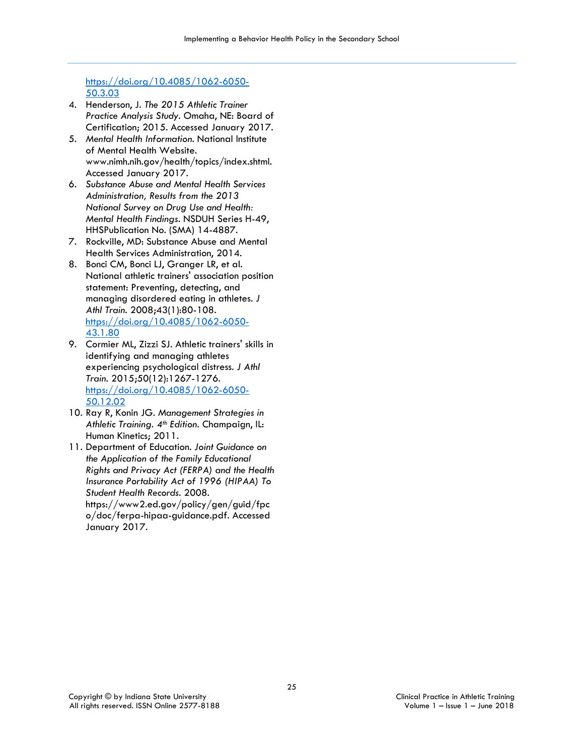https://doi.org/10.4085/1062-6050-50.3.03

4. Henderson, J. *The 2015 Athletic Trainer Practice Analysis Study*. Omaha, NE: Board of Certification; 2015. Accessed January 2017.
5. *Mental Health Information*. National Institute of Mental Health Website. www.nimh.nih.gov/health/topics/index.shtml. Accessed January 2017.
6. *Substance Abuse and Mental Health Services Administration, Results from the 2013 National Survey on Drug Use and Health: Mental Health Findings*. NSDUH Series H-49, HHSPublication No. (SMA) 14-4887.
7. Rockville, MD: Substance Abuse and Mental Health Services Administration, 2014.
8. Bonci CM, Bonci LJ, Granger LR, et al. National athletic trainers' association position statement: Preventing, detecting, and managing disordered eating in athletes. *J Athl Train*. 2008;43(1):80-108. https://doi.org/10.4085/1062-6050-43.1.80
9. Cormier ML, Zizzi SJ. Athletic trainers' skills in identifying and managing athletes experiencing psychological distress. *J Athl Train*. 2015;50(12):1267-1276. https://doi.org/10.4085/1062-6050-50.12.02
10. Ray R, Konin JG. *Management Strategies in Athletic Training. 4th Edition*. Champaign, IL: Human Kinetics; 2011.
11. Department of Education. *Joint Guidance on the Application of the Family Educational Rights and Privacy Act (FERPA) and the Health Insurance Portability Act of 1996 (HIPAA) To Student Health Records*. 2008. https://www2.ed.gov/policy/gen/guid/fpco/doc/ferpa-hipaa-guidance.pdf. Accessed January 2017.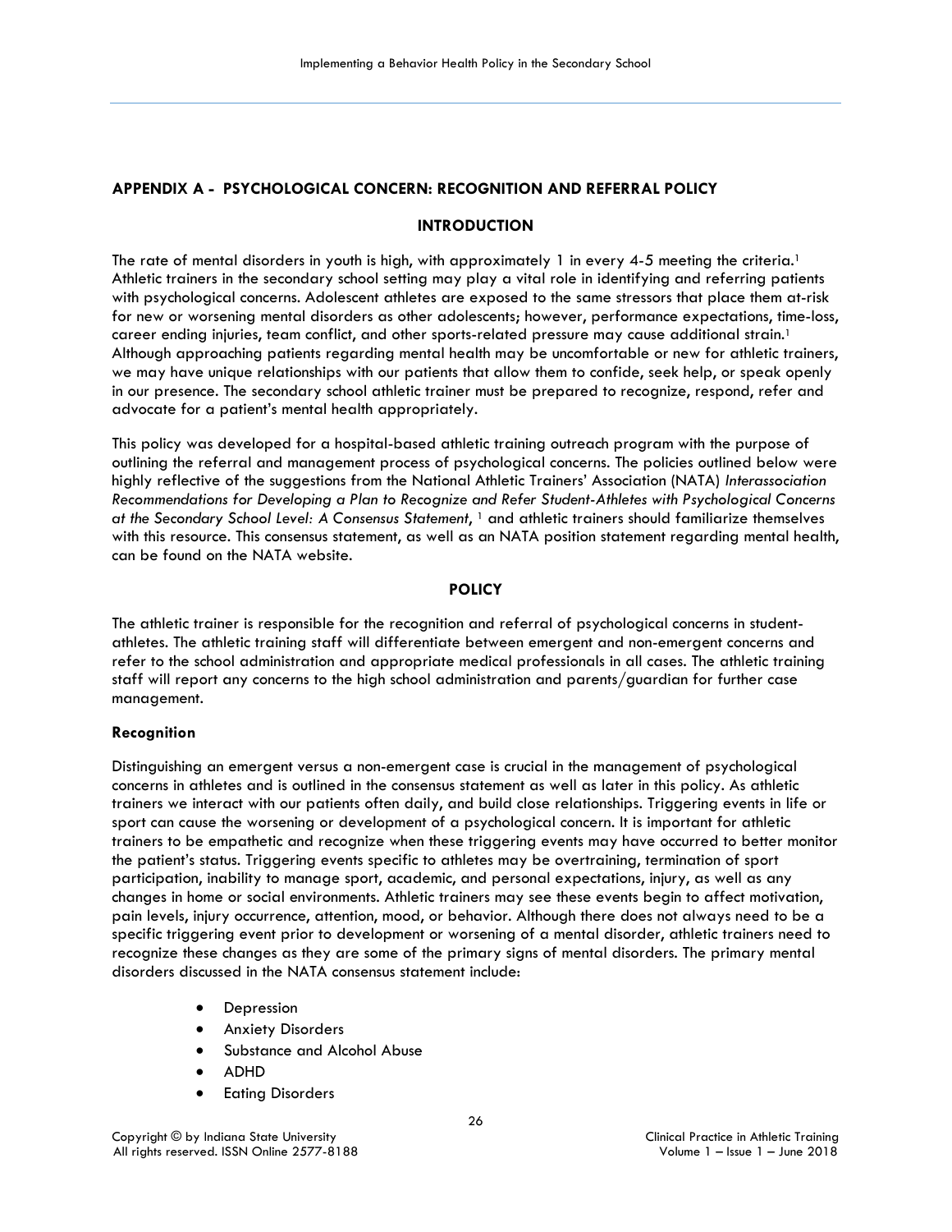## APPENDIX A - PSYCHOLOGICAL CONCERN: RECOGNITION AND REFERRAL POLICY

### INTRODUCTION

The rate of mental disorders in youth is high, with approximately 1 in every 4-5 meeting the criteria.[1] Athletic trainers in the secondary school setting may play a vital role in identifying and referring patients with psychological concerns. Adolescent athletes are exposed to the same stressors that place them at-risk for new or worsening mental disorders as other adolescents; however, performance expectations, time-loss, career ending injuries, team conflict, and other sports-related pressure may cause additional strain.[1] Although approaching patients regarding mental health may be uncomfortable or new for athletic trainers, we may have unique relationships with our patients that allow them to confide, seek help, or speak openly in our presence. The secondary school athletic trainer must be prepared to recognize, respond, refer and advocate for a patient's mental health appropriately.

This policy was developed for a hospital-based athletic training outreach program with the purpose of outlining the referral and management process of psychological concerns. The policies outlined below were highly reflective of the suggestions from the National Athletic Trainers' Association (NATA) *Interassociation Recommendations for Developing a Plan to Recognize and Refer Student-Athletes with Psychological Concerns at the Secondary School Level: A Consensus Statement*, [1] and athletic trainers should familiarize themselves with this resource. This consensus statement, as well as an NATA position statement regarding mental health, can be found on the NATA website.

### POLICY

The athletic trainer is responsible for the recognition and referral of psychological concerns in student-athletes. The athletic training staff will differentiate between emergent and non-emergent concerns and refer to the school administration and appropriate medical professionals in all cases. The athletic training staff will report any concerns to the high school administration and parents/guardian for further case management.

**Recognition**

Distinguishing an emergent versus a non-emergent case is crucial in the management of psychological concerns in athletes and is outlined in the consensus statement as well as later in this policy. As athletic trainers we interact with our patients often daily, and build close relationships. Triggering events in life or sport can cause the worsening or development of a psychological concern. It is important for athletic trainers to be empathetic and recognize when these triggering events may have occurred to better monitor the patient's status. Triggering events specific to athletes may be overtraining, termination of sport participation, inability to manage sport, academic, and personal expectations, injury, as well as any changes in home or social environments. Athletic trainers may see these events begin to affect motivation, pain levels, injury occurrence, attention, mood, or behavior. Although there does not always need to be a specific triggering event prior to development or worsening of a mental disorder, athletic trainers need to recognize these changes as they are some of the primary signs of mental disorders. The primary mental disorders discussed in the NATA consensus statement include:

- Depression
- Anxiety Disorders
- Substance and Alcohol Abuse
- ADHD
- Eating Disorders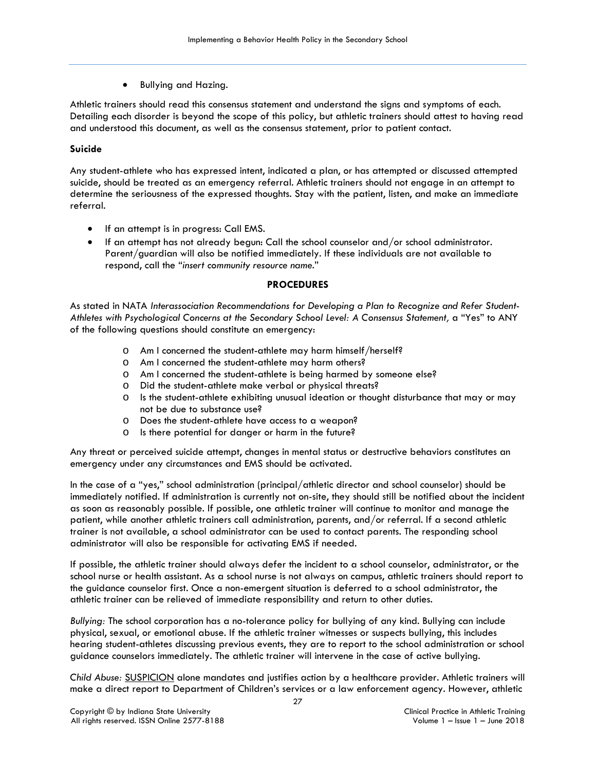- Bullying and Hazing.

Athletic trainers should read this consensus statement and understand the signs and symptoms of each. Detailing each disorder is beyond the scope of this policy, but athletic trainers should attest to having read and understood this document, as well as the consensus statement, prior to patient contact.

**Suicide**

Any student-athlete who has expressed intent, indicated a plan, or has attempted or discussed attempted suicide, should be treated as an emergency referral. Athletic trainers should not engage in an attempt to determine the seriousness of the expressed thoughts. Stay with the patient, listen, and make an immediate referral.

- If an attempt is in progress: Call EMS.
- If an attempt has not already begun: Call the school counselor and/or school administrator. Parent/guardian will also be notified immediately. If these individuals are not available to respond, call the "*insert community resource name*."

**PROCEDURES**

As stated in NATA *Interassociation Recommendations for Developing a Plan to Recognize and Refer Student-Athletes with Psychological Concerns at the Secondary School Level: A Consensus Statement,* a "Yes" to ANY of the following questions should constitute an emergency:

- Am I concerned the student-athlete may harm himself/herself?
- Am I concerned the student-athlete may harm others?
- Am I concerned the student-athlete is being harmed by someone else?
- Did the student-athlete make verbal or physical threats?
- Is the student-athlete exhibiting unusual ideation or thought disturbance that may or may not be due to substance use?
- Does the student-athlete have access to a weapon?
- Is there potential for danger or harm in the future?

Any threat or perceived suicide attempt, changes in mental status or destructive behaviors constitutes an emergency under any circumstances and EMS should be activated.

In the case of a "yes," school administration (principal/athletic director and school counselor) should be immediately notified. If administration is currently not on-site, they should still be notified about the incident as soon as reasonably possible. If possible, one athletic trainer will continue to monitor and manage the patient, while another athletic trainers call administration, parents, and/or referral. If a second athletic trainer is not available, a school administrator can be used to contact parents. The responding school administrator will also be responsible for activating EMS if needed.

If possible, the athletic trainer should always defer the incident to a school counselor, administrator, or the school nurse or health assistant. As a school nurse is not always on campus, athletic trainers should report to the guidance counselor first. Once a non-emergent situation is deferred to a school administrator, the athletic trainer can be relieved of immediate responsibility and return to other duties.

*Bullying:* The school corporation has a no-tolerance policy for bullying of any kind. Bullying can include physical, sexual, or emotional abuse. If the athletic trainer witnesses or suspects bullying, this includes hearing student-athletes discussing previous events, they are to report to the school administration or school guidance counselors immediately. The athletic trainer will intervene in the case of active bullying.

*Child Abuse:* SUSPICION alone mandates and justifies action by a healthcare provider. Athletic trainers will make a direct report to Department of Children's services or a law enforcement agency. However, athletic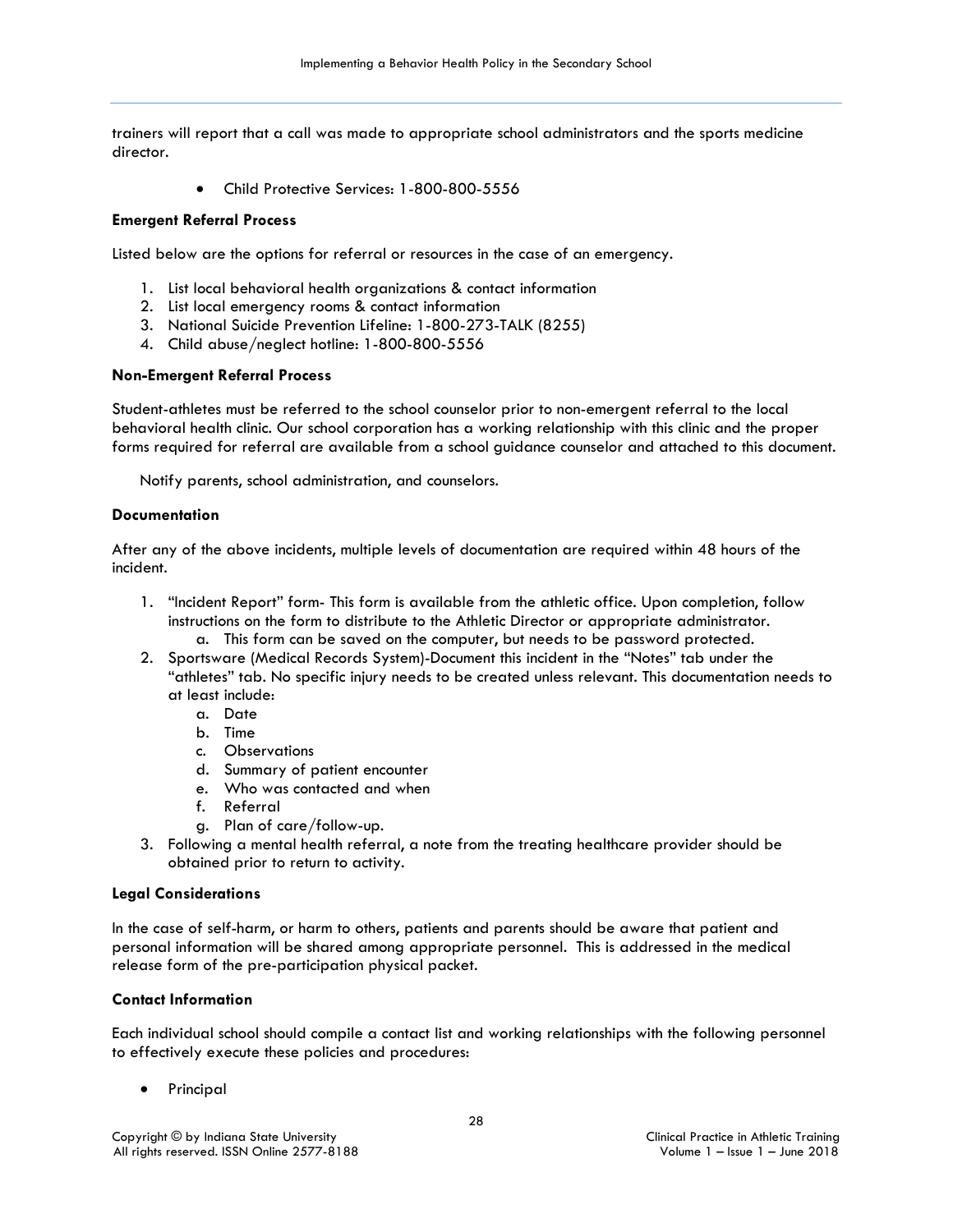trainers will report that a call was made to appropriate school administrators and the sports medicine director.

- Child Protective Services: 1-800-800-5556

**Emergent Referral Process**

Listed below are the options for referral or resources in the case of an emergency.

1. List local behavioral health organizations & contact information
2. List local emergency rooms & contact information
3. National Suicide Prevention Lifeline: 1-800-273-TALK (8255)
4. Child abuse/neglect hotline: 1-800-800-5556

**Non-Emergent Referral Process**

Student-athletes must be referred to the school counselor prior to non-emergent referral to the local behavioral health clinic. Our school corporation has a working relationship with this clinic and the proper forms required for referral are available from a school guidance counselor and attached to this document.

Notify parents, school administration, and counselors.

**Documentation**

After any of the above incidents, multiple levels of documentation are required within 48 hours of the incident.

1. "Incident Report" form- This form is available from the athletic office. Upon completion, follow instructions on the form to distribute to the Athletic Director or appropriate administrator.
    a. This form can be saved on the computer, but needs to be password protected.
2. Sportsware (Medical Records System)-Document this incident in the "Notes" tab under the "athletes" tab. No specific injury needs to be created unless relevant. This documentation needs to at least include:
    a. Date
    b. Time
    c. Observations
    d. Summary of patient encounter
    e. Who was contacted and when
    f. Referral
    g. Plan of care/follow-up.
3. Following a mental health referral, a note from the treating healthcare provider should be obtained prior to return to activity.

**Legal Considerations**

In the case of self-harm, or harm to others, patients and parents should be aware that patient and personal information will be shared among appropriate personnel. This is addressed in the medical release form of the pre-participation physical packet.

**Contact Information**

Each individual school should compile a contact list and working relationships with the following personnel to effectively execute these policies and procedures:

- Principal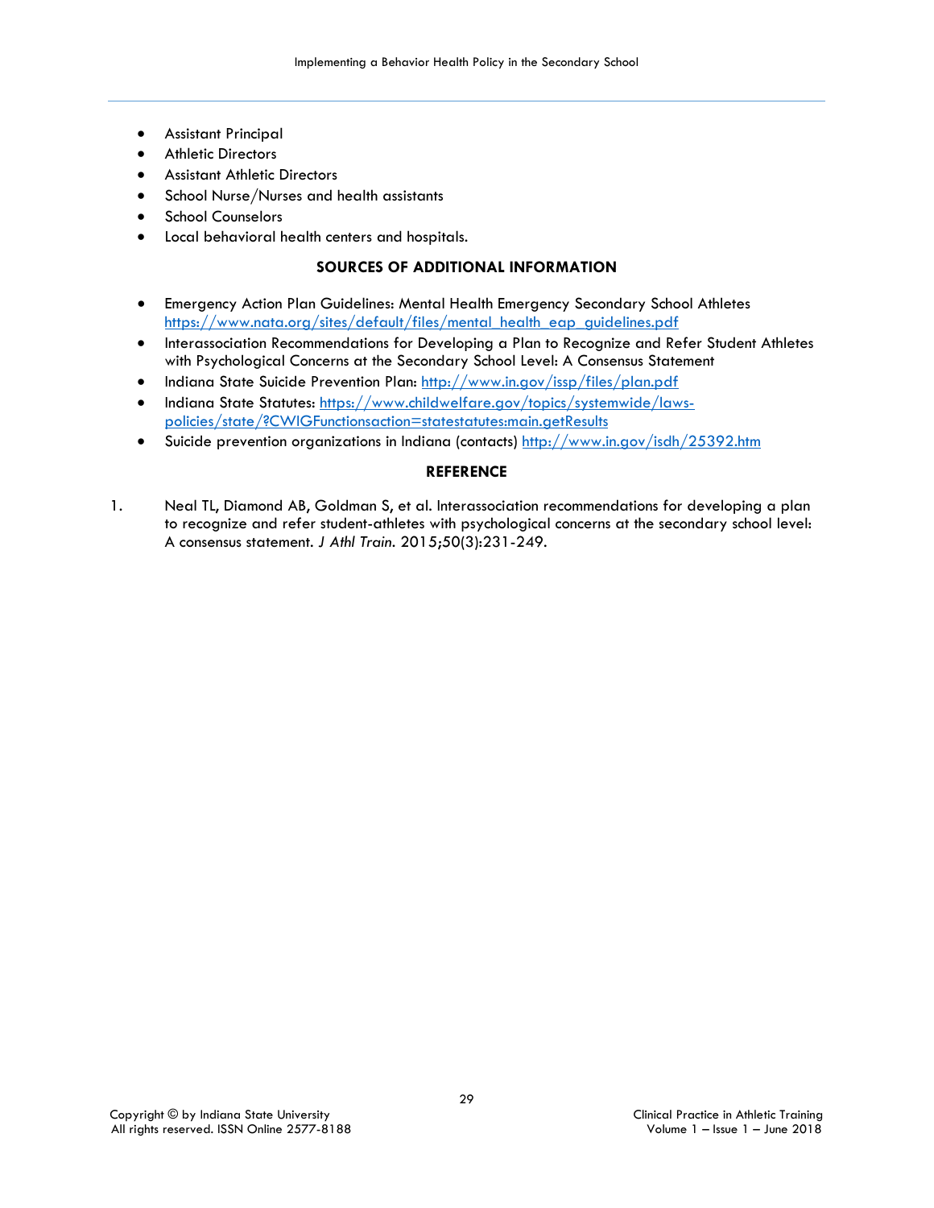- Assistant Principal
- Athletic Directors
- Assistant Athletic Directors
- School Nurse/Nurses and health assistants
- School Counselors
- Local behavioral health centers and hospitals.

## SOURCES OF ADDITIONAL INFORMATION

- Emergency Action Plan Guidelines: Mental Health Emergency Secondary School Athletes https://www.nata.org/sites/default/files/mental_health_eap_guidelines.pdf
- Interassociation Recommendations for Developing a Plan to Recognize and Refer Student Athletes with Psychological Concerns at the Secondary School Level: A Consensus Statement
- Indiana State Suicide Prevention Plan: http://www.in.gov/issp/files/plan.pdf
- Indiana State Statutes: https://www.childwelfare.gov/topics/systemwide/laws-policies/state/?CWIGFunctionsaction=statestatutes:main.getResults
- Suicide prevention organizations in Indiana (contacts) http://www.in.gov/isdh/25392.htm

## REFERENCE

1. Neal TL, Diamond AB, Goldman S, et al. Interassociation recommendations for developing a plan to recognize and refer student-athletes with psychological concerns at the secondary school level: A consensus statement. *J Athl Train*. 2015;50(3):231-249.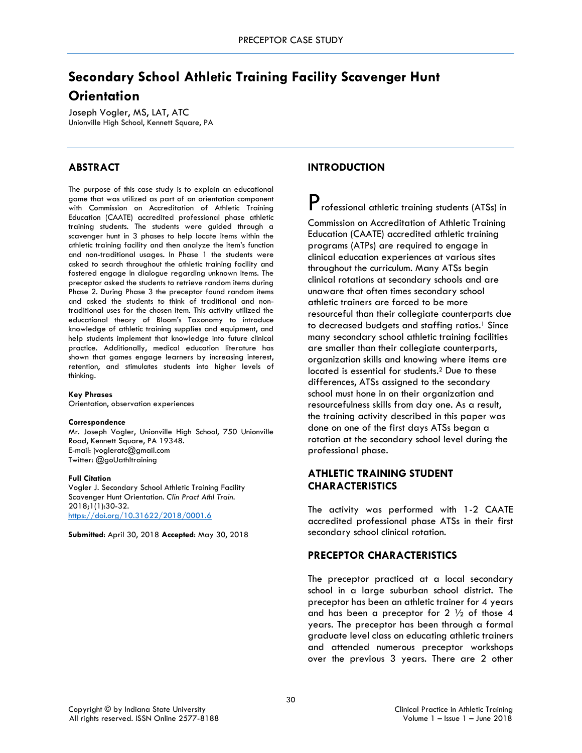PRECEPTOR CASE STUDY

# Secondary School Athletic Training Facility Scavenger Hunt Orientation

Joseph Vogler, MS, LAT, ATC
Unionville High School, Kennett Square, PA

## ABSTRACT

The purpose of this case study is to explain an educational game that was utilized as part of an orientation component with Commission on Accreditation of Athletic Training Education (CAATE) accredited professional phase athletic training students. The students were guided through a scavenger hunt in 3 phases to help locate items within the athletic training facility and then analyze the item's function and non-traditional usages. In Phase 1 the students were asked to search throughout the athletic training facility and fostered engage in dialogue regarding unknown items. The preceptor asked the students to retrieve random items during Phase 2. During Phase 3 the preceptor found random items and asked the students to think of traditional and non-traditional uses for the chosen item. This activity utilized the educational theory of Bloom's Taxonomy to introduce knowledge of athletic training supplies and equipment, and help students implement that knowledge into future clinical practice. Additionally, medical education literature has shown that games engage learners by increasing interest, retention, and stimulates students into higher levels of thinking.

**Key Phrases**
Orientation, observation experiences

**Correspondence**
Mr. Joseph Vogler, Unionville High School, 750 Unionville Road, Kennett Square, PA 19348.
E-mail: jvogleratc@gmail.com
Twitter: @goUathltraining

**Full Citation**
Vogler J. Secondary School Athletic Training Facility Scavenger Hunt Orientation. *Clin Pract Athl Train.* 2018;1(1):30-32.
https://doi.org/10.31622/2018/0001.6

**Submitted**: April 30, 2018 **Accepted**: May 30, 2018

## INTRODUCTION

Professional athletic training students (ATSs) in Commission on Accreditation of Athletic Training Education (CAATE) accredited athletic training programs (ATPs) are required to engage in clinical education experiences at various sites throughout the curriculum. Many ATSs begin clinical rotations at secondary schools and are unaware that often times secondary school athletic trainers are forced to be more resourceful than their collegiate counterparts due to decreased budgets and staffing ratios.[1] Since many secondary school athletic training facilities are smaller than their collegiate counterparts, organization skills and knowing where items are located is essential for students.[2] Due to these differences, ATSs assigned to the secondary school must hone in on their organization and resourcefulness skills from day one. As a result, the training activity described in this paper was done on one of the first days ATSs began a rotation at the secondary school level during the professional phase.

## ATHLETIC TRAINING STUDENT CHARACTERISTICS

The activity was performed with 1-2 CAATE accredited professional phase ATSs in their first secondary school clinical rotation.

## PRECEPTOR CHARACTERISTICS

The preceptor practiced at a local secondary school in a large suburban school district. The preceptor has been an athletic trainer for 4 years and has been a preceptor for 2 ½ of those 4 years. The preceptor has been through a formal graduate level class on educating athletic trainers and attended numerous preceptor workshops over the previous 3 years. There are 2 other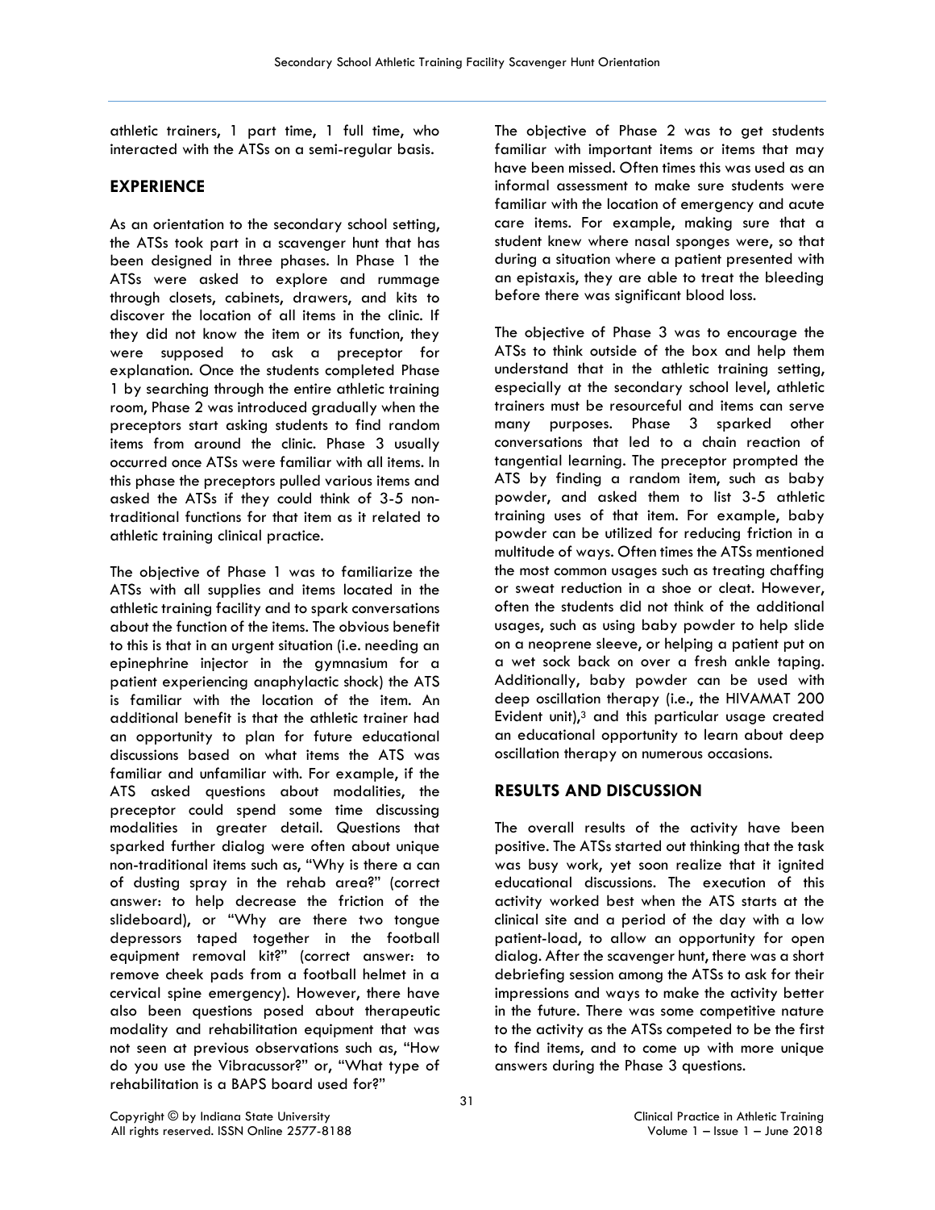athletic trainers, 1 part time, 1 full time, who interacted with the ATSs on a semi-regular basis.

## EXPERIENCE

As an orientation to the secondary school setting, the ATSs took part in a scavenger hunt that has been designed in three phases. In Phase 1 the ATSs were asked to explore and rummage through closets, cabinets, drawers, and kits to discover the location of all items in the clinic. If they did not know the item or its function, they were supposed to ask a preceptor for explanation. Once the students completed Phase 1 by searching through the entire athletic training room, Phase 2 was introduced gradually when the preceptors start asking students to find random items from around the clinic. Phase 3 usually occurred once ATSs were familiar with all items. In this phase the preceptors pulled various items and asked the ATSs if they could think of 3-5 non-traditional functions for that item as it related to athletic training clinical practice.

The objective of Phase 1 was to familiarize the ATSs with all supplies and items located in the athletic training facility and to spark conversations about the function of the items. The obvious benefit to this is that in an urgent situation (i.e. needing an epinephrine injector in the gymnasium for a patient experiencing anaphylactic shock) the ATS is familiar with the location of the item. An additional benefit is that the athletic trainer had an opportunity to plan for future educational discussions based on what items the ATS was familiar and unfamiliar with. For example, if the ATS asked questions about modalities, the preceptor could spend some time discussing modalities in greater detail. Questions that sparked further dialog were often about unique non-traditional items such as, "Why is there a can of dusting spray in the rehab area?" (correct answer: to help decrease the friction of the slideboard), or "Why are there two tongue depressors taped together in the football equipment removal kit?" (correct answer: to remove cheek pads from a football helmet in a cervical spine emergency). However, there have also been questions posed about therapeutic modality and rehabilitation equipment that was not seen at previous observations such as, "How do you use the Vibracussor?" or, "What type of rehabilitation is a BAPS board used for?"

The objective of Phase 2 was to get students familiar with important items or items that may have been missed. Often times this was used as an informal assessment to make sure students were familiar with the location of emergency and acute care items. For example, making sure that a student knew where nasal sponges were, so that during a situation where a patient presented with an epistaxis, they are able to treat the bleeding before there was significant blood loss.

The objective of Phase 3 was to encourage the ATSs to think outside of the box and help them understand that in the athletic training setting, especially at the secondary school level, athletic trainers must be resourceful and items can serve many purposes. Phase 3 sparked other conversations that led to a chain reaction of tangential learning. The preceptor prompted the ATS by finding a random item, such as baby powder, and asked them to list 3-5 athletic training uses of that item. For example, baby powder can be utilized for reducing friction in a multitude of ways. Often times the ATSs mentioned the most common usages such as treating chaffing or sweat reduction in a shoe or cleat. However, often the students did not think of the additional usages, such as using baby powder to help slide on a neoprene sleeve, or helping a patient put on a wet sock back on over a fresh ankle taping. Additionally, baby powder can be used with deep oscillation therapy (i.e., the HIVAMAT 200 Evident unit),[3] and this particular usage created an educational opportunity to learn about deep oscillation therapy on numerous occasions.

## RESULTS AND DISCUSSION

The overall results of the activity have been positive. The ATSs started out thinking that the task was busy work, yet soon realize that it ignited educational discussions. The execution of this activity worked best when the ATS starts at the clinical site and a period of the day with a low patient-load, to allow an opportunity for open dialog. After the scavenger hunt, there was a short debriefing session among the ATSs to ask for their impressions and ways to make the activity better in the future. There was some competitive nature to the activity as the ATSs competed to be the first to find items, and to come up with more unique answers during the Phase 3 questions.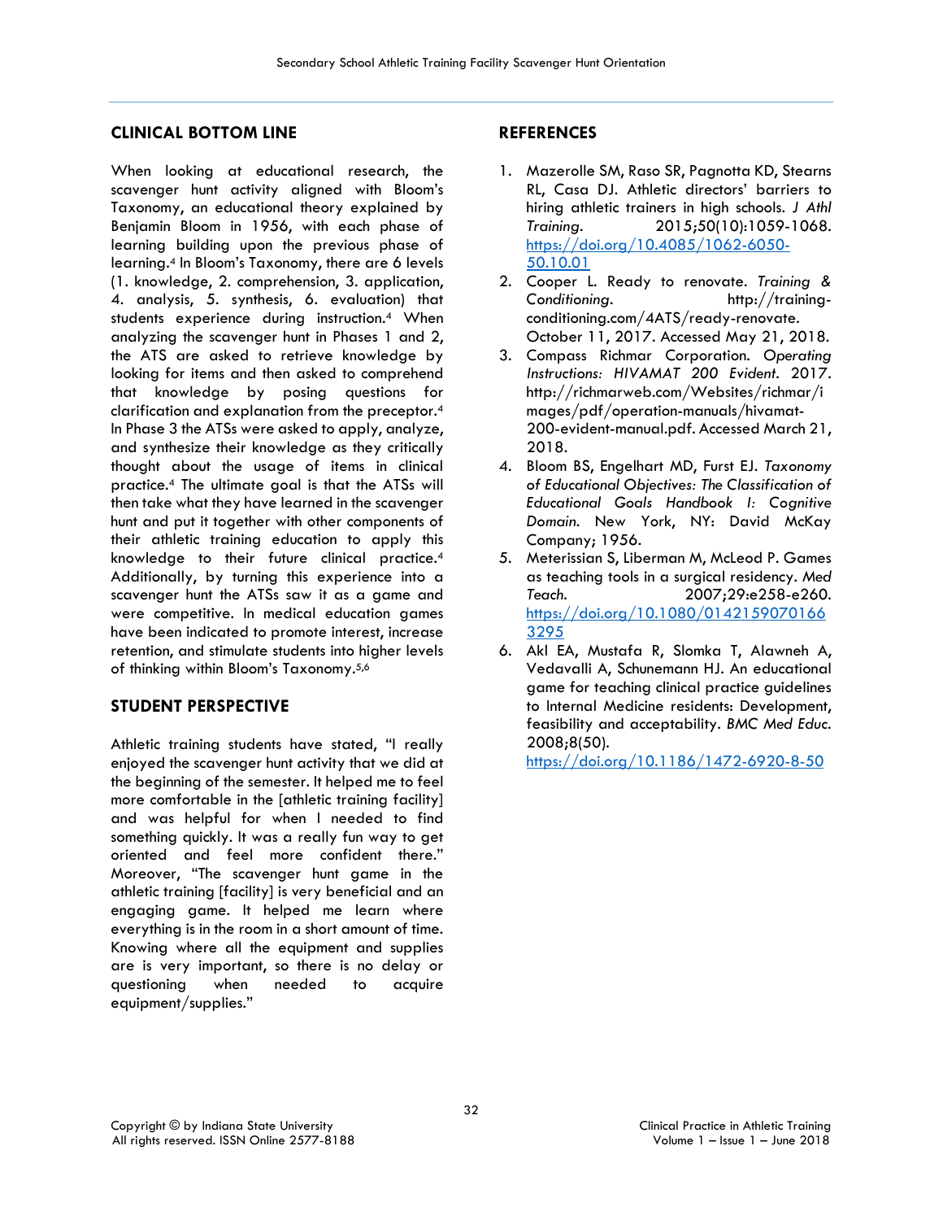## CLINICAL BOTTOM LINE

When looking at educational research, the scavenger hunt activity aligned with Bloom's Taxonomy, an educational theory explained by Benjamin Bloom in 1956, with each phase of learning building upon the previous phase of learning.[4] In Bloom's Taxonomy, there are 6 levels (1. knowledge, 2. comprehension, 3. application, 4. analysis, 5. synthesis, 6. evaluation) that students experience during instruction.[4] When analyzing the scavenger hunt in Phases 1 and 2, the ATS are asked to retrieve knowledge by looking for items and then asked to comprehend that knowledge by posing questions for clarification and explanation from the preceptor.[4] In Phase 3 the ATSs were asked to apply, analyze, and synthesize their knowledge as they critically thought about the usage of items in clinical practice.[4] The ultimate goal is that the ATSs will then take what they have learned in the scavenger hunt and put it together with other components of their athletic training education to apply this knowledge to their future clinical practice.[4] Additionally, by turning this experience into a scavenger hunt the ATSs saw it as a game and were competitive. In medical education games have been indicated to promote interest, increase retention, and stimulate students into higher levels of thinking within Bloom's Taxonomy.[5,6]

## STUDENT PERSPECTIVE

Athletic training students have stated, "I really enjoyed the scavenger hunt activity that we did at the beginning of the semester. It helped me to feel more comfortable in the [athletic training facility] and was helpful for when I needed to find something quickly. It was a really fun way to get oriented and feel more confident there." Moreover, "The scavenger hunt game in the athletic training [facility] is very beneficial and an engaging game. It helped me learn where everything is in the room in a short amount of time. Knowing where all the equipment and supplies are is very important, so there is no delay or questioning when needed to acquire equipment/supplies."

## REFERENCES

1. Mazerolle SM, Raso SR, Pagnotta KD, Stearns RL, Casa DJ. Athletic directors' barriers to hiring athletic trainers in high schools. *J Athl Training*. 2015;50(10):1059-1068. https://doi.org/10.4085/1062-6050-50.10.01
2. Cooper L. Ready to renovate. *Training & Conditioning*. http://training-conditioning.com/4ATS/ready-renovate. October 11, 2017. Accessed May 21, 2018.
3. Compass Richmar Corporation. *Operating Instructions: HIVAMAT 200 Evident*. 2017. http://richmarweb.com/Websites/richmar/images/pdf/operation-manuals/hivamat-200-evident-manual.pdf. Accessed March 21, 2018.
4. Bloom BS, Engelhart MD, Furst EJ. *Taxonomy of Educational Objectives: The Classification of Educational Goals Handbook I: Cognitive Domain*. New York, NY: David McKay Company; 1956.
5. Meterissian S, Liberman M, McLeod P. Games as teaching tools in a surgical residency. *Med Teach*. 2007;29:e258-e260. https://doi.org/10.1080/01421590701663295
6. Akl EA, Mustafa R, Slomka T, Alawneh A, Vedavalli A, Schunemann HJ. An educational game for teaching clinical practice guidelines to Internal Medicine residents: Development, feasibility and acceptability. *BMC Med Educ*. 2008;8(50). https://doi.org/10.1186/1472-6920-8-50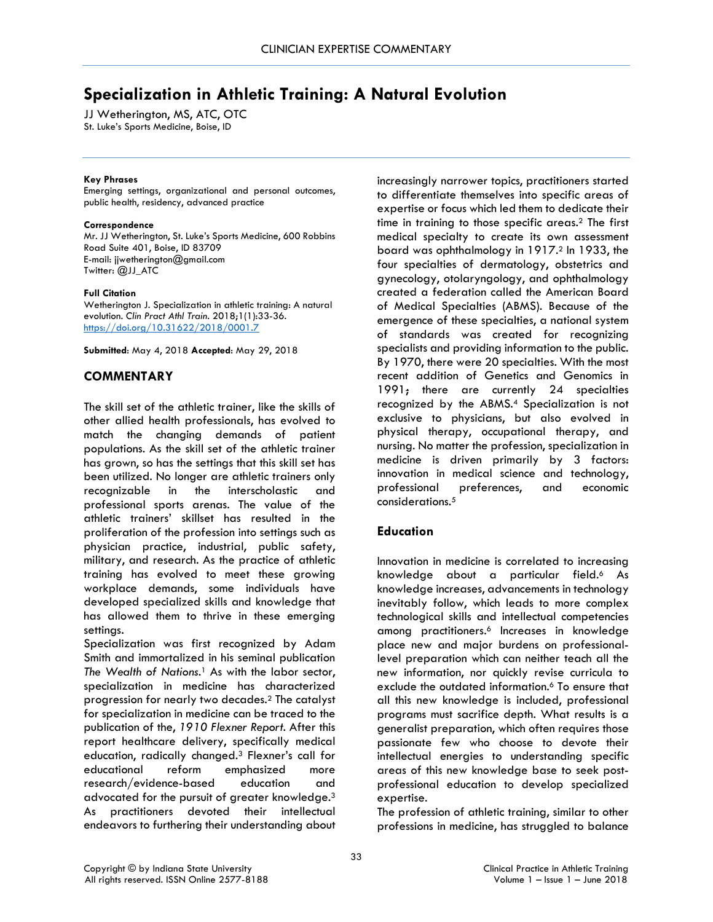# Specialization in Athletic Training: A Natural Evolution

JJ Wetherington, MS, ATC, OTC
St. Luke's Sports Medicine, Boise, ID

**Key Phrases**
Emerging settings, organizational and personal outcomes, public health, residency, advanced practice

**Correspondence**
Mr. JJ Wetherington, St. Luke's Sports Medicine, 600 Robbins Road Suite 401, Boise, ID 83709
E-mail: jjwetherington@gmail.com
Twitter: @JJ_ATC

**Full Citation**
Wetherington J. Specialization in athletic training: A natural evolution. *Clin Pract Athl Train.* 2018;1(1):33-36. https://doi.org/10.31622/2018/0001.7

**Submitted**: May 4, 2018 **Accepted**: May 29, 2018

## COMMENTARY

The skill set of the athletic trainer, like the skills of other allied health professionals, has evolved to match the changing demands of patient populations. As the skill set of the athletic trainer has grown, so has the settings that this skill set has been utilized. No longer are athletic trainers only recognizable in the interscholastic and professional sports arenas. The value of the athletic trainers' skillset has resulted in the proliferation of the profession into settings such as physician practice, industrial, public safety, military, and research. As the practice of athletic training has evolved to meet these growing workplace demands, some individuals have developed specialized skills and knowledge that has allowed them to thrive in these emerging settings.

Specialization was first recognized by Adam Smith and immortalized in his seminal publication *The Wealth of Nations*.[1] As with the labor sector, specialization in medicine has characterized progression for nearly two decades.[2] The catalyst for specialization in medicine can be traced to the publication of the, *1910 Flexner Report*. After this report healthcare delivery, specifically medical education, radically changed.[3] Flexner's call for educational reform emphasized more research/evidence-based education and advocated for the pursuit of greater knowledge.[3] As practitioners devoted their intellectual endeavors to furthering their understanding about increasingly narrower topics, practitioners started to differentiate themselves into specific areas of expertise or focus which led them to dedicate their time in training to those specific areas.[2] The first medical specialty to create its own assessment board was ophthalmology in 1917.[2] In 1933, the four specialties of dermatology, obstetrics and gynecology, otolaryngology, and ophthalmology created a federation called the American Board of Medical Specialties (ABMS). Because of the emergence of these specialties, a national system of standards was created for recognizing specialists and providing information to the public. By 1970, there were 20 specialties. With the most recent addition of Genetics and Genomics in 1991; there are currently 24 specialties recognized by the ABMS.[4] Specialization is not exclusive to physicians, but also evolved in physical therapy, occupational therapy, and nursing. No matter the profession, specialization in medicine is driven primarily by 3 factors: innovation in medical science and technology, professional preferences, and economic considerations.[5]

## Education

Innovation in medicine is correlated to increasing knowledge about a particular field.[6] As knowledge increases, advancements in technology inevitably follow, which leads to more complex technological skills and intellectual competencies among practitioners.[6] Increases in knowledge place new and major burdens on professional-level preparation which can neither teach all the new information, nor quickly revise curricula to exclude the outdated information.[6] To ensure that all this new knowledge is included, professional programs must sacrifice depth. What results is a generalist preparation, which often requires those passionate few who choose to devote their intellectual energies to understanding specific areas of this new knowledge base to seek post-professional education to develop specialized expertise.

The profession of athletic training, similar to other professions in medicine, has struggled to balance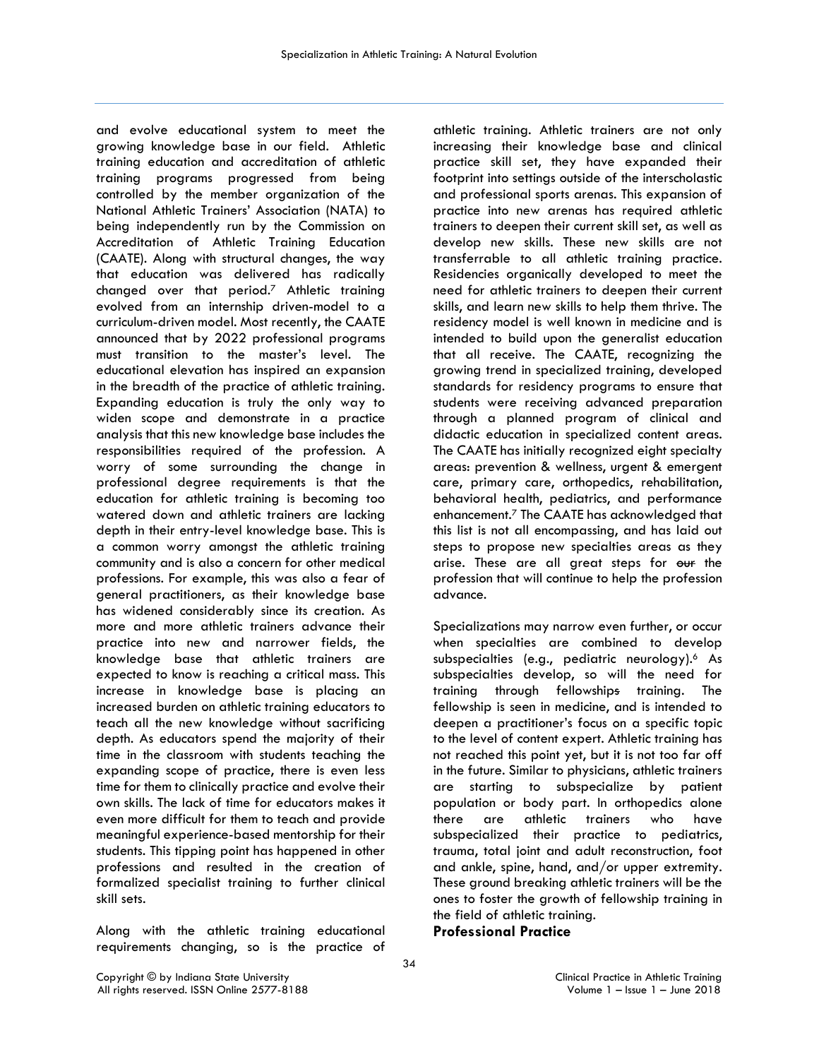and evolve educational system to meet the growing knowledge base in our field. Athletic training education and accreditation of athletic training programs progressed from being controlled by the member organization of the National Athletic Trainers' Association (NATA) to being independently run by the Commission on Accreditation of Athletic Training Education (CAATE). Along with structural changes, the way that education was delivered has radically changed over that period.[7] Athletic training evolved from an internship driven-model to a curriculum-driven model. Most recently, the CAATE announced that by 2022 professional programs must transition to the master's level. The educational elevation has inspired an expansion in the breadth of the practice of athletic training. Expanding education is truly the only way to widen scope and demonstrate in a practice analysis that this new knowledge base includes the responsibilities required of the profession. A worry of some surrounding the change in professional degree requirements is that the education for athletic training is becoming too watered down and athletic trainers are lacking depth in their entry-level knowledge base. This is a common worry amongst the athletic training community and is also a concern for other medical professions. For example, this was also a fear of general practitioners, as their knowledge base has widened considerably since its creation. As more and more athletic trainers advance their practice into new and narrower fields, the knowledge base that athletic trainers are expected to know is reaching a critical mass. This increase in knowledge base is placing an increased burden on athletic training educators to teach all the new knowledge without sacrificing depth. As educators spend the majority of their time in the classroom with students teaching the expanding scope of practice, there is even less time for them to clinically practice and evolve their own skills. The lack of time for educators makes it even more difficult for them to teach and provide meaningful experience-based mentorship for their students. This tipping point has happened in other professions and resulted in the creation of formalized specialist training to further clinical skill sets.

Along with the athletic training educational requirements changing, so is the practice of athletic training. Athletic trainers are not only increasing their knowledge base and clinical practice skill set, they have expanded their footprint into settings outside of the interscholastic and professional sports arenas. This expansion of practice into new arenas has required athletic trainers to deepen their current skill set, as well as develop new skills. These new skills are not transferrable to all athletic training practice. Residencies organically developed to meet the need for athletic trainers to deepen their current skills, and learn new skills to help them thrive. The residency model is well known in medicine and is intended to build upon the generalist education that all receive. The CAATE, recognizing the growing trend in specialized training, developed standards for residency programs to ensure that students were receiving advanced preparation through a planned program of clinical and didactic education in specialized content areas. The CAATE has initially recognized eight specialty areas: prevention & wellness, urgent & emergent care, primary care, orthopedics, rehabilitation, behavioral health, pediatrics, and performance enhancement.[7] The CAATE has acknowledged that this list is not all encompassing, and has laid out steps to propose new specialties areas as they arise. These are all great steps for ~~our~~ the profession that will continue to help the profession advance.

Specializations may narrow even further, or occur when specialties are combined to develop subspecialties (e.g., pediatric neurology).[6] As subspecialties develop, so will the need for training through fellowship~~s~~ training. The fellowship is seen in medicine, and is intended to deepen a practitioner's focus on a specific topic to the level of content expert. Athletic training has not reached this point yet, but it is not too far off in the future. Similar to physicians, athletic trainers are starting to subspecialize by patient population or body part. In orthopedics alone there are athletic trainers who have subspecialized their practice to pediatrics, trauma, total joint and adult reconstruction, foot and ankle, spine, hand, and/or upper extremity. These ground breaking athletic trainers will be the ones to foster the growth of fellowship training in the field of athletic training.

**Professional Practice**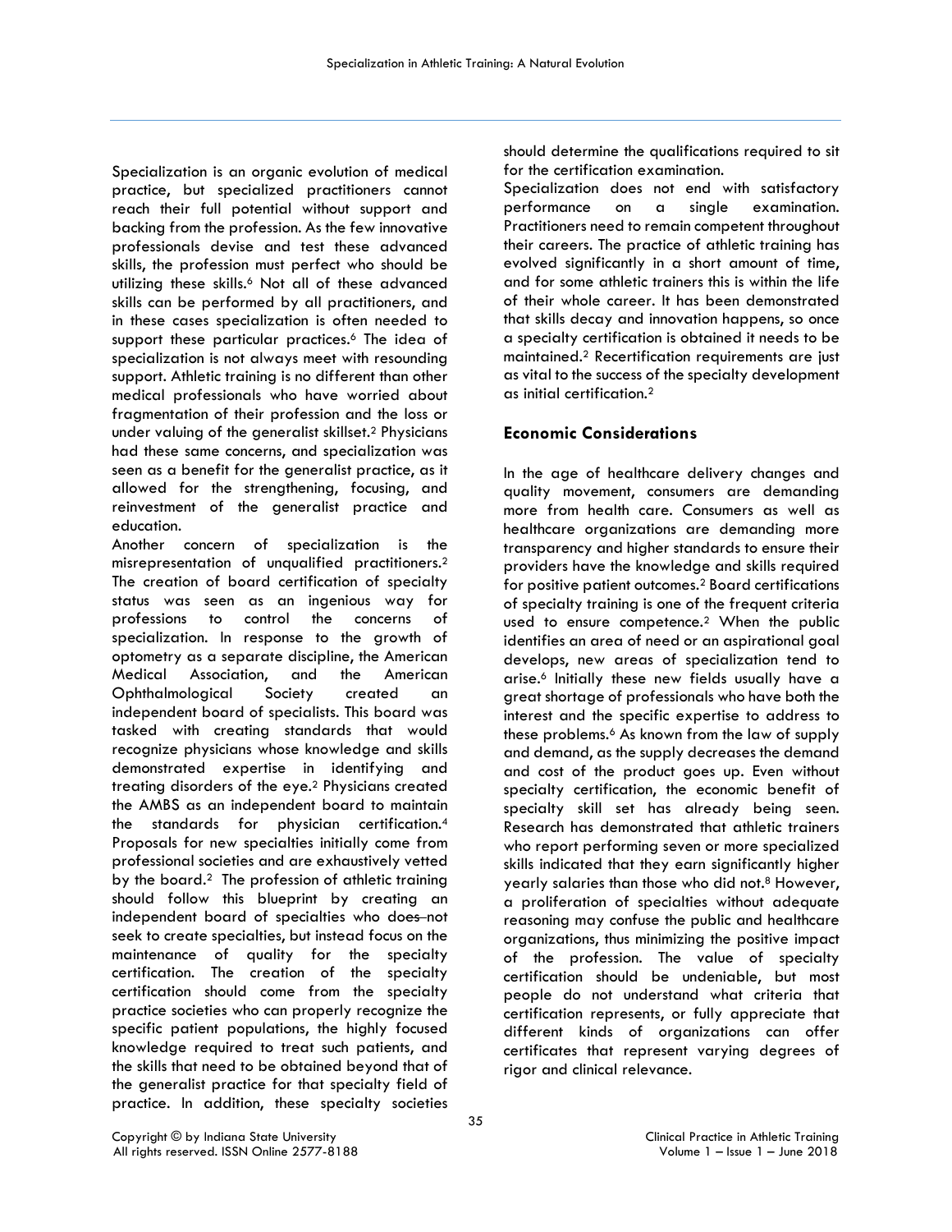Specialization is an organic evolution of medical practice, but specialized practitioners cannot reach their full potential without support and backing from the profession. As the few innovative professionals devise and test these advanced skills, the profession must perfect who should be utilizing these skills.[6] Not all of these advanced skills can be performed by all practitioners, and in these cases specialization is often needed to support these particular practices.[6] The idea of specialization is not always meet with resounding support. Athletic training is no different than other medical professionals who have worried about fragmentation of their profession and the loss or under valuing of the generalist skillset.[2] Physicians had these same concerns, and specialization was seen as a benefit for the generalist practice, as it allowed for the strengthening, focusing, and reinvestment of the generalist practice and education.

Another concern of specialization is the misrepresentation of unqualified practitioners.[2] The creation of board certification of specialty status was seen as an ingenious way for professions to control the concerns of specialization. In response to the growth of optometry as a separate discipline, the American Medical Association, and the American Ophthalmological Society created an independent board of specialists. This board was tasked with creating standards that would recognize physicians whose knowledge and skills demonstrated expertise in identifying and treating disorders of the eye.[2] Physicians created the AMBS as an independent board to maintain the standards for physician certification.[4] Proposals for new specialties initially come from professional societies and are exhaustively vetted by the board.[2] The profession of athletic training should follow this blueprint by creating an independent board of specialties who does not seek to create specialties, but instead focus on the maintenance of quality for the specialty certification. The creation of the specialty certification should come from the specialty practice societies who can properly recognize the specific patient populations, the highly focused knowledge required to treat such patients, and the skills that need to be obtained beyond that of the generalist practice for that specialty field of practice. In addition, these specialty societies should determine the qualifications required to sit for the certification examination.

Specialization does not end with satisfactory performance on a single examination. Practitioners need to remain competent throughout their careers. The practice of athletic training has evolved significantly in a short amount of time, and for some athletic trainers this is within the life of their whole career. It has been demonstrated that skills decay and innovation happens, so once a specialty certification is obtained it needs to be maintained.[2] Recertification requirements are just as vital to the success of the specialty development as initial certification.[2]

## Economic Considerations

In the age of healthcare delivery changes and quality movement, consumers are demanding more from health care. Consumers as well as healthcare organizations are demanding more transparency and higher standards to ensure their providers have the knowledge and skills required for positive patient outcomes.[2] Board certifications of specialty training is one of the frequent criteria used to ensure competence.[2] When the public identifies an area of need or an aspirational goal develops, new areas of specialization tend to arise.[6] Initially these new fields usually have a great shortage of professionals who have both the interest and the specific expertise to address to these problems.[6] As known from the law of supply and demand, as the supply decreases the demand and cost of the product goes up. Even without specialty certification, the economic benefit of specialty skill set has already being seen. Research has demonstrated that athletic trainers who report performing seven or more specialized skills indicated that they earn significantly higher yearly salaries than those who did not.[8] However, a proliferation of specialties without adequate reasoning may confuse the public and healthcare organizations, thus minimizing the positive impact of the profession. The value of specialty certification should be undeniable, but most people do not understand what criteria that certification represents, or fully appreciate that different kinds of organizations can offer certificates that represent varying degrees of rigor and clinical relevance.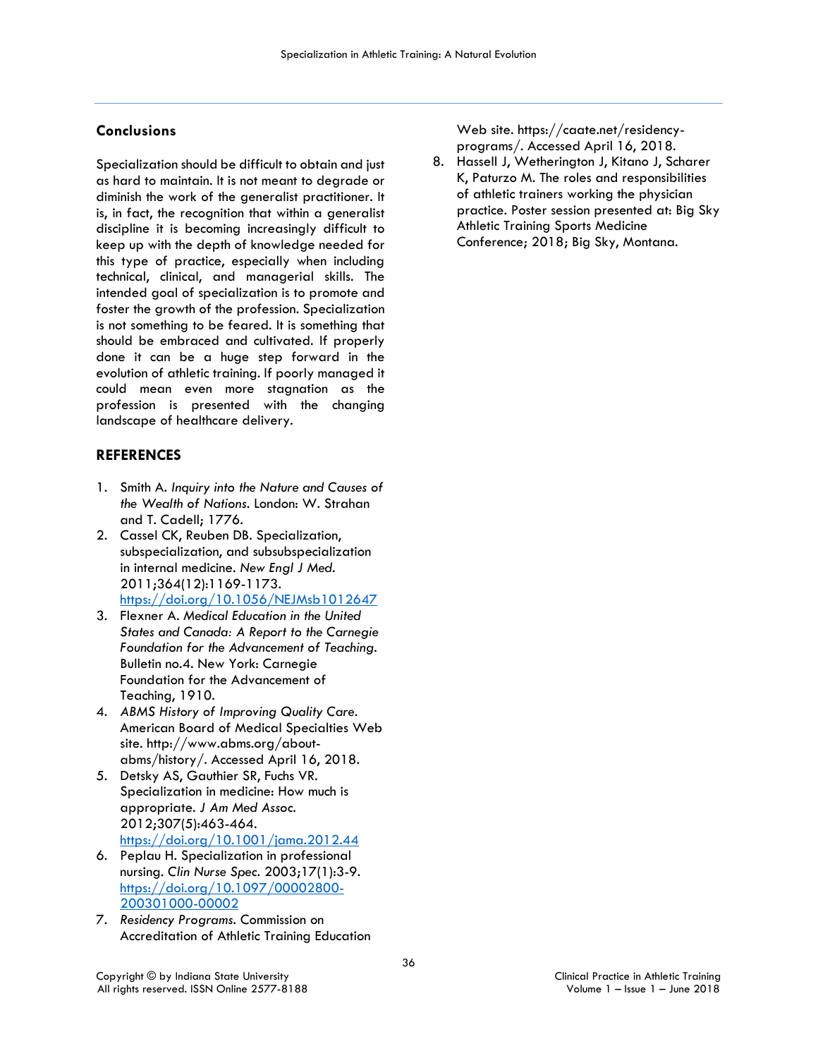## Conclusions

Specialization should be difficult to obtain and just as hard to maintain. It is not meant to degrade or diminish the work of the generalist practitioner. It is, in fact, the recognition that within a generalist discipline it is becoming increasingly difficult to keep up with the depth of knowledge needed for this type of practice, especially when including technical, clinical, and managerial skills. The intended goal of specialization is to promote and foster the growth of the profession. Specialization is not something to be feared. It is something that should be embraced and cultivated. If properly done it can be a huge step forward in the evolution of athletic training. If poorly managed it could mean even more stagnation as the profession is presented with the changing landscape of healthcare delivery.

## REFERENCES

1. Smith A. *Inquiry into the Nature and Causes of the Wealth of Nations.* London: W. Strahan and T. Cadell; 1776.
2. Cassel CK, Reuben DB. Specialization, subspecialization, and subsubspecialization in internal medicine. *New Engl J Med.* 2011;364(12):1169-1173. https://doi.org/10.1056/NEJMsb1012647
3. Flexner A. *Medical Education in the United States and Canada: A Report to the Carnegie Foundation for the Advancement of Teaching.* Bulletin no.4. New York: Carnegie Foundation for the Advancement of Teaching, 1910.
4. *ABMS History of Improving Quality Care.* American Board of Medical Specialties Web site. http://www.abms.org/about-abms/history/. Accessed April 16, 2018.
5. Detsky AS, Gauthier SR, Fuchs VR. Specialization in medicine: How much is appropriate. *J Am Med Assoc.* 2012;307(5):463-464. https://doi.org/10.1001/jama.2012.44
6. Peplau H. Specialization in professional nursing. *Clin Nurse Spec.* 2003;17(1):3-9. https://doi.org/10.1097/00002800-200301000-00002
7. *Residency Programs.* Commission on Accreditation of Athletic Training Education Web site. https://caate.net/residency-programs/. Accessed April 16, 2018.
8. Hassell J, Wetherington J, Kitano J, Scharer K, Paturzo M. The roles and responsibilities of athletic trainers working the physician practice. Poster session presented at: Big Sky Athletic Training Sports Medicine Conference; 2018; Big Sky, Montana.